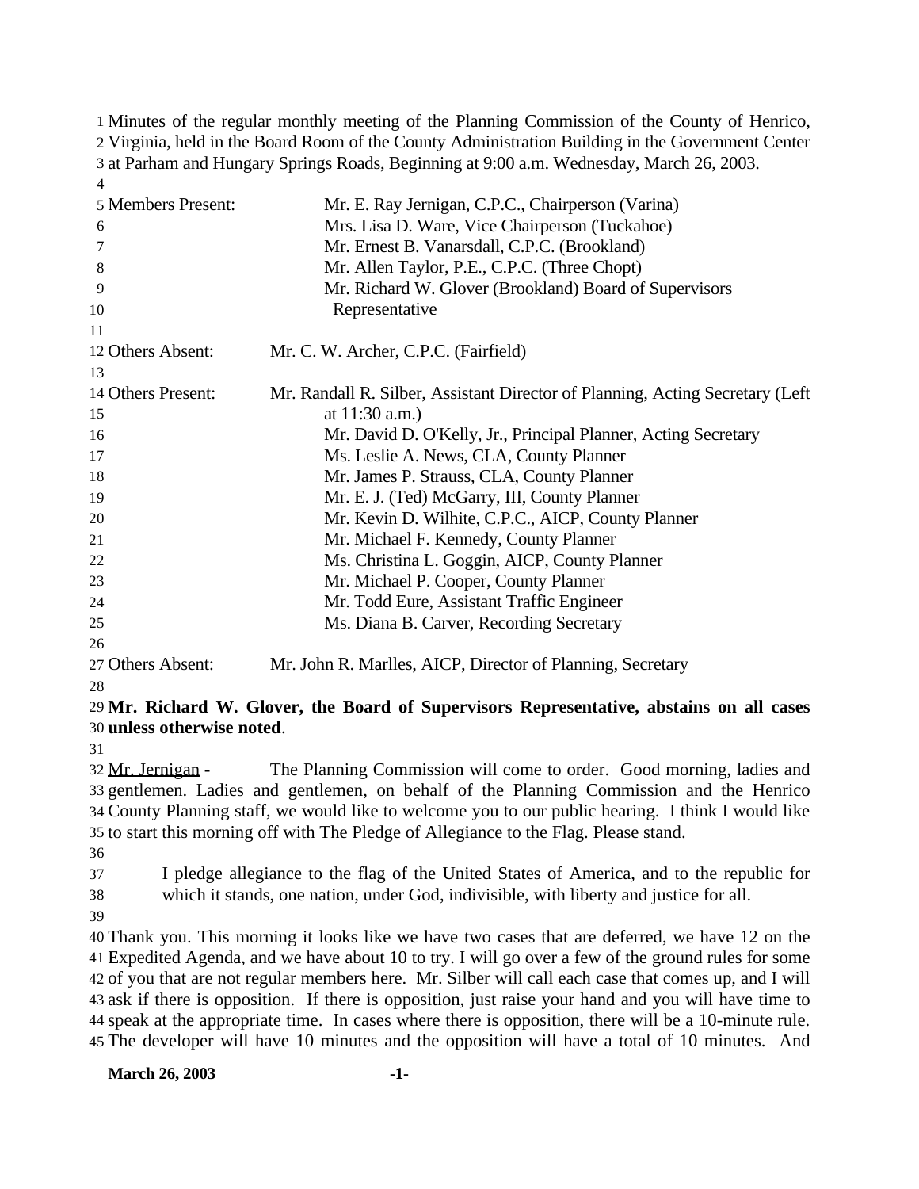Minutes of the regular monthly meeting of the Planning Commission of the County of Henrico, Virginia, held in the Board Room of the County Administration Building in the Government Center at Parham and Hungary Springs Roads, Beginning at 9:00 a.m. Wednesday, March 26, 2003.

Members Present: Mr. E. Ray Jernigan, C.P.C., Chairperson (Varina)
Mrs. Lisa D. Ware, Vice Chairperson (Tuckahoe)
Mr. Ernest B. Vanarsdall, C.P.C. (Brookland)
Mr. Allen Taylor, P.E., C.P.C. (Three Chopt)
Mr. Richard W. Glover (Brookland) Board of Supervisors Representative

Others Absent: Mr. C. W. Archer, C.P.C. (Fairfield)

Others Present: Mr. Randall R. Silber, Assistant Director of Planning, Acting Secretary (Left at 11:30 a.m.)
Mr. David D. O'Kelly, Jr., Principal Planner, Acting Secretary
Ms. Leslie A. News, CLA, County Planner
Mr. James P. Strauss, CLA, County Planner
Mr. E. J. (Ted) McGarry, III, County Planner
Mr. Kevin D. Wilhite, C.P.C., AICP, County Planner
Mr. Michael F. Kennedy, County Planner
Ms. Christina L. Goggin, AICP, County Planner
Mr. Michael P. Cooper, County Planner
Mr. Todd Eure, Assistant Traffic Engineer
Ms. Diana B. Carver, Recording Secretary

Others Absent: Mr. John R. Marlles, AICP, Director of Planning, Secretary

**Mr. Richard W. Glover, the Board of Supervisors Representative, abstains on all cases unless otherwise noted**.

Mr. Jernigan - The Planning Commission will come to order. Good morning, ladies and gentlemen. Ladies and gentlemen, on behalf of the Planning Commission and the Henrico County Planning staff, we would like to welcome you to our public hearing. I think I would like to start this morning off with The Pledge of Allegiance to the Flag. Please stand.

I pledge allegiance to the flag of the United States of America, and to the republic for which it stands, one nation, under God, indivisible, with liberty and justice for all.

Thank you. This morning it looks like we have two cases that are deferred, we have 12 on the Expedited Agenda, and we have about 10 to try. I will go over a few of the ground rules for some of you that are not regular members here. Mr. Silber will call each case that comes up, and I will ask if there is opposition. If there is opposition, just raise your hand and you will have time to speak at the appropriate time. In cases where there is opposition, there will be a 10-minute rule. The developer will have 10 minutes and the opposition will have a total of 10 minutes. And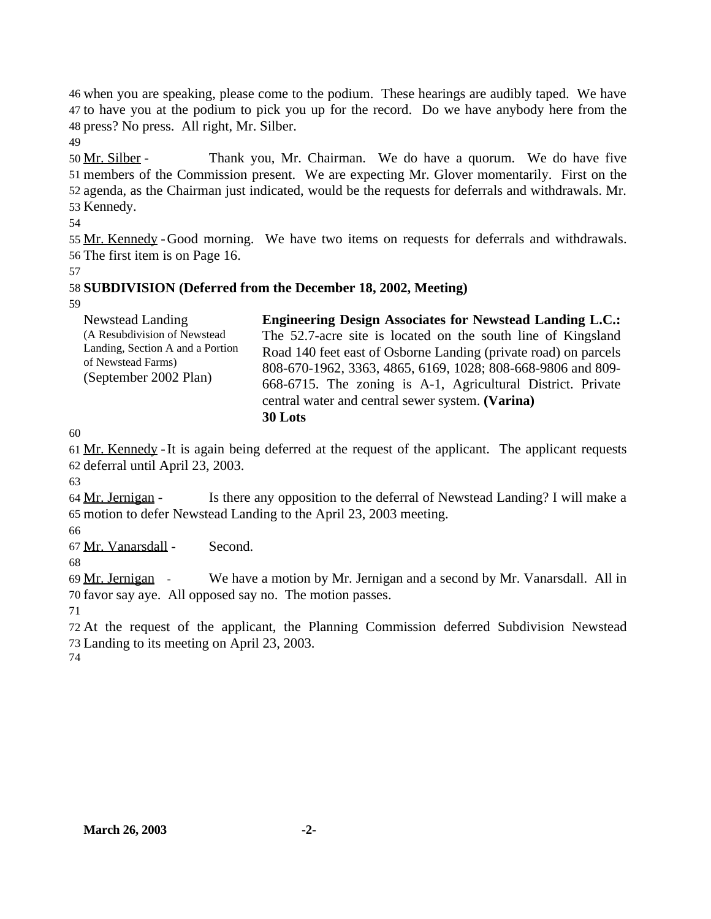when you are speaking, please come to the podium. These hearings are audibly taped. We have to have you at the podium to pick you up for the record. Do we have anybody here from the press? No press. All right, Mr. Silber.

Mr. Silber - Thank you, Mr. Chairman. We do have a quorum. We do have five members of the Commission present. We are expecting Mr. Glover momentarily. First on the agenda, as the Chairman just indicated, would be the requests for deferrals and withdrawals. Mr. Kennedy.

Mr. Kennedy - Good morning. We have two items on requests for deferrals and withdrawals. The first item is on Page 16.

**SUBDIVISION (Deferred from the December 18, 2002, Meeting)**

| Newstead Landing (A Resubdivision of Newstead Landing, Section A and a Portion of Newstead Farms) (September 2002 Plan) | **Engineering Design Associates for Newstead Landing L.C.:** The 52.7-acre site is located on the south line of Kingsland Road 140 feet east of Osborne Landing (private road) on parcels 808-670-1962, 3363, 4865, 6169, 1028; 808-668-9806 and 809-668-6715. The zoning is A-1, Agricultural District. Private central water and central sewer system. **(Varina)** **30 Lots** |
|---|---|

Mr. Kennedy - It is again being deferred at the request of the applicant. The applicant requests deferral until April 23, 2003.

Mr. Jernigan - Is there any opposition to the deferral of Newstead Landing? I will make a motion to defer Newstead Landing to the April 23, 2003 meeting.

Mr. Vanarsdall - Second.

Mr. Jernigan - We have a motion by Mr. Jernigan and a second by Mr. Vanarsdall. All in favor say aye. All opposed say no. The motion passes.

At the request of the applicant, the Planning Commission deferred Subdivision Newstead Landing to its meeting on April 23, 2003.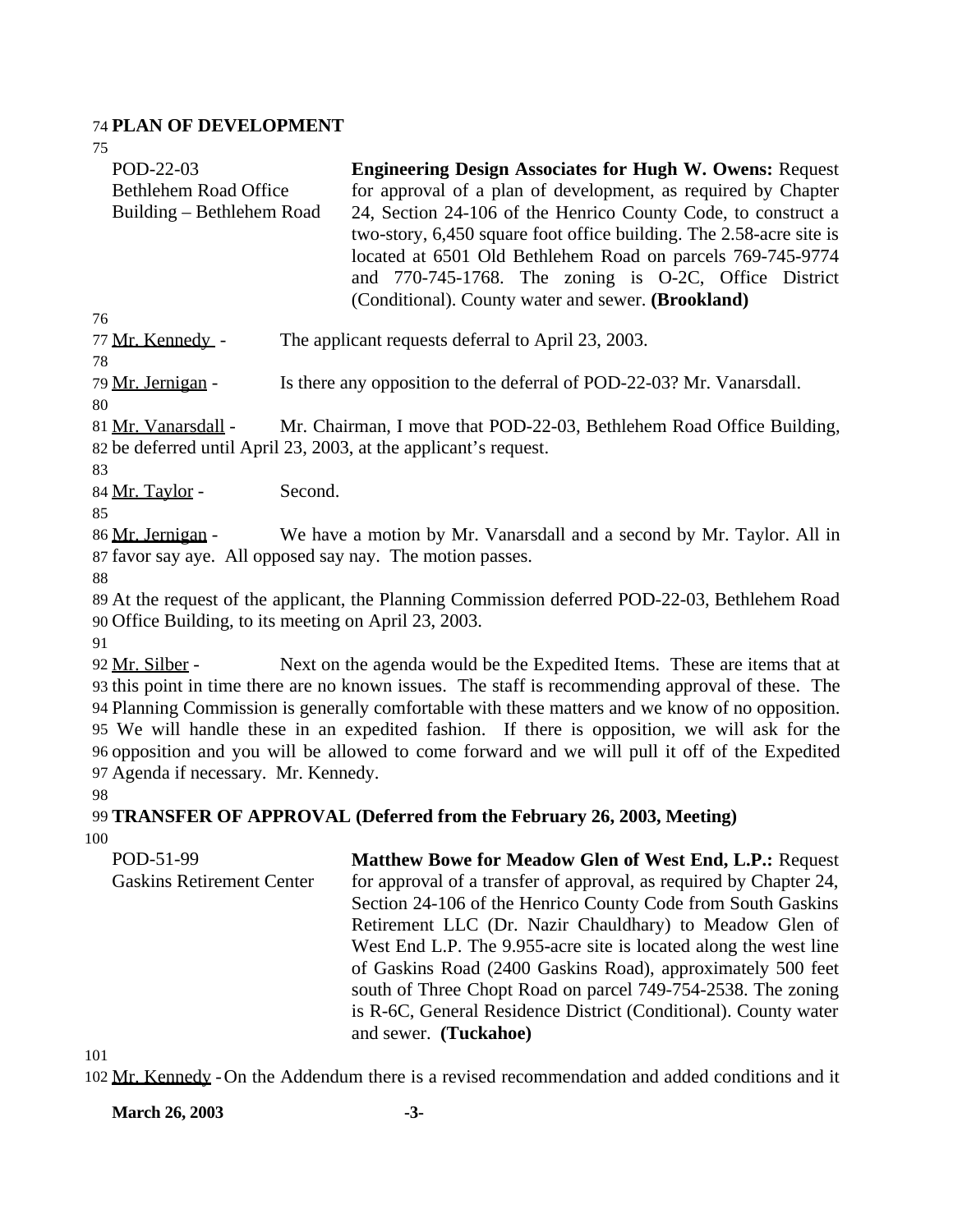**PLAN OF DEVELOPMENT**

POD-22-03
Bethlehem Road Office Building – Bethlehem Road

**Engineering Design Associates for Hugh W. Owens:** Request for approval of a plan of development, as required by Chapter 24, Section 24-106 of the Henrico County Code, to construct a two-story, 6,450 square foot office building. The 2.58-acre site is located at 6501 Old Bethlehem Road on parcels 769-745-9774 and 770-745-1768. The zoning is O-2C, Office District (Conditional). County water and sewer. **(Brookland)**

Mr. Kennedy - The applicant requests deferral to April 23, 2003.

Mr. Jernigan - Is there any opposition to the deferral of POD-22-03? Mr. Vanarsdall.

Mr. Vanarsdall - Mr. Chairman, I move that POD-22-03, Bethlehem Road Office Building, be deferred until April 23, 2003, at the applicant's request.

Mr. Taylor - Second.

Mr. Jernigan - We have a motion by Mr. Vanarsdall and a second by Mr. Taylor. All in favor say aye. All opposed say nay. The motion passes.

At the request of the applicant, the Planning Commission deferred POD-22-03, Bethlehem Road Office Building, to its meeting on April 23, 2003.

Mr. Silber - Next on the agenda would be the Expedited Items. These are items that at this point in time there are no known issues. The staff is recommending approval of these. The Planning Commission is generally comfortable with these matters and we know of no opposition. We will handle these in an expedited fashion. If there is opposition, we will ask for the opposition and you will be allowed to come forward and we will pull it off of the Expedited Agenda if necessary. Mr. Kennedy.

**TRANSFER OF APPROVAL (Deferred from the February 26, 2003, Meeting)**

POD-51-99
Gaskins Retirement Center

**Matthew Bowe for Meadow Glen of West End, L.P.:** Request for approval of a transfer of approval, as required by Chapter 24, Section 24-106 of the Henrico County Code from South Gaskins Retirement LLC (Dr. Nazir Chauldhary) to Meadow Glen of West End L.P. The 9.955-acre site is located along the west line of Gaskins Road (2400 Gaskins Road), approximately 500 feet south of Three Chopt Road on parcel 749-754-2538. The zoning is R-6C, General Residence District (Conditional). County water and sewer. **(Tuckahoe)**

Mr. Kennedy - On the Addendum there is a revised recommendation and added conditions and it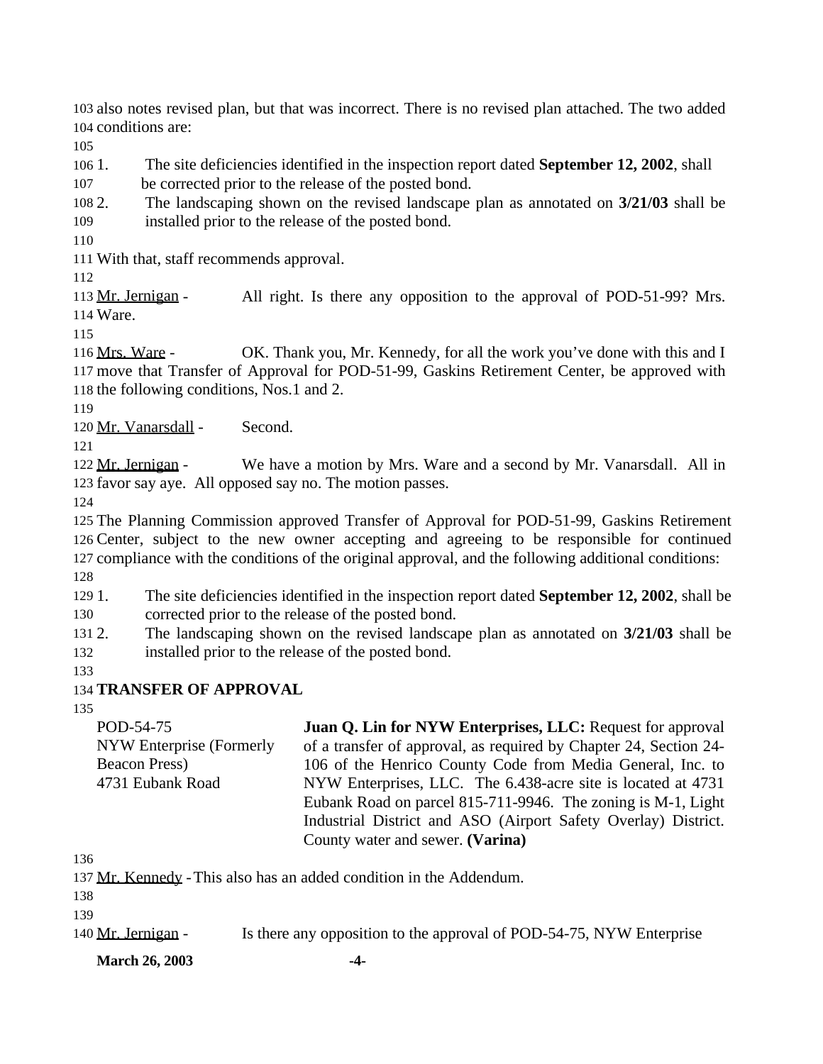also notes revised plan, but that was incorrect. There is no revised plan attached. The two added conditions are:

1. The site deficiencies identified in the inspection report dated **September 12, 2002**, shall be corrected prior to the release of the posted bond.
2. The landscaping shown on the revised landscape plan as annotated on **3/21/03** shall be installed prior to the release of the posted bond.

With that, staff recommends approval.

Mr. Jernigan - All right. Is there any opposition to the approval of POD-51-99? Mrs. Ware.

Mrs. Ware - OK. Thank you, Mr. Kennedy, for all the work you've done with this and I move that Transfer of Approval for POD-51-99, Gaskins Retirement Center, be approved with the following conditions, Nos.1 and 2.

Mr. Vanarsdall - Second.

Mr. Jernigan - We have a motion by Mrs. Ware and a second by Mr. Vanarsdall. All in favor say aye. All opposed say no. The motion passes.

The Planning Commission approved Transfer of Approval for POD-51-99, Gaskins Retirement Center, subject to the new owner accepting and agreeing to be responsible for continued compliance with the conditions of the original approval, and the following additional conditions:

1. The site deficiencies identified in the inspection report dated **September 12, 2002**, shall be corrected prior to the release of the posted bond.
2. The landscaping shown on the revised landscape plan as annotated on **3/21/03** shall be installed prior to the release of the posted bond.

**TRANSFER OF APPROVAL**

| | |
|---|---|
| POD-54-75<br>NYW Enterprise (Formerly Beacon Press)<br>4731 Eubank Road | **Juan Q. Lin for NYW Enterprises, LLC:** Request for approval of a transfer of approval, as required by Chapter 24, Section 24-106 of the Henrico County Code from Media General, Inc. to NYW Enterprises, LLC. The 6.438-acre site is located at 4731 Eubank Road on parcel 815-711-9946. The zoning is M-1, Light Industrial District and ASO (Airport Safety Overlay) District. County water and sewer. **(Varina)** |

Mr. Kennedy - This also has an added condition in the Addendum.

Mr. Jernigan - Is there any opposition to the approval of POD-54-75, NYW Enterprise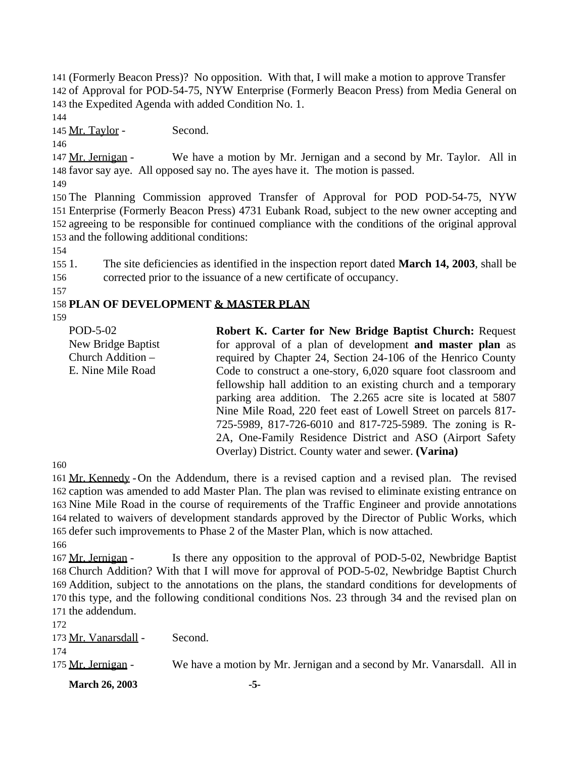(Formerly Beacon Press)? No opposition. With that, I will make a motion to approve Transfer of Approval for POD-54-75, NYW Enterprise (Formerly Beacon Press) from Media General on the Expedited Agenda with added Condition No. 1.

Mr. Taylor - Second.

Mr. Jernigan - We have a motion by Mr. Jernigan and a second by Mr. Taylor. All in favor say aye. All opposed say no. The ayes have it. The motion is passed.

The Planning Commission approved Transfer of Approval for POD POD-54-75, NYW Enterprise (Formerly Beacon Press) 4731 Eubank Road, subject to the new owner accepting and agreeing to be responsible for continued compliance with the conditions of the original approval and the following additional conditions:

1. The site deficiencies as identified in the inspection report dated **March 14, 2003**, shall be corrected prior to the issuance of a new certificate of occupancy.

## PLAN OF DEVELOPMENT & MASTER PLAN

POD-5-02
New Bridge Baptist Church Addition – E. Nine Mile Road

**Robert K. Carter for New Bridge Baptist Church:** Request for approval of a plan of development **and master plan** as required by Chapter 24, Section 24-106 of the Henrico County Code to construct a one-story, 6,020 square foot classroom and fellowship hall addition to an existing church and a temporary parking area addition. The 2.265 acre site is located at 5807 Nine Mile Road, 220 feet east of Lowell Street on parcels 817-725-5989, 817-726-6010 and 817-725-5989. The zoning is R-2A, One-Family Residence District and ASO (Airport Safety Overlay) District. County water and sewer. **(Varina)**

Mr. Kennedy - On the Addendum, there is a revised caption and a revised plan. The revised caption was amended to add Master Plan. The plan was revised to eliminate existing entrance on Nine Mile Road in the course of requirements of the Traffic Engineer and provide annotations related to waivers of development standards approved by the Director of Public Works, which defer such improvements to Phase 2 of the Master Plan, which is now attached.

Mr. Jernigan - Is there any opposition to the approval of POD-5-02, Newbridge Baptist Church Addition? With that I will move for approval of POD-5-02, Newbridge Baptist Church Addition, subject to the annotations on the plans, the standard conditions for developments of this type, and the following conditional conditions Nos. 23 through 34 and the revised plan on the addendum.

Mr. Vanarsdall - Second.

Mr. Jernigan - We have a motion by Mr. Jernigan and a second by Mr. Vanarsdall. All in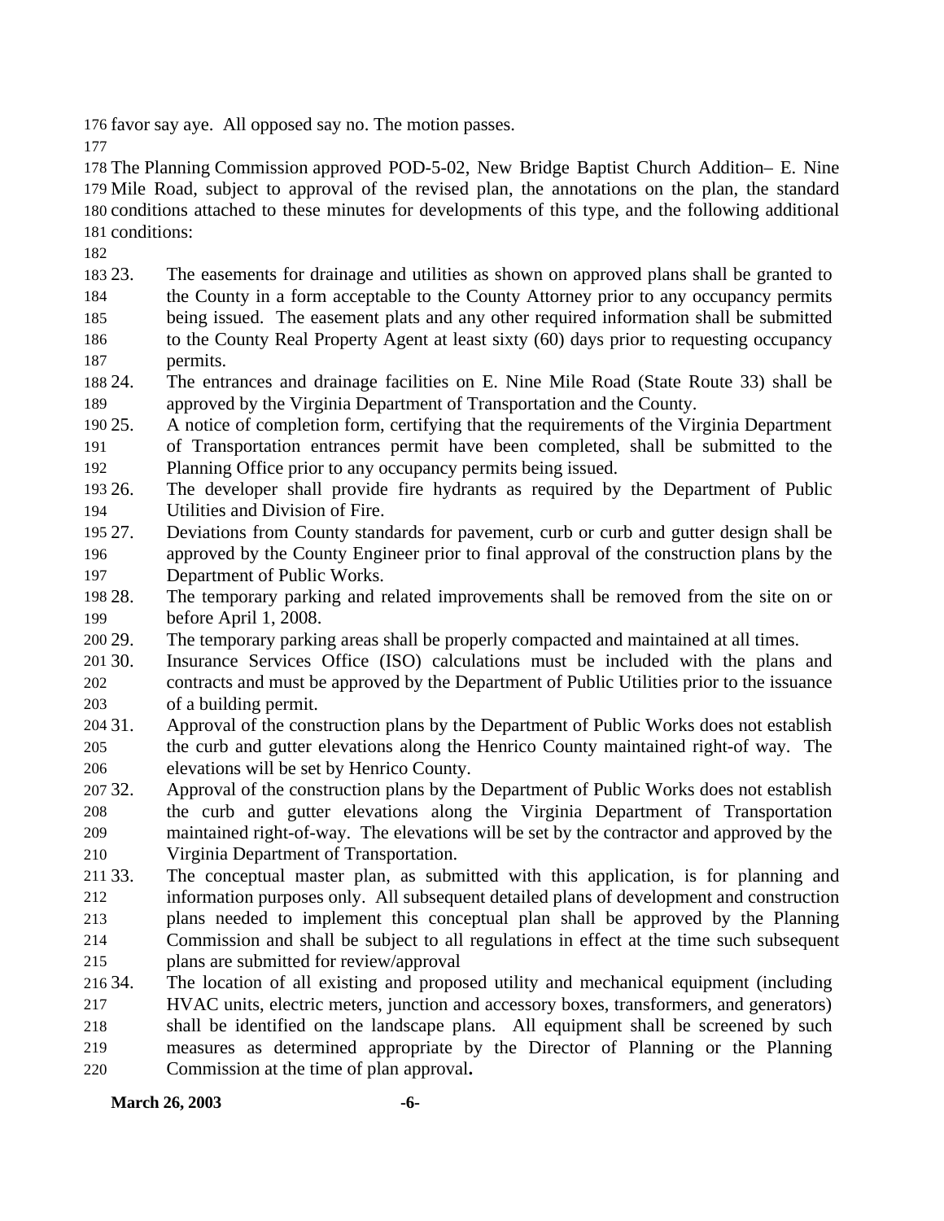favor say aye. All opposed say no. The motion passes.

The Planning Commission approved POD-5-02, New Bridge Baptist Church Addition– E. Nine Mile Road, subject to approval of the revised plan, the annotations on the plan, the standard conditions attached to these minutes for developments of this type, and the following additional conditions:

23. The easements for drainage and utilities as shown on approved plans shall be granted to the County in a form acceptable to the County Attorney prior to any occupancy permits being issued. The easement plats and any other required information shall be submitted to the County Real Property Agent at least sixty (60) days prior to requesting occupancy permits.
24. The entrances and drainage facilities on E. Nine Mile Road (State Route 33) shall be approved by the Virginia Department of Transportation and the County.
25. A notice of completion form, certifying that the requirements of the Virginia Department of Transportation entrances permit have been completed, shall be submitted to the Planning Office prior to any occupancy permits being issued.
26. The developer shall provide fire hydrants as required by the Department of Public Utilities and Division of Fire.
27. Deviations from County standards for pavement, curb or curb and gutter design shall be approved by the County Engineer prior to final approval of the construction plans by the Department of Public Works.
28. The temporary parking and related improvements shall be removed from the site on or before April 1, 2008.
29. The temporary parking areas shall be properly compacted and maintained at all times.
30. Insurance Services Office (ISO) calculations must be included with the plans and contracts and must be approved by the Department of Public Utilities prior to the issuance of a building permit.
31. Approval of the construction plans by the Department of Public Works does not establish the curb and gutter elevations along the Henrico County maintained right-of way. The elevations will be set by Henrico County.
32. Approval of the construction plans by the Department of Public Works does not establish the curb and gutter elevations along the Virginia Department of Transportation maintained right-of-way. The elevations will be set by the contractor and approved by the Virginia Department of Transportation.
33. The conceptual master plan, as submitted with this application, is for planning and information purposes only. All subsequent detailed plans of development and construction plans needed to implement this conceptual plan shall be approved by the Planning Commission and shall be subject to all regulations in effect at the time such subsequent plans are submitted for review/approval
34. The location of all existing and proposed utility and mechanical equipment (including HVAC units, electric meters, junction and accessory boxes, transformers, and generators) shall be identified on the landscape plans. All equipment shall be screened by such measures as determined appropriate by the Director of Planning or the Planning Commission at the time of plan approval**.**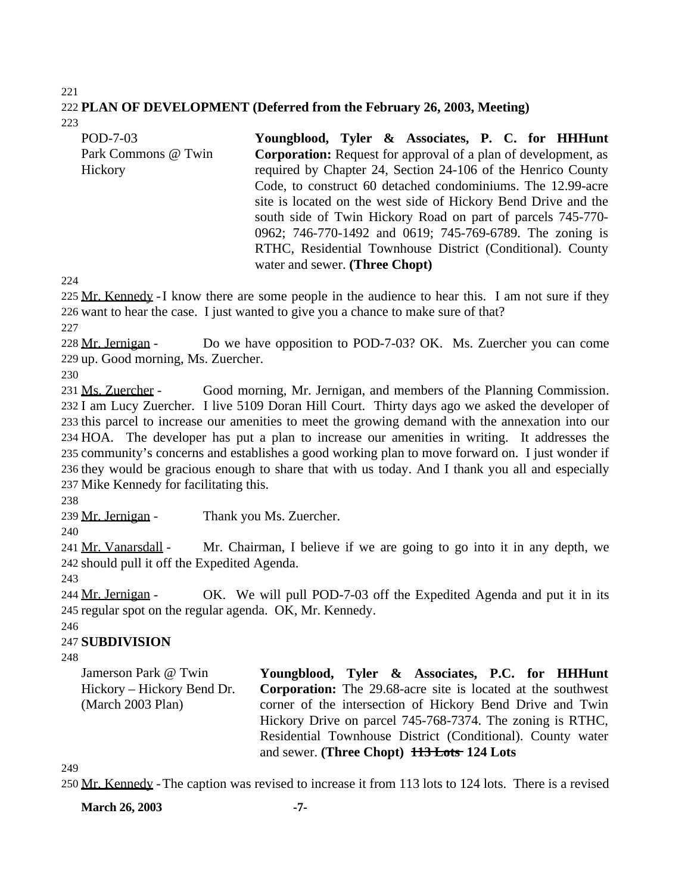**PLAN OF DEVELOPMENT (Deferred from the February 26, 2003, Meeting)**

| | |
|---|---|
| POD-7-03<br>Park Commons @ Twin Hickory | **Youngblood, Tyler & Associates, P. C. for HHHunt Corporation:** Request for approval of a plan of development, as required by Chapter 24, Section 24-106 of the Henrico County Code, to construct 60 detached condominiums. The 12.99-acre site is located on the west side of Hickory Bend Drive and the south side of Twin Hickory Road on part of parcels 745-770-0962; 746-770-1492 and 0619; 745-769-6789. The zoning is RTHC, Residential Townhouse District (Conditional). County water and sewer. **(Three Chopt)** |

Mr. Kennedy - I know there are some people in the audience to hear this. I am not sure if they want to hear the case. I just wanted to give you a chance to make sure of that?

Mr. Jernigan - Do we have opposition to POD-7-03? OK. Ms. Zuercher you can come up. Good morning, Ms. Zuercher.

Ms. Zuercher - Good morning, Mr. Jernigan, and members of the Planning Commission. I am Lucy Zuercher. I live 5109 Doran Hill Court. Thirty days ago we asked the developer of this parcel to increase our amenities to meet the growing demand with the annexation into our HOA. The developer has put a plan to increase our amenities in writing. It addresses the community's concerns and establishes a good working plan to move forward on. I just wonder if they would be gracious enough to share that with us today. And I thank you all and especially Mike Kennedy for facilitating this.

Mr. Jernigan - Thank you Ms. Zuercher.

Mr. Vanarsdall - Mr. Chairman, I believe if we are going to go into it in any depth, we should pull it off the Expedited Agenda.

Mr. Jernigan - OK. We will pull POD-7-03 off the Expedited Agenda and put it in its regular spot on the regular agenda. OK, Mr. Kennedy.

**SUBDIVISION**

| | |
|---|---|
| Jamerson Park @ Twin Hickory – Hickory Bend Dr.<br>(March 2003 Plan) | **Youngblood, Tyler & Associates, P.C. for HHHunt Corporation:** The 29.68-acre site is located at the southwest corner of the intersection of Hickory Bend Drive and Twin Hickory Drive on parcel 745-768-7374. The zoning is RTHC, Residential Townhouse District (Conditional). County water and sewer. **(Three Chopt)** ~~**113 Lots**~~ **124 Lots** |

Mr. Kennedy - The caption was revised to increase it from 113 lots to 124 lots. There is a revised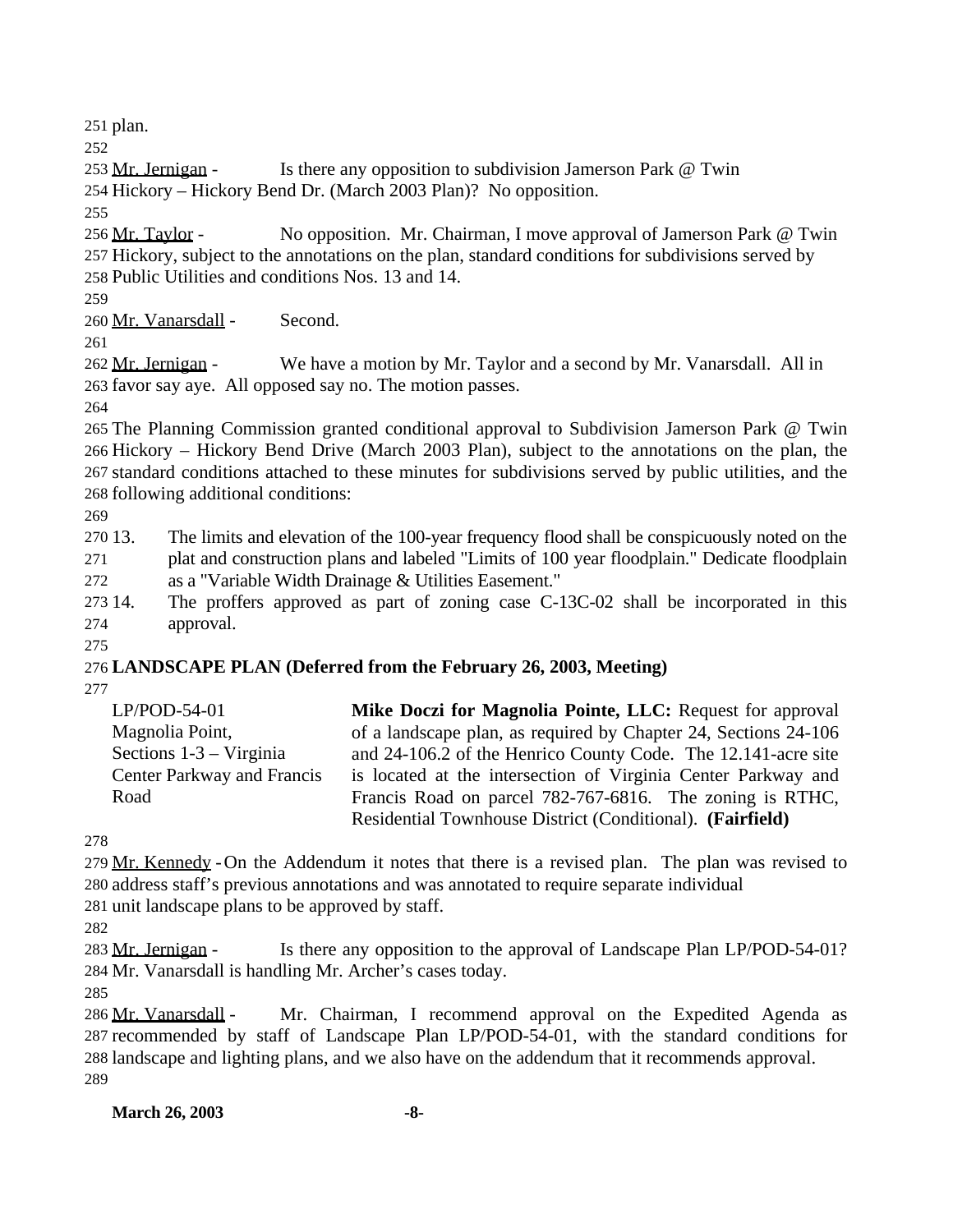plan.

Mr. Jernigan - Is there any opposition to subdivision Jamerson Park @ Twin Hickory – Hickory Bend Dr. (March 2003 Plan)? No opposition.

Mr. Taylor - No opposition. Mr. Chairman, I move approval of Jamerson Park @ Twin Hickory, subject to the annotations on the plan, standard conditions for subdivisions served by Public Utilities and conditions Nos. 13 and 14.

Mr. Vanarsdall - Second.

Mr. Jernigan - We have a motion by Mr. Taylor and a second by Mr. Vanarsdall. All in favor say aye. All opposed say no. The motion passes.

The Planning Commission granted conditional approval to Subdivision Jamerson Park @ Twin Hickory – Hickory Bend Drive (March 2003 Plan), subject to the annotations on the plan, the standard conditions attached to these minutes for subdivisions served by public utilities, and the following additional conditions:

13. The limits and elevation of the 100-year frequency flood shall be conspicuously noted on the plat and construction plans and labeled "Limits of 100 year floodplain." Dedicate floodplain as a "Variable Width Drainage & Utilities Easement."
14. The proffers approved as part of zoning case C-13C-02 shall be incorporated in this approval.

## LANDSCAPE PLAN (Deferred from the February 26, 2003, Meeting)

| | |
|---|---|
| LP/POD-54-01<br>Magnolia Point,<br>Sections 1-3 – Virginia Center Parkway and Francis Road | **Mike Doczi for Magnolia Pointe, LLC:** Request for approval of a landscape plan, as required by Chapter 24, Sections 24-106 and 24-106.2 of the Henrico County Code. The 12.141-acre site is located at the intersection of Virginia Center Parkway and Francis Road on parcel 782-767-6816. The zoning is RTHC, Residential Townhouse District (Conditional). **(Fairfield)** |

Mr. Kennedy - On the Addendum it notes that there is a revised plan. The plan was revised to address staff's previous annotations and was annotated to require separate individual unit landscape plans to be approved by staff.

Mr. Jernigan - Is there any opposition to the approval of Landscape Plan LP/POD-54-01? Mr. Vanarsdall is handling Mr. Archer's cases today.

Mr. Vanarsdall - Mr. Chairman, I recommend approval on the Expedited Agenda as recommended by staff of Landscape Plan LP/POD-54-01, with the standard conditions for landscape and lighting plans, and we also have on the addendum that it recommends approval.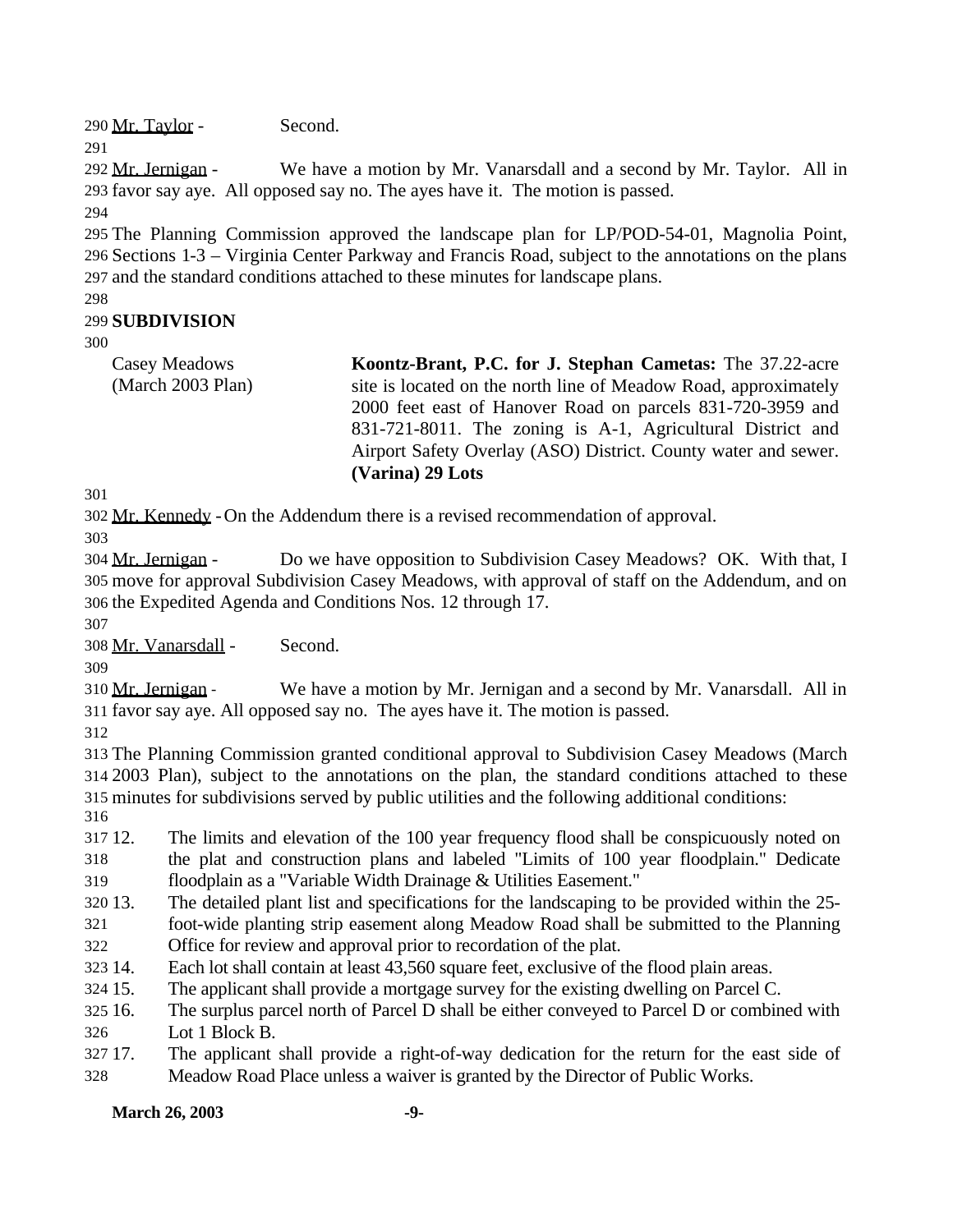Mr. Taylor - Second.

Mr. Jernigan - We have a motion by Mr. Vanarsdall and a second by Mr. Taylor. All in favor say aye. All opposed say no. The ayes have it. The motion is passed.

The Planning Commission approved the landscape plan for LP/POD-54-01, Magnolia Point, Sections 1-3 – Virginia Center Parkway and Francis Road, subject to the annotations on the plans and the standard conditions attached to these minutes for landscape plans.

**SUBDIVISION**

Casey Meadows (March 2003 Plan)

**Koontz-Brant, P.C. for J. Stephan Cametas:** The 37.22-acre site is located on the north line of Meadow Road, approximately 2000 feet east of Hanover Road on parcels 831-720-3959 and 831-721-8011. The zoning is A-1, Agricultural District and Airport Safety Overlay (ASO) District. County water and sewer. **(Varina) 29 Lots**

Mr. Kennedy - On the Addendum there is a revised recommendation of approval.

Mr. Jernigan - Do we have opposition to Subdivision Casey Meadows? OK. With that, I move for approval Subdivision Casey Meadows, with approval of staff on the Addendum, and on the Expedited Agenda and Conditions Nos. 12 through 17.

Mr. Vanarsdall - Second.

Mr. Jernigan - We have a motion by Mr. Jernigan and a second by Mr. Vanarsdall. All in favor say aye. All opposed say no. The ayes have it. The motion is passed.

The Planning Commission granted conditional approval to Subdivision Casey Meadows (March 2003 Plan), subject to the annotations on the plan, the standard conditions attached to these minutes for subdivisions served by public utilities and the following additional conditions:

12. The limits and elevation of the 100 year frequency flood shall be conspicuously noted on the plat and construction plans and labeled "Limits of 100 year floodplain." Dedicate floodplain as a "Variable Width Drainage & Utilities Easement."
13. The detailed plant list and specifications for the landscaping to be provided within the 25-foot-wide planting strip easement along Meadow Road shall be submitted to the Planning Office for review and approval prior to recordation of the plat.
14. Each lot shall contain at least 43,560 square feet, exclusive of the flood plain areas.
15. The applicant shall provide a mortgage survey for the existing dwelling on Parcel C.
16. The surplus parcel north of Parcel D shall be either conveyed to Parcel D or combined with Lot 1 Block B.
17. The applicant shall provide a right-of-way dedication for the return for the east side of Meadow Road Place unless a waiver is granted by the Director of Public Works.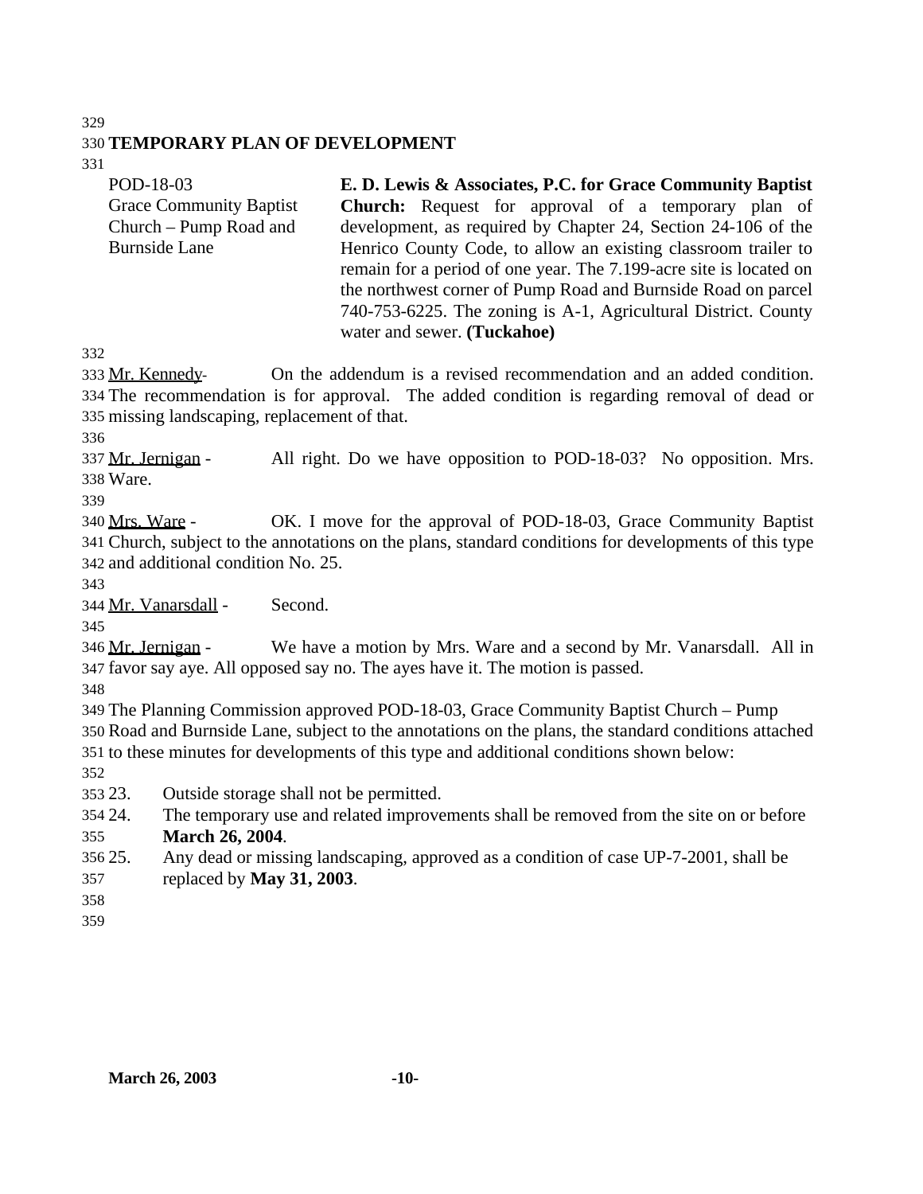## TEMPORARY PLAN OF DEVELOPMENT

POD-18-03
Grace Community Baptist Church – Pump Road and Burnside Lane

**E. D. Lewis & Associates, P.C. for Grace Community Baptist Church:** Request for approval of a temporary plan of development, as required by Chapter 24, Section 24-106 of the Henrico County Code, to allow an existing classroom trailer to remain for a period of one year. The 7.199-acre site is located on the northwest corner of Pump Road and Burnside Road on parcel 740-753-6225. The zoning is A-1, Agricultural District. County water and sewer. **(Tuckahoe)**

Mr. Kennedy - On the addendum is a revised recommendation and an added condition. The recommendation is for approval. The added condition is regarding removal of dead or missing landscaping, replacement of that.

Mr. Jernigan - All right. Do we have opposition to POD-18-03? No opposition. Mrs. Ware.

Mrs. Ware - OK. I move for the approval of POD-18-03, Grace Community Baptist Church, subject to the annotations on the plans, standard conditions for developments of this type and additional condition No. 25.

Mr. Vanarsdall - Second.

Mr. Jernigan - We have a motion by Mrs. Ware and a second by Mr. Vanarsdall. All in favor say aye. All opposed say no. The ayes have it. The motion is passed.

The Planning Commission approved POD-18-03, Grace Community Baptist Church – Pump Road and Burnside Lane, subject to the annotations on the plans, the standard conditions attached to these minutes for developments of this type and additional conditions shown below:

23. Outside storage shall not be permitted.
24. The temporary use and related improvements shall be removed from the site on or before **March 26, 2004**.
25. Any dead or missing landscaping, approved as a condition of case UP-7-2001, shall be replaced by **May 31, 2003**.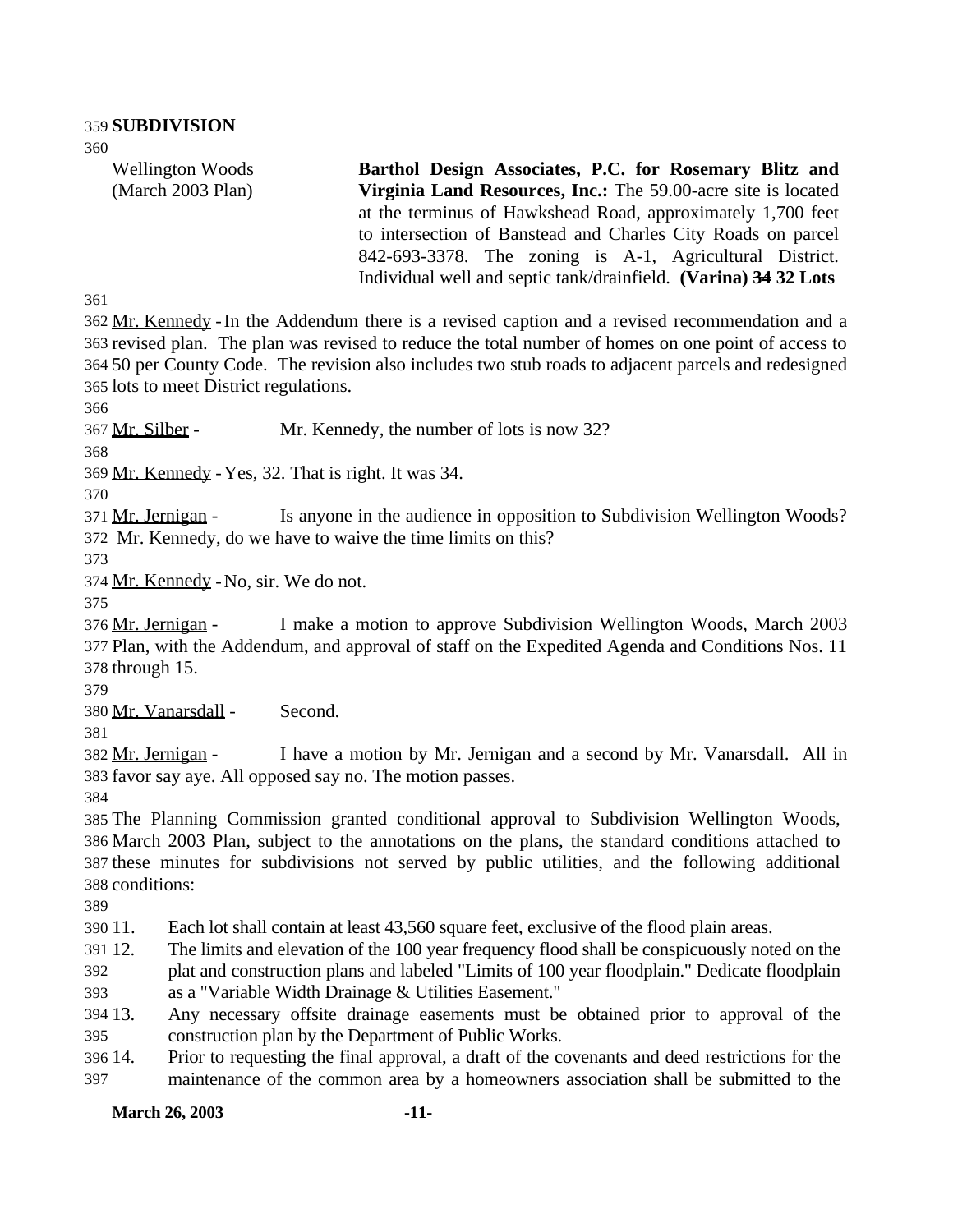**SUBDIVISION**

| | |
|---|---|
| Wellington Woods (March 2003 Plan) | **Barthol Design Associates, P.C. for Rosemary Blitz and Virginia Land Resources, Inc.:** The 59.00-acre site is located at the terminus of Hawkshead Road, approximately 1,700 feet to intersection of Banstead and Charles City Roads on parcel 842-693-3378. The zoning is A-1, Agricultural District. Individual well and septic tank/drainfield. **(Varina) ~~34~~ 32 Lots** |

Mr. Kennedy - In the Addendum there is a revised caption and a revised recommendation and a revised plan. The plan was revised to reduce the total number of homes on one point of access to 50 per County Code. The revision also includes two stub roads to adjacent parcels and redesigned lots to meet District regulations.

Mr. Silber - Mr. Kennedy, the number of lots is now 32?

Mr. Kennedy - Yes, 32. That is right. It was 34.

Mr. Jernigan - Is anyone in the audience in opposition to Subdivision Wellington Woods? Mr. Kennedy, do we have to waive the time limits on this?

Mr. Kennedy - No, sir. We do not.

Mr. Jernigan - I make a motion to approve Subdivision Wellington Woods, March 2003 Plan, with the Addendum, and approval of staff on the Expedited Agenda and Conditions Nos. 11 through 15.

Mr. Vanarsdall - Second.

Mr. Jernigan - I have a motion by Mr. Jernigan and a second by Mr. Vanarsdall. All in favor say aye. All opposed say no. The motion passes.

The Planning Commission granted conditional approval to Subdivision Wellington Woods, March 2003 Plan, subject to the annotations on the plans, the standard conditions attached to these minutes for subdivisions not served by public utilities, and the following additional conditions:

11. Each lot shall contain at least 43,560 square feet, exclusive of the flood plain areas.
12. The limits and elevation of the 100 year frequency flood shall be conspicuously noted on the plat and construction plans and labeled "Limits of 100 year floodplain." Dedicate floodplain as a "Variable Width Drainage & Utilities Easement."
13. Any necessary offsite drainage easements must be obtained prior to approval of the construction plan by the Department of Public Works.
14. Prior to requesting the final approval, a draft of the covenants and deed restrictions for the maintenance of the common area by a homeowners association shall be submitted to the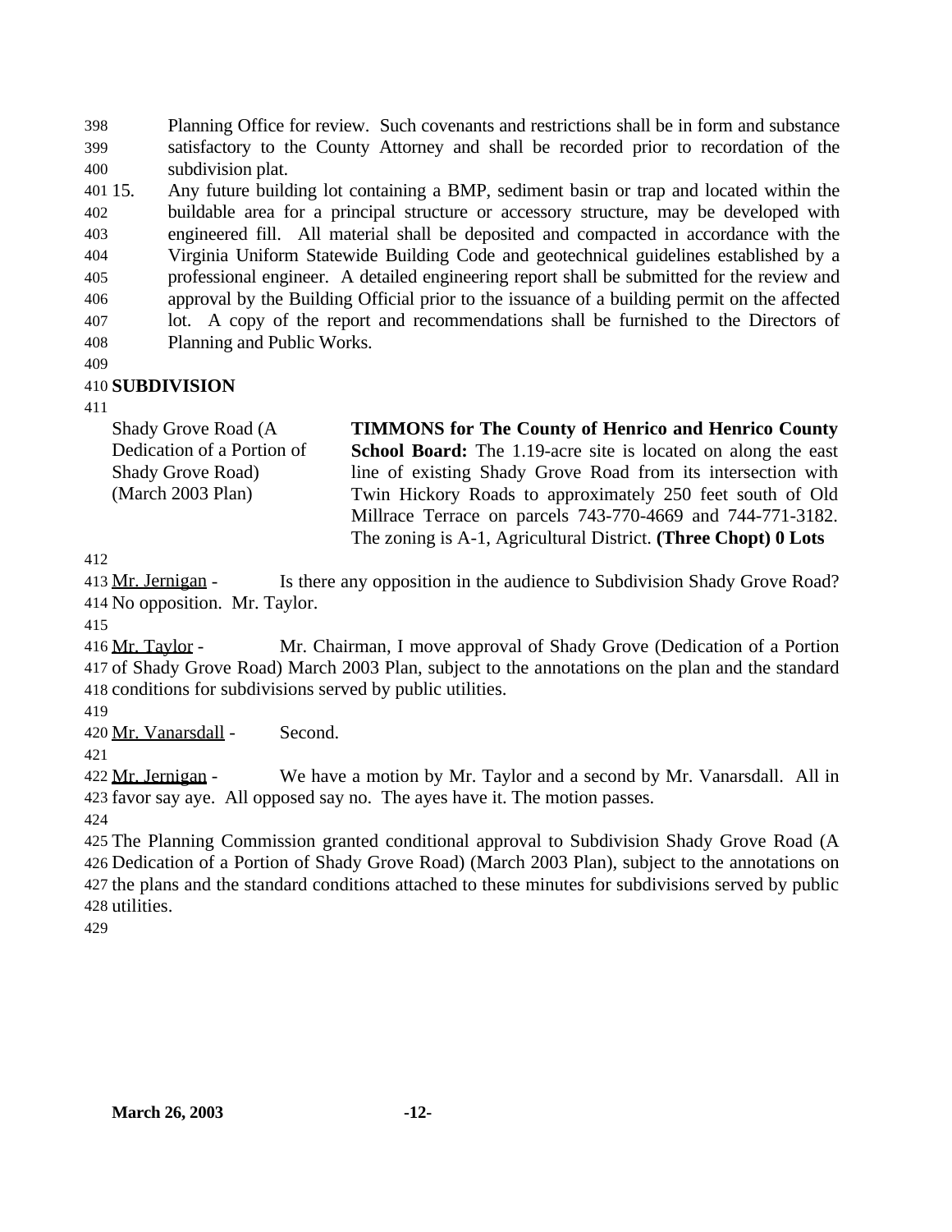Planning Office for review. Such covenants and restrictions shall be in form and substance satisfactory to the County Attorney and shall be recorded prior to recordation of the subdivision plat.

15. Any future building lot containing a BMP, sediment basin or trap and located within the buildable area for a principal structure or accessory structure, may be developed with engineered fill. All material shall be deposited and compacted in accordance with the Virginia Uniform Statewide Building Code and geotechnical guidelines established by a professional engineer. A detailed engineering report shall be submitted for the review and approval by the Building Official prior to the issuance of a building permit on the affected lot. A copy of the report and recommendations shall be furnished to the Directors of Planning and Public Works.

**SUBDIVISION**

Shady Grove Road (A Dedication of a Portion of Shady Grove Road) (March 2003 Plan)

**TIMMONS for The County of Henrico and Henrico County School Board:** The 1.19-acre site is located on along the east line of existing Shady Grove Road from its intersection with Twin Hickory Roads to approximately 250 feet south of Old Millrace Terrace on parcels 743-770-4669 and 744-771-3182. The zoning is A-1, Agricultural District. **(Three Chopt) 0 Lots**

Mr. Jernigan - Is there any opposition in the audience to Subdivision Shady Grove Road? No opposition. Mr. Taylor.

Mr. Taylor - Mr. Chairman, I move approval of Shady Grove (Dedication of a Portion of Shady Grove Road) March 2003 Plan, subject to the annotations on the plan and the standard conditions for subdivisions served by public utilities.

Mr. Vanarsdall - Second.

Mr. Jernigan - We have a motion by Mr. Taylor and a second by Mr. Vanarsdall. All in favor say aye. All opposed say no. The ayes have it. The motion passes.

The Planning Commission granted conditional approval to Subdivision Shady Grove Road (A Dedication of a Portion of Shady Grove Road) (March 2003 Plan), subject to the annotations on the plans and the standard conditions attached to these minutes for subdivisions served by public utilities.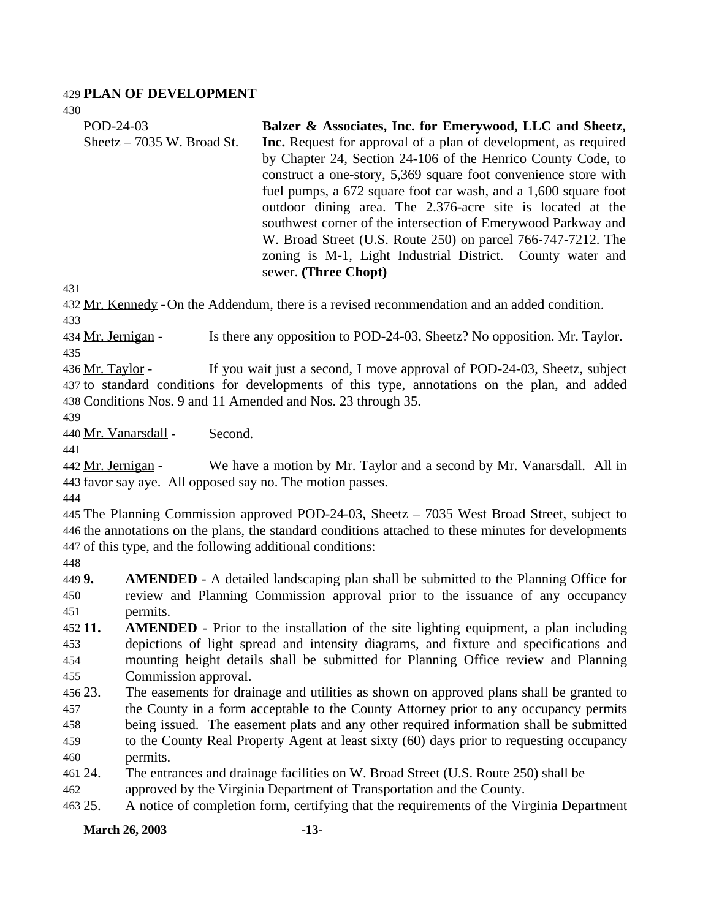## PLAN OF DEVELOPMENT

POD-24-03
Sheetz – 7035 W. Broad St.

**Balzer & Associates, Inc. for Emerywood, LLC and Sheetz, Inc.** Request for approval of a plan of development, as required by Chapter 24, Section 24-106 of the Henrico County Code, to construct a one-story, 5,369 square foot convenience store with fuel pumps, a 672 square foot car wash, and a 1,600 square foot outdoor dining area. The 2.376-acre site is located at the southwest corner of the intersection of Emerywood Parkway and W. Broad Street (U.S. Route 250) on parcel 766-747-7212. The zoning is M-1, Light Industrial District. County water and sewer. **(Three Chopt)**

Mr. Kennedy - On the Addendum, there is a revised recommendation and an added condition.

Mr. Jernigan - Is there any opposition to POD-24-03, Sheetz? No opposition. Mr. Taylor.

Mr. Taylor - If you wait just a second, I move approval of POD-24-03, Sheetz, subject to standard conditions for developments of this type, annotations on the plan, and added Conditions Nos. 9 and 11 Amended and Nos. 23 through 35.

Mr. Vanarsdall - Second.

Mr. Jernigan - We have a motion by Mr. Taylor and a second by Mr. Vanarsdall. All in favor say aye. All opposed say no. The motion passes.

The Planning Commission approved POD-24-03, Sheetz – 7035 West Broad Street, subject to the annotations on the plans, the standard conditions attached to these minutes for developments of this type, and the following additional conditions:

**9.** **AMENDED** - A detailed landscaping plan shall be submitted to the Planning Office for review and Planning Commission approval prior to the issuance of any occupancy permits.

**11.** **AMENDED** - Prior to the installation of the site lighting equipment, a plan including depictions of light spread and intensity diagrams, and fixture and specifications and mounting height details shall be submitted for Planning Office review and Planning Commission approval.

23. The easements for drainage and utilities as shown on approved plans shall be granted to the County in a form acceptable to the County Attorney prior to any occupancy permits being issued. The easement plats and any other required information shall be submitted to the County Real Property Agent at least sixty (60) days prior to requesting occupancy permits.

24. The entrances and drainage facilities on W. Broad Street (U.S. Route 250) shall be approved by the Virginia Department of Transportation and the County.

25. A notice of completion form, certifying that the requirements of the Virginia Department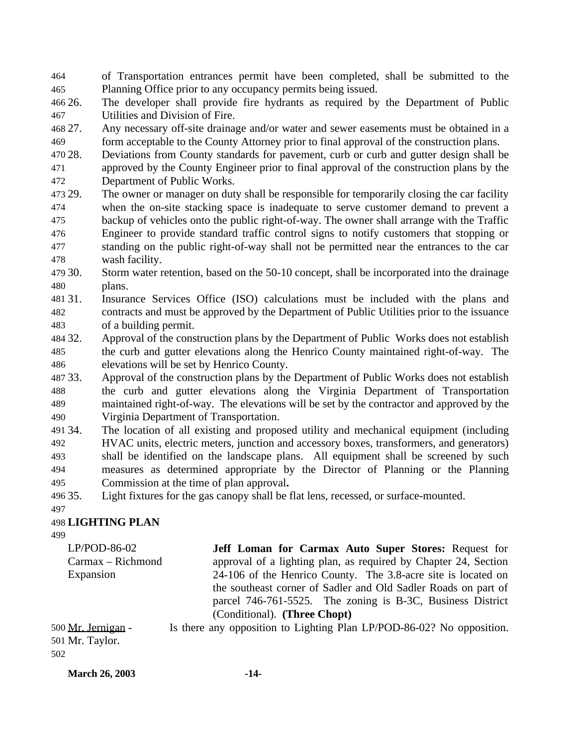of Transportation entrances permit have been completed, shall be submitted to the Planning Office prior to any occupancy permits being issued.

26. The developer shall provide fire hydrants as required by the Department of Public Utilities and Division of Fire.
27. Any necessary off-site drainage and/or water and sewer easements must be obtained in a form acceptable to the County Attorney prior to final approval of the construction plans.
28. Deviations from County standards for pavement, curb or curb and gutter design shall be approved by the County Engineer prior to final approval of the construction plans by the Department of Public Works.
29. The owner or manager on duty shall be responsible for temporarily closing the car facility when the on-site stacking space is inadequate to serve customer demand to prevent a backup of vehicles onto the public right-of-way. The owner shall arrange with the Traffic Engineer to provide standard traffic control signs to notify customers that stopping or standing on the public right-of-way shall not be permitted near the entrances to the car wash facility.
30. Storm water retention, based on the 50-10 concept, shall be incorporated into the drainage plans.
31. Insurance Services Office (ISO) calculations must be included with the plans and contracts and must be approved by the Department of Public Utilities prior to the issuance of a building permit.
32. Approval of the construction plans by the Department of Public Works does not establish the curb and gutter elevations along the Henrico County maintained right-of-way. The elevations will be set by Henrico County.
33. Approval of the construction plans by the Department of Public Works does not establish the curb and gutter elevations along the Virginia Department of Transportation maintained right-of-way. The elevations will be set by the contractor and approved by the Virginia Department of Transportation.
34. The location of all existing and proposed utility and mechanical equipment (including HVAC units, electric meters, junction and accessory boxes, transformers, and generators) shall be identified on the landscape plans. All equipment shall be screened by such measures as determined appropriate by the Director of Planning or the Planning Commission at the time of plan approval**.**
35. Light fixtures for the gas canopy shall be flat lens, recessed, or surface-mounted.

## LIGHTING PLAN

LP/POD-86-02
Carmax – Richmond Expansion

**Jeff Loman for Carmax Auto Super Stores:** Request for approval of a lighting plan, as required by Chapter 24, Section 24-106 of the Henrico County. The 3.8-acre site is located on the southeast corner of Sadler and Old Sadler Roads on part of parcel 746-761-5525. The zoning is B-3C, Business District (Conditional). **(Three Chopt)**

Mr. Jernigan - Is there any opposition to Lighting Plan LP/POD-86-02? No opposition. Mr. Taylor.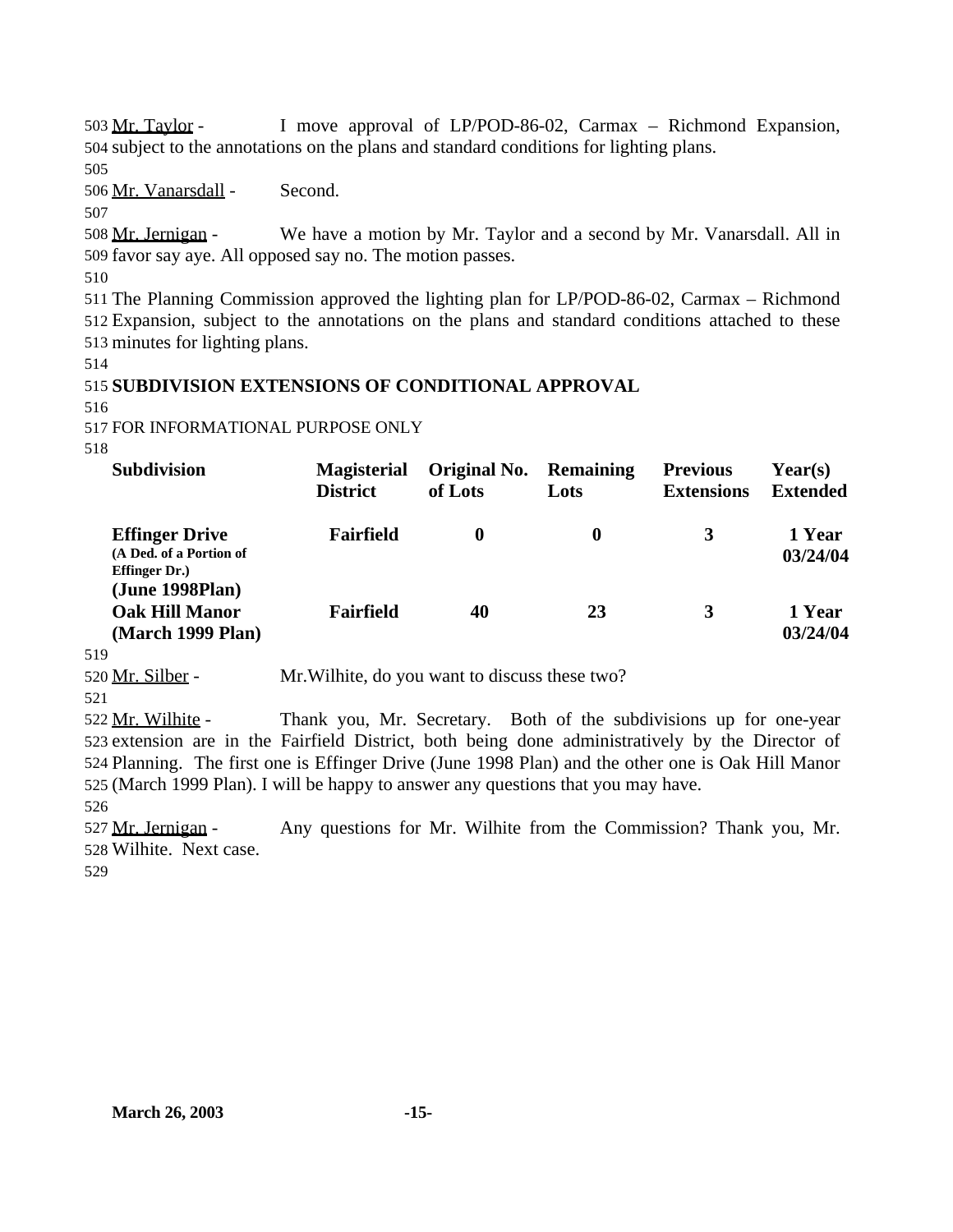Mr. Taylor - I move approval of LP/POD-86-02, Carmax – Richmond Expansion, subject to the annotations on the plans and standard conditions for lighting plans.

Mr. Vanarsdall - Second.

Mr. Jernigan - We have a motion by Mr. Taylor and a second by Mr. Vanarsdall. All in favor say aye. All opposed say no. The motion passes.

The Planning Commission approved the lighting plan for LP/POD-86-02, Carmax – Richmond Expansion, subject to the annotations on the plans and standard conditions attached to these minutes for lighting plans.

## SUBDIVISION EXTENSIONS OF CONDITIONAL APPROVAL

FOR INFORMATIONAL PURPOSE ONLY

| Subdivision | Magisterial District | Original No. of Lots | Remaining Lots | Previous Extensions | Year(s) Extended |
|---|---|---|---|---|---|
| **Effinger Drive** (A Ded. of a Portion of Effinger Dr.) **(June 1998Plan)** | **Fairfield** | **0** | **0** | **3** | **1 Year 03/24/04** |
| **Oak Hill Manor (March 1999 Plan)** | **Fairfield** | **40** | **23** | **3** | **1 Year 03/24/04** |

Mr. Silber - Mr.Wilhite, do you want to discuss these two?

Mr. Wilhite - Thank you, Mr. Secretary. Both of the subdivisions up for one-year extension are in the Fairfield District, both being done administratively by the Director of Planning. The first one is Effinger Drive (June 1998 Plan) and the other one is Oak Hill Manor (March 1999 Plan). I will be happy to answer any questions that you may have.

Mr. Jernigan - Any questions for Mr. Wilhite from the Commission? Thank you, Mr. Wilhite. Next case.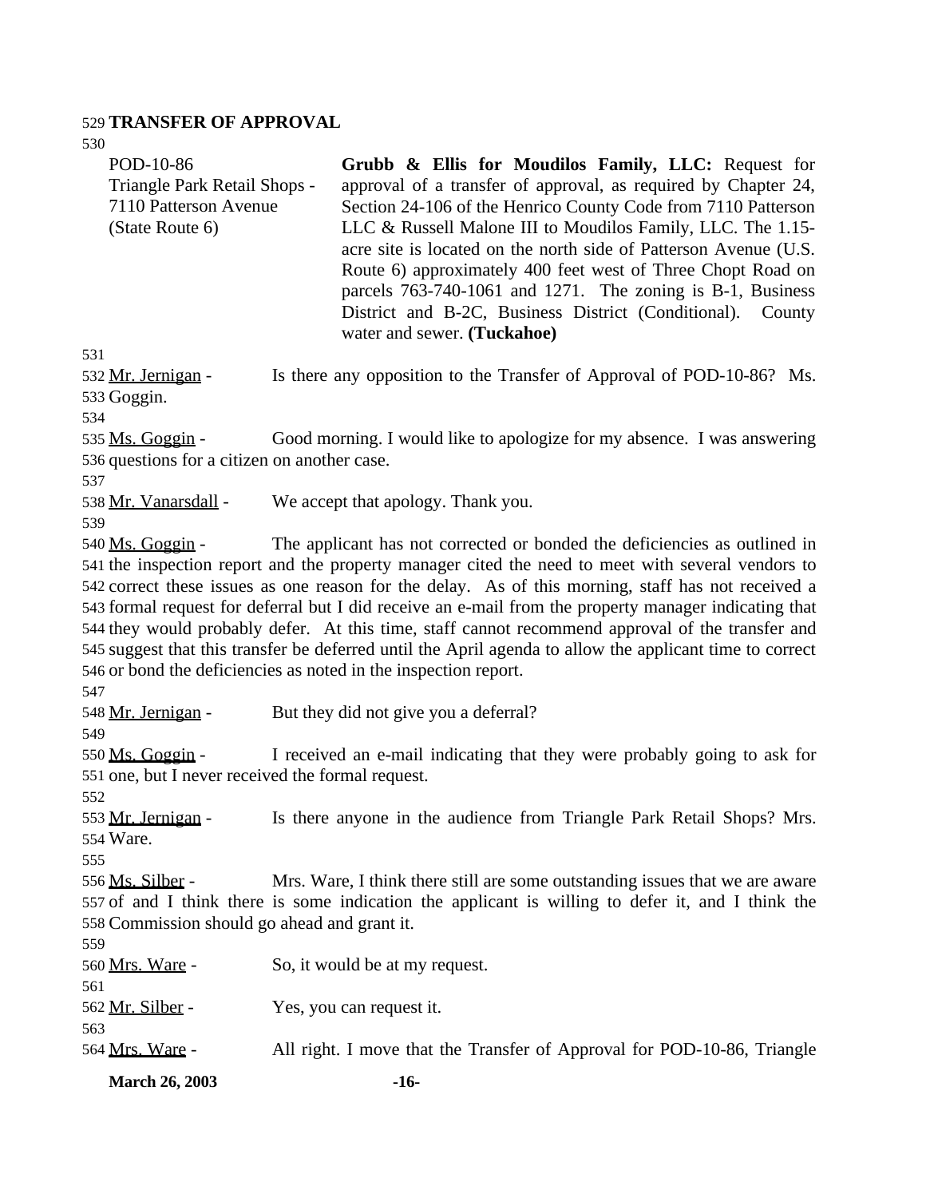**TRANSFER OF APPROVAL**

| | |
|---|---|
| POD-10-86<br>Triangle Park Retail Shops - 7110 Patterson Avenue<br>(State Route 6) | **Grubb & Ellis for Moudilos Family, LLC:** Request for approval of a transfer of approval, as required by Chapter 24, Section 24-106 of the Henrico County Code from 7110 Patterson LLC & Russell Malone III to Moudilos Family, LLC. The 1.15-acre site is located on the north side of Patterson Avenue (U.S. Route 6) approximately 400 feet west of Three Chopt Road on parcels 763-740-1061 and 1271. The zoning is B-1, Business District and B-2C, Business District (Conditional). County water and sewer. **(Tuckahoe)** |

Mr. Jernigan - Is there any opposition to the Transfer of Approval of POD-10-86? Ms. Goggin.

Ms. Goggin - Good morning. I would like to apologize for my absence. I was answering questions for a citizen on another case.

Mr. Vanarsdall - We accept that apology. Thank you.

Ms. Goggin - The applicant has not corrected or bonded the deficiencies as outlined in the inspection report and the property manager cited the need to meet with several vendors to correct these issues as one reason for the delay. As of this morning, staff has not received a formal request for deferral but I did receive an e-mail from the property manager indicating that they would probably defer. At this time, staff cannot recommend approval of the transfer and suggest that this transfer be deferred until the April agenda to allow the applicant time to correct or bond the deficiencies as noted in the inspection report.

Mr. Jernigan - But they did not give you a deferral?

Ms. Goggin - I received an e-mail indicating that they were probably going to ask for one, but I never received the formal request.

Mr. Jernigan - Is there anyone in the audience from Triangle Park Retail Shops? Mrs. Ware.

Ms. Silber - Mrs. Ware, I think there still are some outstanding issues that we are aware of and I think there is some indication the applicant is willing to defer it, and I think the Commission should go ahead and grant it.

Mrs. Ware - So, it would be at my request.

Mr. Silber - Yes, you can request it.

Mrs. Ware - All right. I move that the Transfer of Approval for POD-10-86, Triangle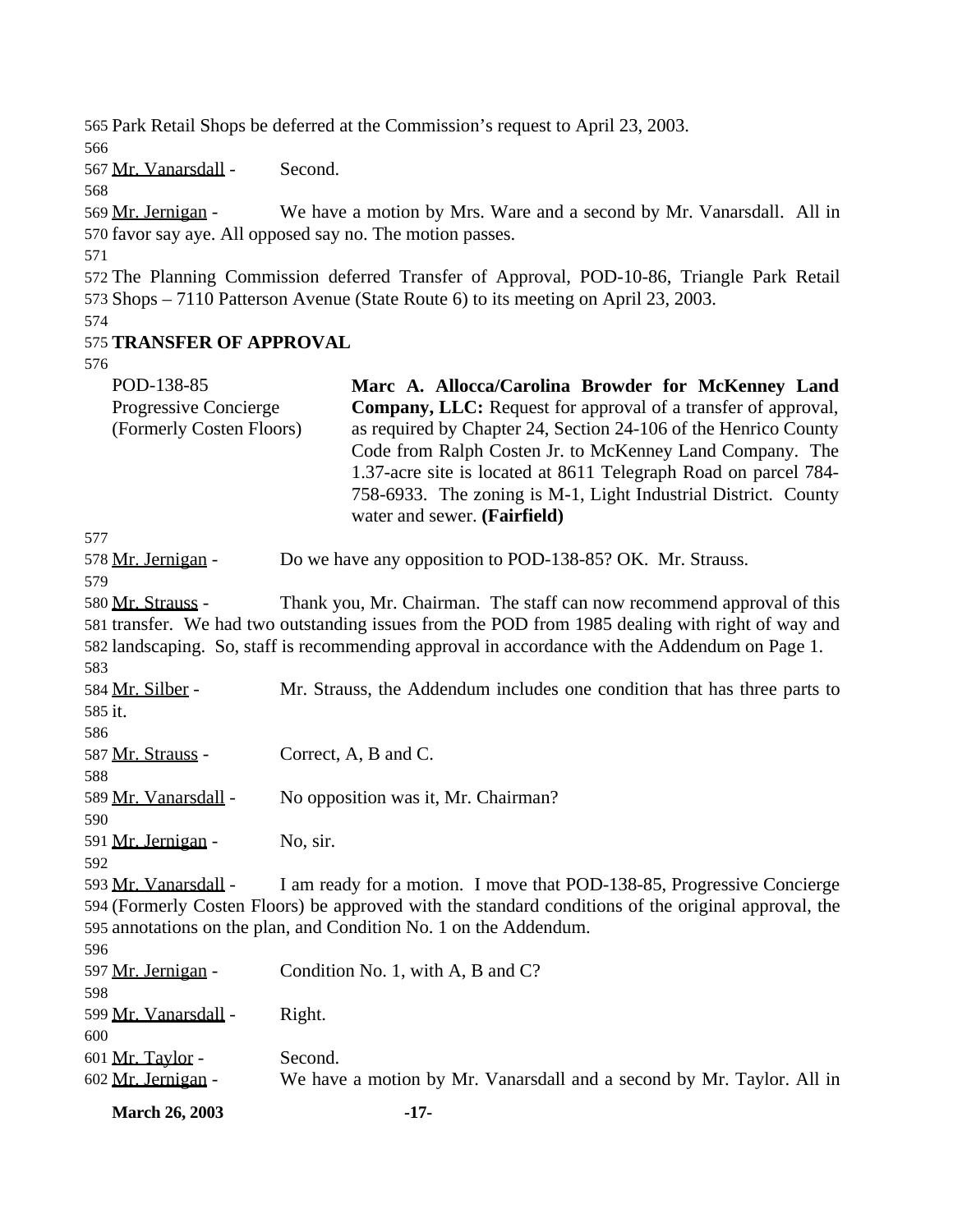Park Retail Shops be deferred at the Commission's request to April 23, 2003.

Mr. Vanarsdall - Second.

Mr. Jernigan - We have a motion by Mrs. Ware and a second by Mr. Vanarsdall. All in favor say aye. All opposed say no. The motion passes.

The Planning Commission deferred Transfer of Approval, POD-10-86, Triangle Park Retail Shops – 7110 Patterson Avenue (State Route 6) to its meeting on April 23, 2003.

**TRANSFER OF APPROVAL**

POD-138-85
Progressive Concierge
(Formerly Costen Floors)

**Marc A. Allocca/Carolina Browder for McKenney Land Company, LLC:** Request for approval of a transfer of approval, as required by Chapter 24, Section 24-106 of the Henrico County Code from Ralph Costen Jr. to McKenney Land Company. The 1.37-acre site is located at 8611 Telegraph Road on parcel 784-758-6933. The zoning is M-1, Light Industrial District. County water and sewer. **(Fairfield)**

Mr. Jernigan - Do we have any opposition to POD-138-85? OK. Mr. Strauss.

Mr. Strauss - Thank you, Mr. Chairman. The staff can now recommend approval of this transfer. We had two outstanding issues from the POD from 1985 dealing with right of way and landscaping. So, staff is recommending approval in accordance with the Addendum on Page 1.

Mr. Silber - Mr. Strauss, the Addendum includes one condition that has three parts to it.

Mr. Strauss - Correct, A, B and C.

Mr. Vanarsdall - No opposition was it, Mr. Chairman?

Mr. Jernigan - No, sir.

Mr. Vanarsdall - I am ready for a motion. I move that POD-138-85, Progressive Concierge (Formerly Costen Floors) be approved with the standard conditions of the original approval, the annotations on the plan, and Condition No. 1 on the Addendum.

Mr. Jernigan - Condition No. 1, with A, B and C?

Mr. Vanarsdall - Right.

Mr. Taylor - Second.

Mr. Jernigan - We have a motion by Mr. Vanarsdall and a second by Mr. Taylor. All in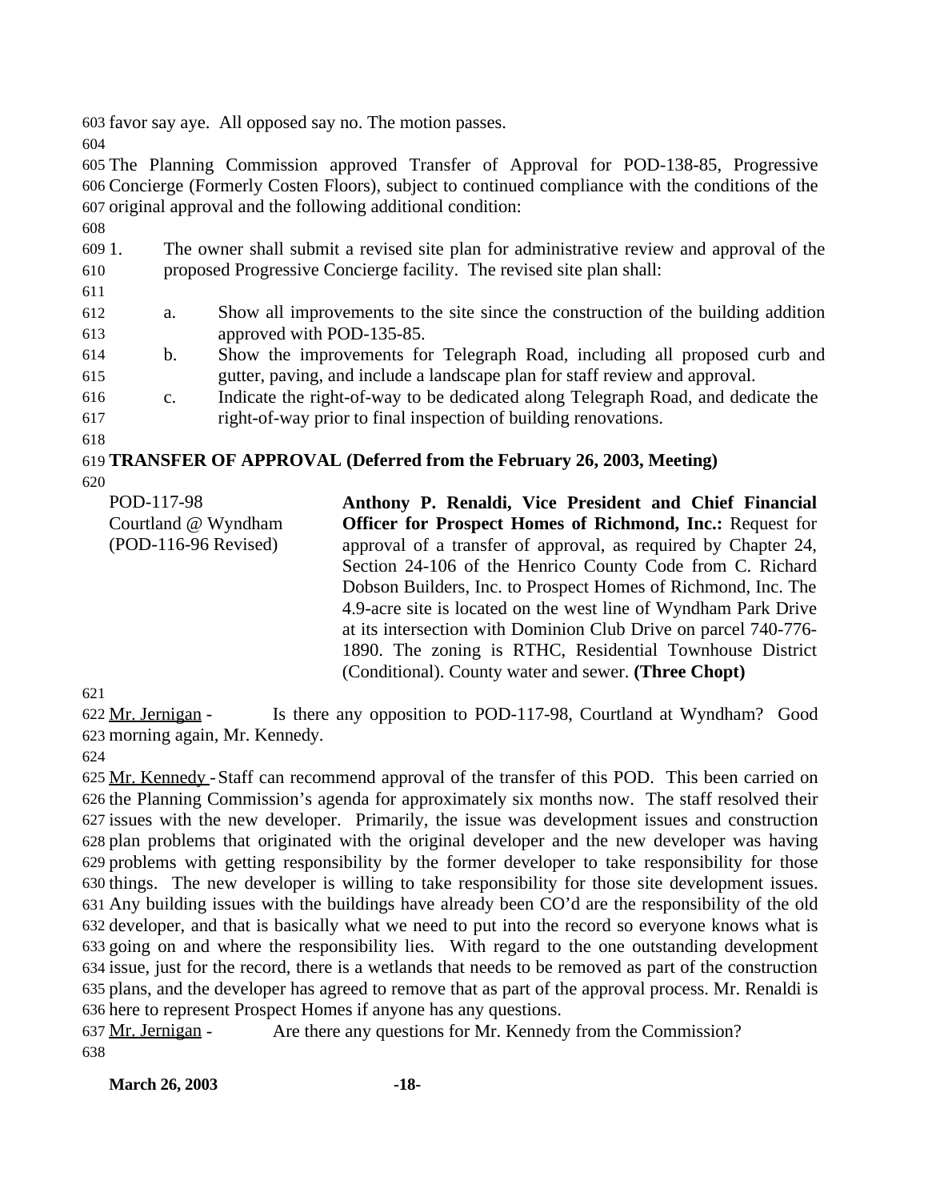favor say aye. All opposed say no. The motion passes.

The Planning Commission approved Transfer of Approval for POD-138-85, Progressive Concierge (Formerly Costen Floors), subject to continued compliance with the conditions of the original approval and the following additional condition:

1. The owner shall submit a revised site plan for administrative review and approval of the proposed Progressive Concierge facility. The revised site plan shall:

   a. Show all improvements to the site since the construction of the building addition approved with POD-135-85.
   b. Show the improvements for Telegraph Road, including all proposed curb and gutter, paving, and include a landscape plan for staff review and approval.
   c. Indicate the right-of-way to be dedicated along Telegraph Road, and dedicate the right-of-way prior to final inspection of building renovations.

**TRANSFER OF APPROVAL (Deferred from the February 26, 2003, Meeting)**

POD-117-98
Courtland @ Wyndham
(POD-116-96 Revised)

**Anthony P. Renaldi, Vice President and Chief Financial Officer for Prospect Homes of Richmond, Inc.:** Request for approval of a transfer of approval, as required by Chapter 24, Section 24-106 of the Henrico County Code from C. Richard Dobson Builders, Inc. to Prospect Homes of Richmond, Inc. The 4.9-acre site is located on the west line of Wyndham Park Drive at its intersection with Dominion Club Drive on parcel 740-776-1890. The zoning is RTHC, Residential Townhouse District (Conditional). County water and sewer. **(Three Chopt)**

Mr. Jernigan - Is there any opposition to POD-117-98, Courtland at Wyndham? Good morning again, Mr. Kennedy.

Mr. Kennedy - Staff can recommend approval of the transfer of this POD. This been carried on the Planning Commission's agenda for approximately six months now. The staff resolved their issues with the new developer. Primarily, the issue was development issues and construction plan problems that originated with the original developer and the new developer was having problems with getting responsibility by the former developer to take responsibility for those things. The new developer is willing to take responsibility for those site development issues. Any building issues with the buildings have already been CO'd are the responsibility of the old developer, and that is basically what we need to put into the record so everyone knows what is going on and where the responsibility lies. With regard to the one outstanding development issue, just for the record, there is a wetlands that needs to be removed as part of the construction plans, and the developer has agreed to remove that as part of the approval process. Mr. Renaldi is here to represent Prospect Homes if anyone has any questions.

Mr. Jernigan - Are there any questions for Mr. Kennedy from the Commission?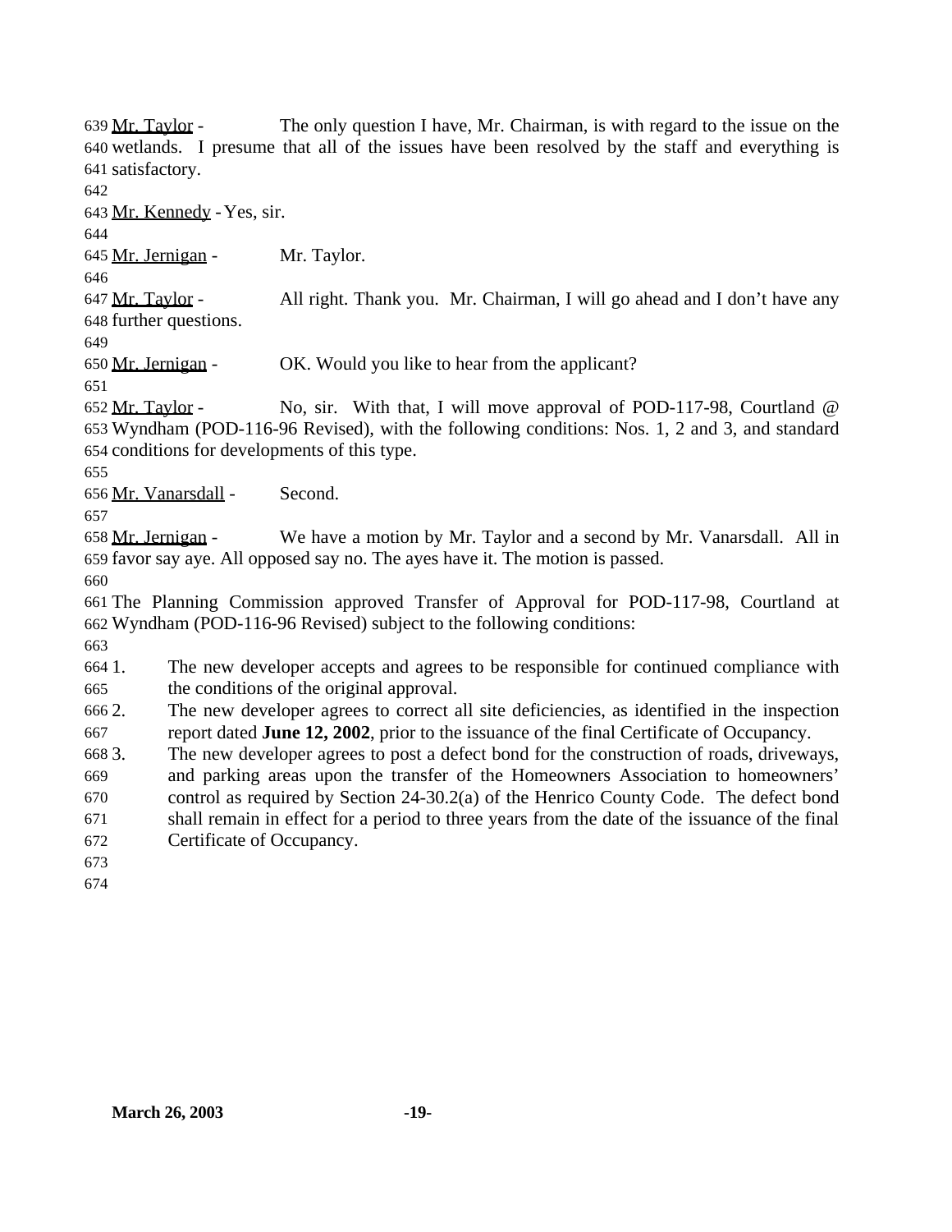Mr. Taylor - The only question I have, Mr. Chairman, is with regard to the issue on the wetlands. I presume that all of the issues have been resolved by the staff and everything is satisfactory.

Mr. Kennedy - Yes, sir.

Mr. Jernigan - Mr. Taylor.

Mr. Taylor - All right. Thank you. Mr. Chairman, I will go ahead and I don't have any further questions.

Mr. Jernigan - OK. Would you like to hear from the applicant?

Mr. Taylor - No, sir. With that, I will move approval of POD-117-98, Courtland @ Wyndham (POD-116-96 Revised), with the following conditions: Nos. 1, 2 and 3, and standard conditions for developments of this type.

Mr. Vanarsdall - Second.

Mr. Jernigan - We have a motion by Mr. Taylor and a second by Mr. Vanarsdall. All in favor say aye. All opposed say no. The ayes have it. The motion is passed.

The Planning Commission approved Transfer of Approval for POD-117-98, Courtland at Wyndham (POD-116-96 Revised) subject to the following conditions:

1. The new developer accepts and agrees to be responsible for continued compliance with the conditions of the original approval.
2. The new developer agrees to correct all site deficiencies, as identified in the inspection report dated **June 12, 2002**, prior to the issuance of the final Certificate of Occupancy.
3. The new developer agrees to post a defect bond for the construction of roads, driveways, and parking areas upon the transfer of the Homeowners Association to homeowners' control as required by Section 24-30.2(a) of the Henrico County Code. The defect bond shall remain in effect for a period to three years from the date of the issuance of the final Certificate of Occupancy.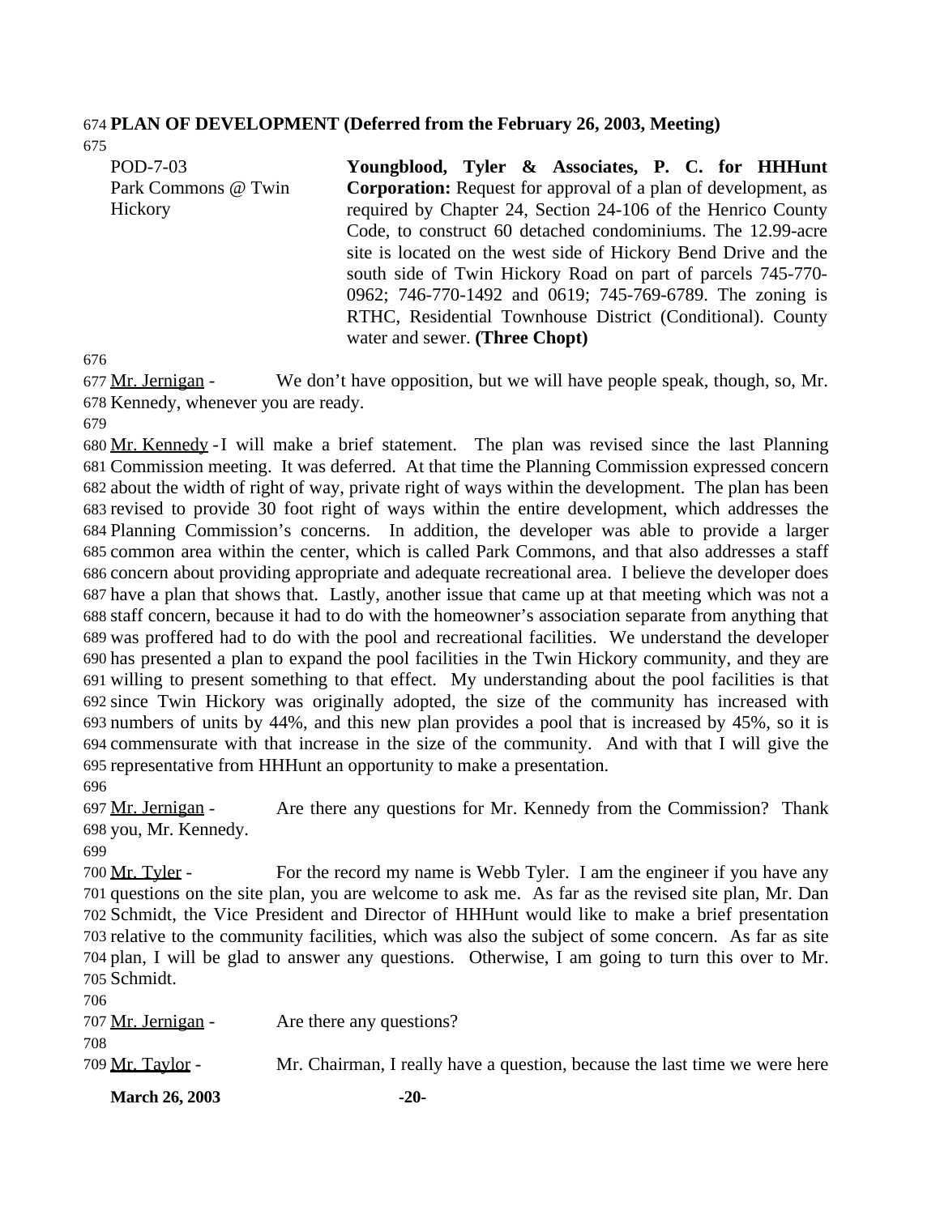**PLAN OF DEVELOPMENT (Deferred from the February 26, 2003, Meeting)**

| | |
|---|---|
| POD-7-03<br>Park Commons @ Twin Hickory | **Youngblood, Tyler & Associates, P. C. for HHHunt Corporation:** Request for approval of a plan of development, as required by Chapter 24, Section 24-106 of the Henrico County Code, to construct 60 detached condominiums. The 12.99-acre site is located on the west side of Hickory Bend Drive and the south side of Twin Hickory Road on part of parcels 745-770-0962; 746-770-1492 and 0619; 745-769-6789. The zoning is RTHC, Residential Townhouse District (Conditional). County water and sewer. **(Three Chopt)** |

Mr. Jernigan - We don't have opposition, but we will have people speak, though, so, Mr. Kennedy, whenever you are ready.

Mr. Kennedy - I will make a brief statement. The plan was revised since the last Planning Commission meeting. It was deferred. At that time the Planning Commission expressed concern about the width of right of way, private right of ways within the development. The plan has been revised to provide 30 foot right of ways within the entire development, which addresses the Planning Commission's concerns. In addition, the developer was able to provide a larger common area within the center, which is called Park Commons, and that also addresses a staff concern about providing appropriate and adequate recreational area. I believe the developer does have a plan that shows that. Lastly, another issue that came up at that meeting which was not a staff concern, because it had to do with the homeowner's association separate from anything that was proffered had to do with the pool and recreational facilities. We understand the developer has presented a plan to expand the pool facilities in the Twin Hickory community, and they are willing to present something to that effect. My understanding about the pool facilities is that since Twin Hickory was originally adopted, the size of the community has increased with numbers of units by 44%, and this new plan provides a pool that is increased by 45%, so it is commensurate with that increase in the size of the community. And with that I will give the representative from HHHunt an opportunity to make a presentation.

Mr. Jernigan - Are there any questions for Mr. Kennedy from the Commission? Thank you, Mr. Kennedy.

Mr. Tyler - For the record my name is Webb Tyler. I am the engineer if you have any questions on the site plan, you are welcome to ask me. As far as the revised site plan, Mr. Dan Schmidt, the Vice President and Director of HHHunt would like to make a brief presentation relative to the community facilities, which was also the subject of some concern. As far as site plan, I will be glad to answer any questions. Otherwise, I am going to turn this over to Mr. Schmidt.

Mr. Jernigan - Are there any questions?

Mr. Taylor - Mr. Chairman, I really have a question, because the last time we were here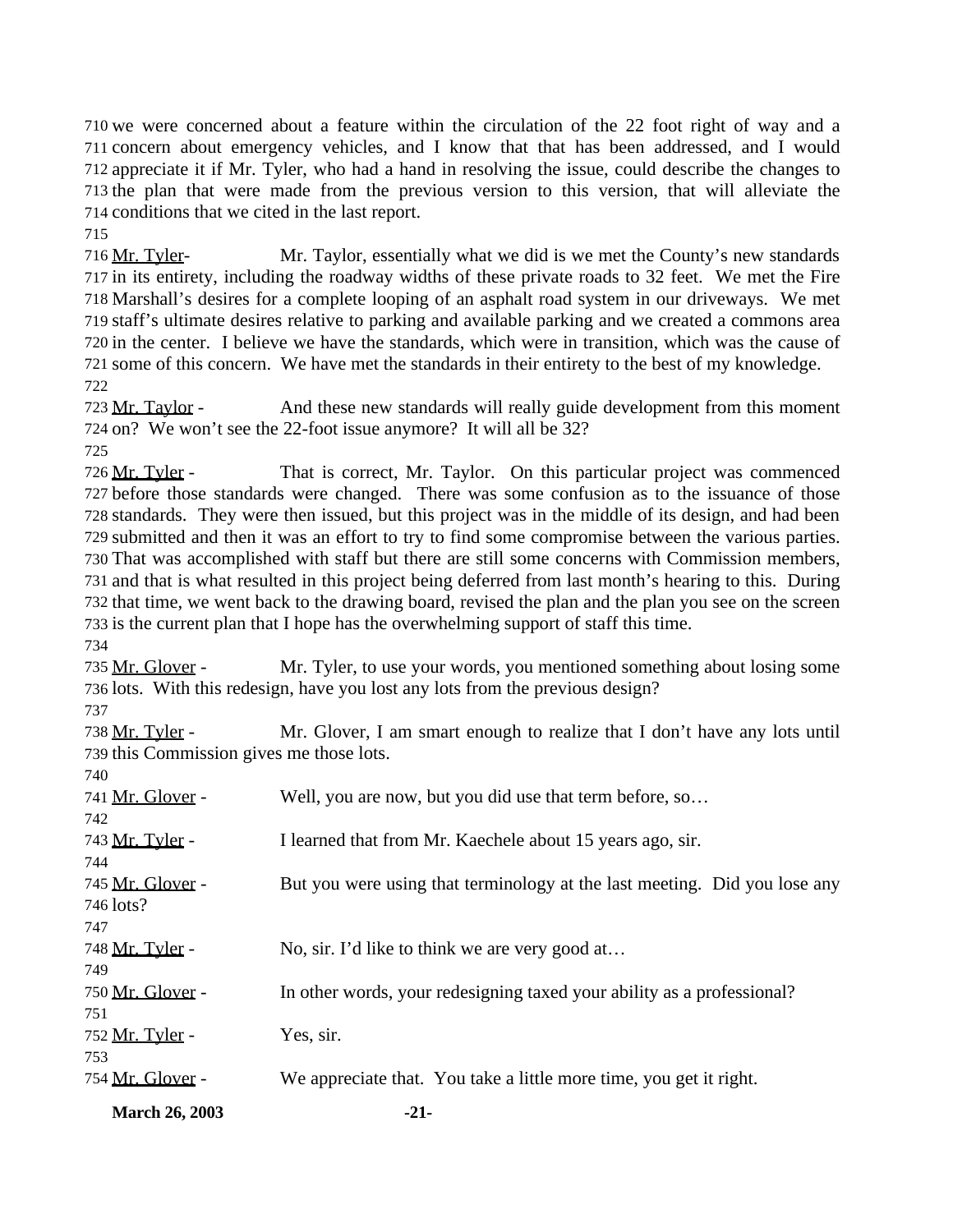we were concerned about a feature within the circulation of the 22 foot right of way and a concern about emergency vehicles, and I know that that has been addressed, and I would appreciate it if Mr. Tyler, who had a hand in resolving the issue, could describe the changes to the plan that were made from the previous version to this version, that will alleviate the conditions that we cited in the last report.

Mr. Tyler- Mr. Taylor, essentially what we did is we met the County's new standards in its entirety, including the roadway widths of these private roads to 32 feet. We met the Fire Marshall's desires for a complete looping of an asphalt road system in our driveways. We met staff's ultimate desires relative to parking and available parking and we created a commons area in the center. I believe we have the standards, which were in transition, which was the cause of some of this concern. We have met the standards in their entirety to the best of my knowledge.

Mr. Taylor - And these new standards will really guide development from this moment on? We won't see the 22-foot issue anymore? It will all be 32?

Mr. Tyler - That is correct, Mr. Taylor. On this particular project was commenced before those standards were changed. There was some confusion as to the issuance of those standards. They were then issued, but this project was in the middle of its design, and had been submitted and then it was an effort to try to find some compromise between the various parties. That was accomplished with staff but there are still some concerns with Commission members, and that is what resulted in this project being deferred from last month's hearing to this. During that time, we went back to the drawing board, revised the plan and the plan you see on the screen is the current plan that I hope has the overwhelming support of staff this time.

Mr. Glover - Mr. Tyler, to use your words, you mentioned something about losing some lots. With this redesign, have you lost any lots from the previous design?

Mr. Tyler - Mr. Glover, I am smart enough to realize that I don't have any lots until this Commission gives me those lots.

Mr. Glover - Well, you are now, but you did use that term before, so…

Mr. Tyler - I learned that from Mr. Kaechele about 15 years ago, sir.

Mr. Glover - But you were using that terminology at the last meeting. Did you lose any lots?

Mr. Tyler - No, sir. I'd like to think we are very good at…

Mr. Glover - In other words, your redesigning taxed your ability as a professional?

Mr. Tyler - Yes, sir.

Mr. Glover - We appreciate that. You take a little more time, you get it right.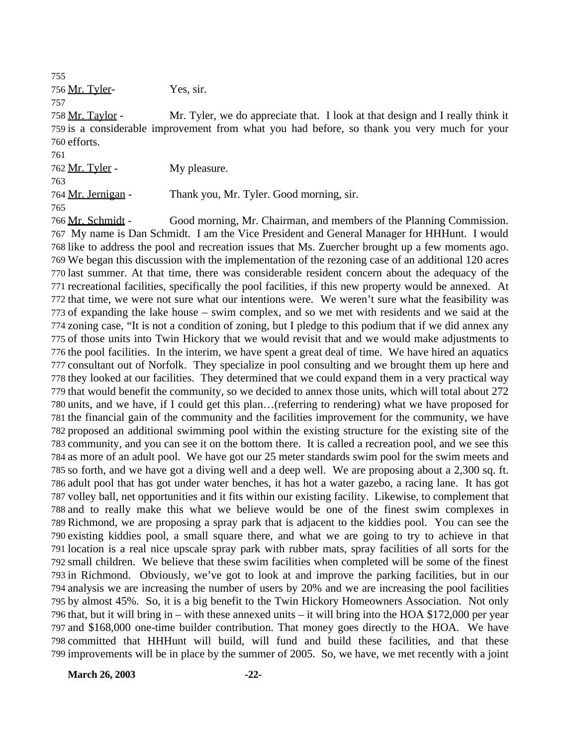Mr. Tyler- Yes, sir.

Mr. Taylor - Mr. Tyler, we do appreciate that. I look at that design and I really think it is a considerable improvement from what you had before, so thank you very much for your efforts.

Mr. Tyler - My pleasure.

Mr. Jernigan - Thank you, Mr. Tyler. Good morning, sir.

Mr. Schmidt - Good morning, Mr. Chairman, and members of the Planning Commission. My name is Dan Schmidt. I am the Vice President and General Manager for HHHunt. I would like to address the pool and recreation issues that Ms. Zuercher brought up a few moments ago. We began this discussion with the implementation of the rezoning case of an additional 120 acres last summer. At that time, there was considerable resident concern about the adequacy of the recreational facilities, specifically the pool facilities, if this new property would be annexed. At that time, we were not sure what our intentions were. We weren't sure what the feasibility was of expanding the lake house – swim complex, and so we met with residents and we said at the zoning case, "It is not a condition of zoning, but I pledge to this podium that if we did annex any of those units into Twin Hickory that we would revisit that and we would make adjustments to the pool facilities. In the interim, we have spent a great deal of time. We have hired an aquatics consultant out of Norfolk. They specialize in pool consulting and we brought them up here and they looked at our facilities. They determined that we could expand them in a very practical way that would benefit the community, so we decided to annex those units, which will total about 272 units, and we have, if I could get this plan…(referring to rendering) what we have proposed for the financial gain of the community and the facilities improvement for the community, we have proposed an additional swimming pool within the existing structure for the existing site of the community, and you can see it on the bottom there. It is called a recreation pool, and we see this as more of an adult pool. We have got our 25 meter standards swim pool for the swim meets and so forth, and we have got a diving well and a deep well. We are proposing about a 2,300 sq. ft. adult pool that has got under water benches, it has hot a water gazebo, a racing lane. It has got volley ball, net opportunities and it fits within our existing facility. Likewise, to complement that and to really make this what we believe would be one of the finest swim complexes in Richmond, we are proposing a spray park that is adjacent to the kiddies pool. You can see the existing kiddies pool, a small square there, and what we are going to try to achieve in that location is a real nice upscale spray park with rubber mats, spray facilities of all sorts for the small children. We believe that these swim facilities when completed will be some of the finest in Richmond. Obviously, we've got to look at and improve the parking facilities, but in our analysis we are increasing the number of users by 20% and we are increasing the pool facilities by almost 45%. So, it is a big benefit to the Twin Hickory Homeowners Association. Not only that, but it will bring in – with these annexed units – it will bring into the HOA $172,000 per year and $168,000 one-time builder contribution. That money goes directly to the HOA. We have committed that HHHunt will build, will fund and build these facilities, and that these improvements will be in place by the summer of 2005. So, we have, we met recently with a joint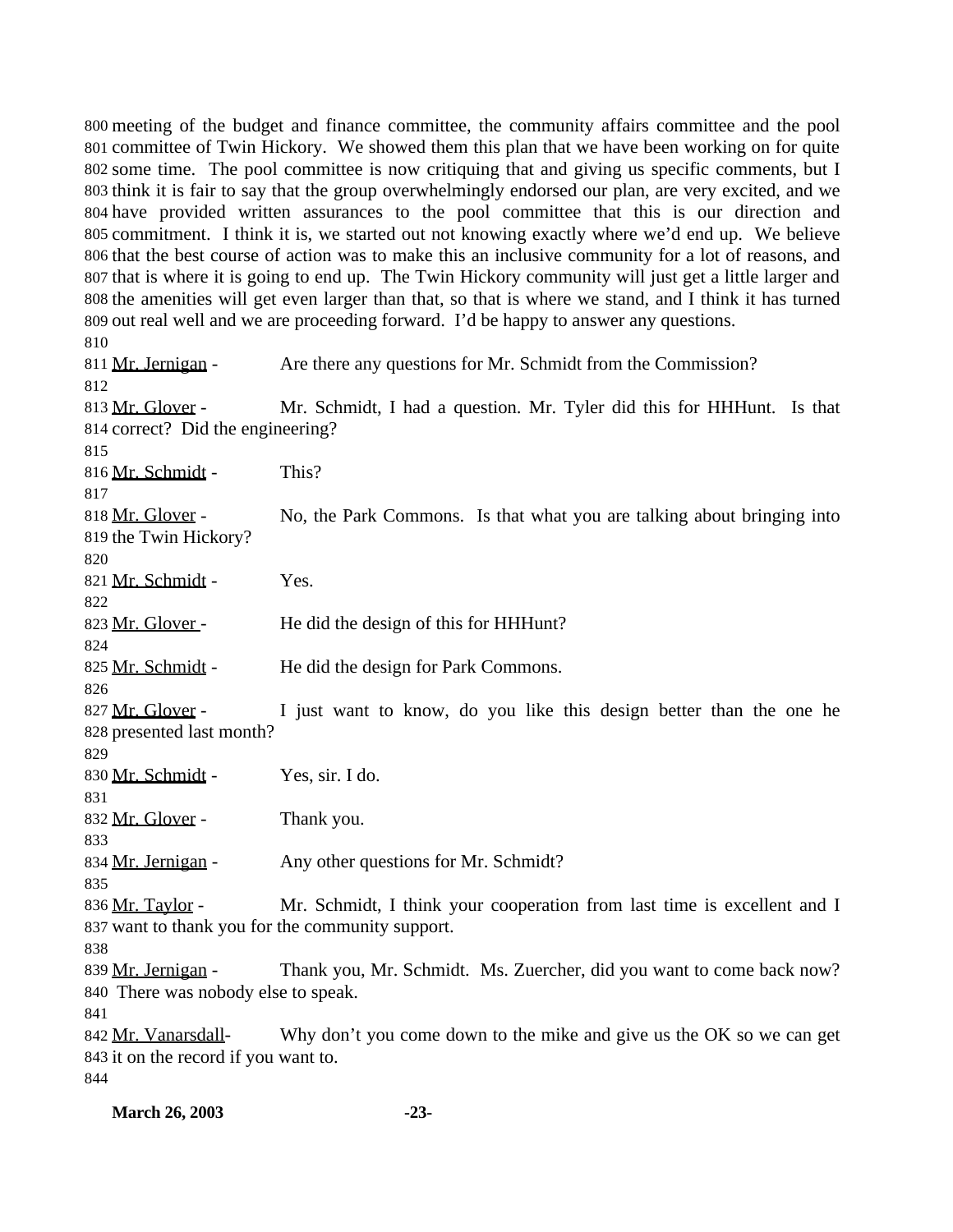meeting of the budget and finance committee, the community affairs committee and the pool committee of Twin Hickory. We showed them this plan that we have been working on for quite some time. The pool committee is now critiquing that and giving us specific comments, but I think it is fair to say that the group overwhelmingly endorsed our plan, are very excited, and we have provided written assurances to the pool committee that this is our direction and commitment. I think it is, we started out not knowing exactly where we'd end up. We believe that the best course of action was to make this an inclusive community for a lot of reasons, and that is where it is going to end up. The Twin Hickory community will just get a little larger and the amenities will get even larger than that, so that is where we stand, and I think it has turned out real well and we are proceeding forward. I'd be happy to answer any questions.

Mr. Jernigan - Are there any questions for Mr. Schmidt from the Commission?

Mr. Glover - Mr. Schmidt, I had a question. Mr. Tyler did this for HHHunt. Is that correct? Did the engineering?

Mr. Schmidt - This?

Mr. Glover - No, the Park Commons. Is that what you are talking about bringing into the Twin Hickory?

Mr. Schmidt - Yes.

Mr. Glover - He did the design of this for HHHunt?

Mr. Schmidt - He did the design for Park Commons.

Mr. Glover - I just want to know, do you like this design better than the one he presented last month?

Mr. Schmidt - Yes, sir. I do.

Mr. Glover - Thank you.

Mr. Jernigan - Any other questions for Mr. Schmidt?

Mr. Taylor - Mr. Schmidt, I think your cooperation from last time is excellent and I want to thank you for the community support.

Mr. Jernigan - Thank you, Mr. Schmidt. Ms. Zuercher, did you want to come back now? There was nobody else to speak.

Mr. Vanarsdall- Why don't you come down to the mike and give us the OK so we can get it on the record if you want to.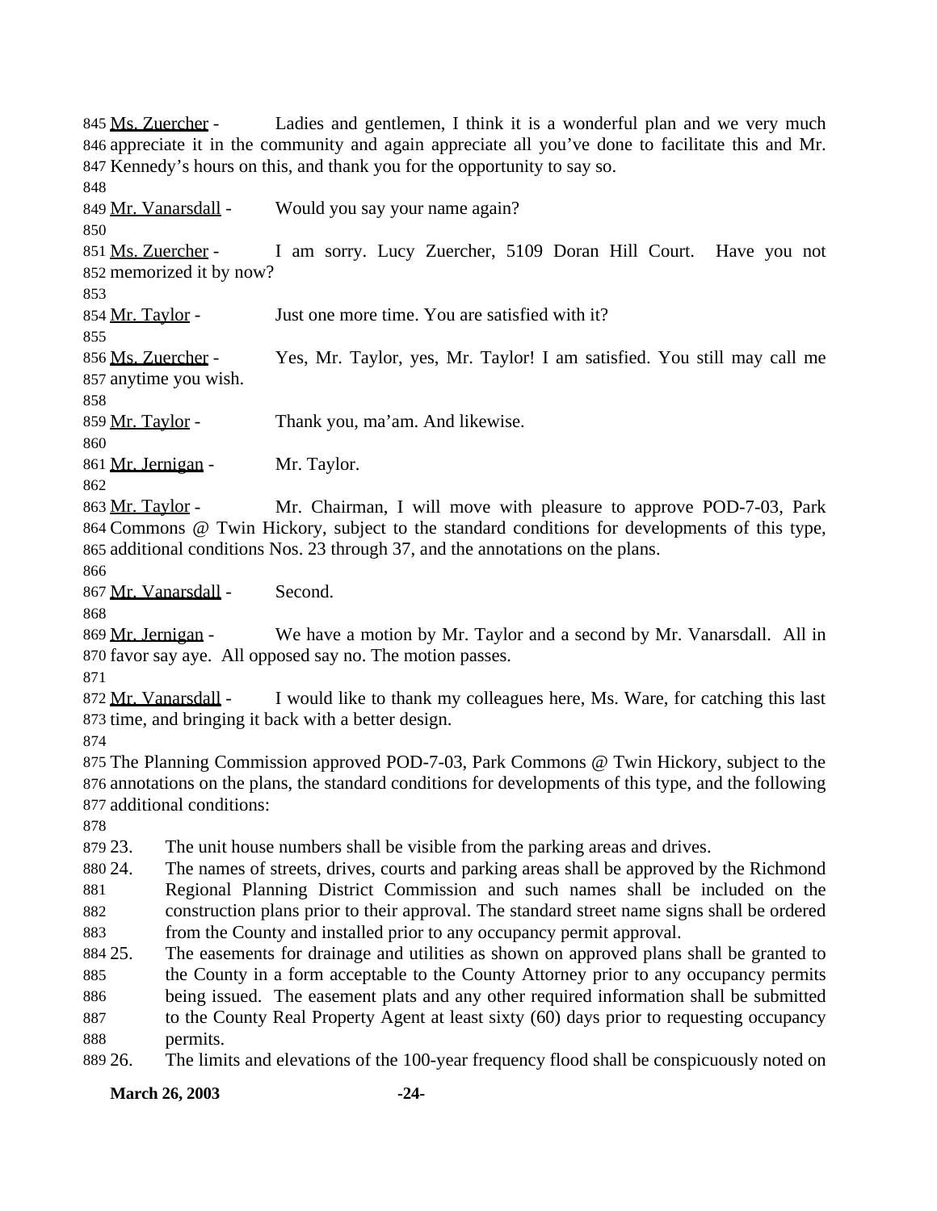Ms. Zuercher - Ladies and gentlemen, I think it is a wonderful plan and we very much appreciate it in the community and again appreciate all you've done to facilitate this and Mr. Kennedy's hours on this, and thank you for the opportunity to say so.

Mr. Vanarsdall - Would you say your name again?

Ms. Zuercher - I am sorry. Lucy Zuercher, 5109 Doran Hill Court. Have you not memorized it by now?

Mr. Taylor - Just one more time. You are satisfied with it?

Ms. Zuercher - Yes, Mr. Taylor, yes, Mr. Taylor! I am satisfied. You still may call me anytime you wish.

Mr. Taylor - Thank you, ma'am. And likewise.

Mr. Jernigan - Mr. Taylor.

Mr. Taylor - Mr. Chairman, I will move with pleasure to approve POD-7-03, Park Commons @ Twin Hickory, subject to the standard conditions for developments of this type, additional conditions Nos. 23 through 37, and the annotations on the plans.

Mr. Vanarsdall - Second.

Mr. Jernigan - We have a motion by Mr. Taylor and a second by Mr. Vanarsdall. All in favor say aye. All opposed say no. The motion passes.

Mr. Vanarsdall - I would like to thank my colleagues here, Ms. Ware, for catching this last time, and bringing it back with a better design.

The Planning Commission approved POD-7-03, Park Commons @ Twin Hickory, subject to the annotations on the plans, the standard conditions for developments of this type, and the following additional conditions:

23. The unit house numbers shall be visible from the parking areas and drives.
24. The names of streets, drives, courts and parking areas shall be approved by the Richmond Regional Planning District Commission and such names shall be included on the construction plans prior to their approval. The standard street name signs shall be ordered from the County and installed prior to any occupancy permit approval.
25. The easements for drainage and utilities as shown on approved plans shall be granted to the County in a form acceptable to the County Attorney prior to any occupancy permits being issued. The easement plats and any other required information shall be submitted to the County Real Property Agent at least sixty (60) days prior to requesting occupancy permits.
26. The limits and elevations of the 100-year frequency flood shall be conspicuously noted on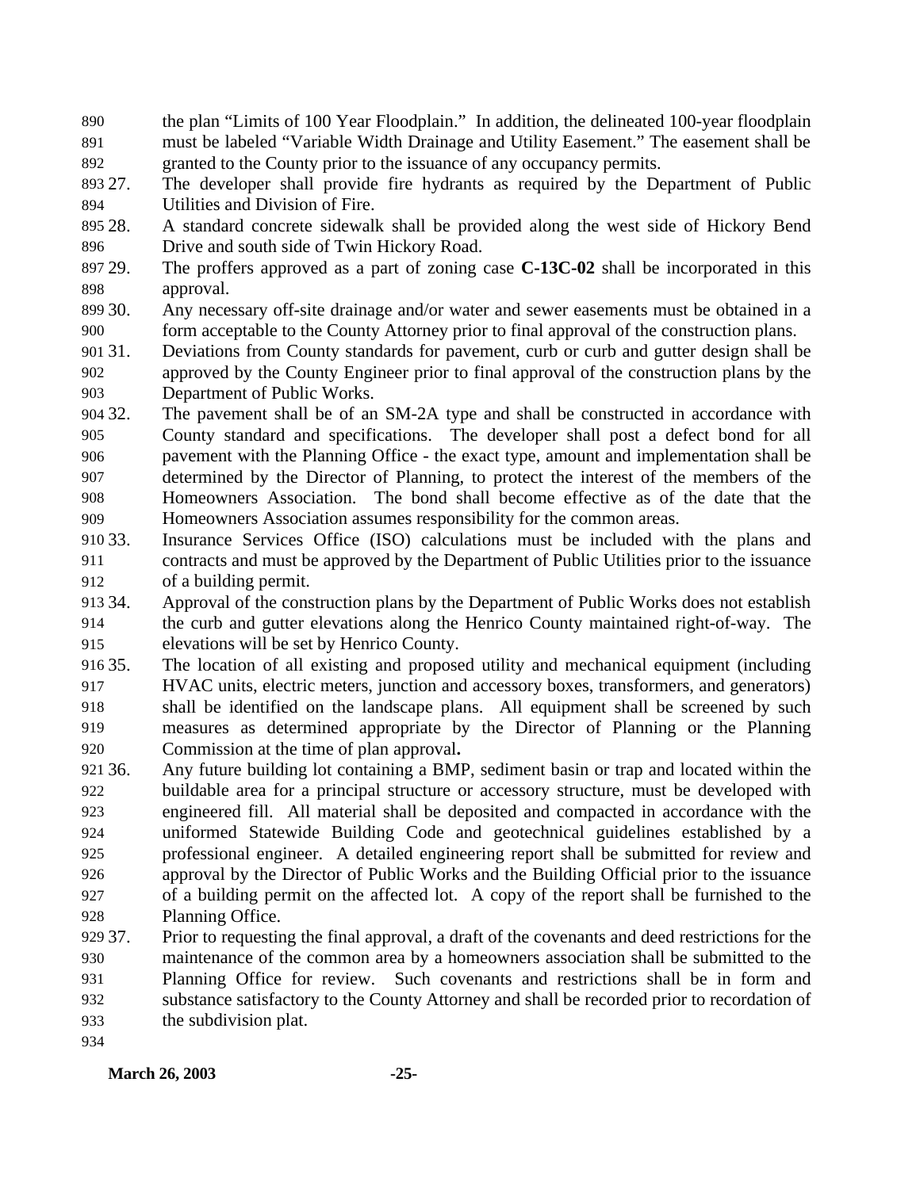the plan "Limits of 100 Year Floodplain." In addition, the delineated 100-year floodplain must be labeled "Variable Width Drainage and Utility Easement." The easement shall be granted to the County prior to the issuance of any occupancy permits.

27. The developer shall provide fire hydrants as required by the Department of Public Utilities and Division of Fire.
28. A standard concrete sidewalk shall be provided along the west side of Hickory Bend Drive and south side of Twin Hickory Road.
29. The proffers approved as a part of zoning case **C-13C-02** shall be incorporated in this approval.
30. Any necessary off-site drainage and/or water and sewer easements must be obtained in a form acceptable to the County Attorney prior to final approval of the construction plans.
31. Deviations from County standards for pavement, curb or curb and gutter design shall be approved by the County Engineer prior to final approval of the construction plans by the Department of Public Works.
32. The pavement shall be of an SM-2A type and shall be constructed in accordance with County standard and specifications. The developer shall post a defect bond for all pavement with the Planning Office - the exact type, amount and implementation shall be determined by the Director of Planning, to protect the interest of the members of the Homeowners Association. The bond shall become effective as of the date that the Homeowners Association assumes responsibility for the common areas.
33. Insurance Services Office (ISO) calculations must be included with the plans and contracts and must be approved by the Department of Public Utilities prior to the issuance of a building permit.
34. Approval of the construction plans by the Department of Public Works does not establish the curb and gutter elevations along the Henrico County maintained right-of-way. The elevations will be set by Henrico County.
35. The location of all existing and proposed utility and mechanical equipment (including HVAC units, electric meters, junction and accessory boxes, transformers, and generators) shall be identified on the landscape plans. All equipment shall be screened by such measures as determined appropriate by the Director of Planning or the Planning Commission at the time of plan approval**.**
36. Any future building lot containing a BMP, sediment basin or trap and located within the buildable area for a principal structure or accessory structure, must be developed with engineered fill. All material shall be deposited and compacted in accordance with the uniformed Statewide Building Code and geotechnical guidelines established by a professional engineer. A detailed engineering report shall be submitted for review and approval by the Director of Public Works and the Building Official prior to the issuance of a building permit on the affected lot. A copy of the report shall be furnished to the Planning Office.
37. Prior to requesting the final approval, a draft of the covenants and deed restrictions for the maintenance of the common area by a homeowners association shall be submitted to the Planning Office for review. Such covenants and restrictions shall be in form and substance satisfactory to the County Attorney and shall be recorded prior to recordation of the subdivision plat.

**March 26, 2003**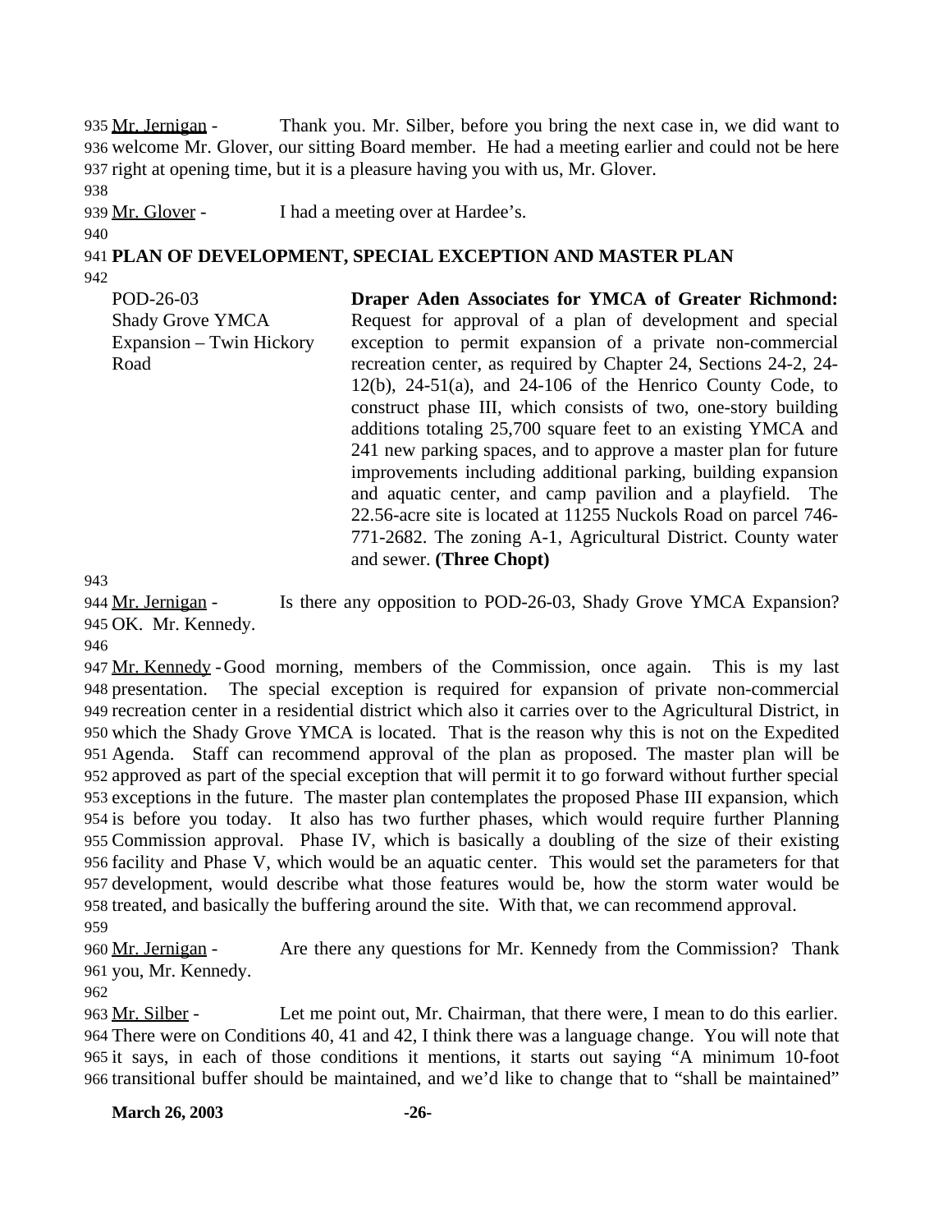Mr. Jernigan - Thank you. Mr. Silber, before you bring the next case in, we did want to welcome Mr. Glover, our sitting Board member. He had a meeting earlier and could not be here right at opening time, but it is a pleasure having you with us, Mr. Glover.

Mr. Glover - I had a meeting over at Hardee's.

**PLAN OF DEVELOPMENT, SPECIAL EXCEPTION AND MASTER PLAN**

| | |
|---|---|
| POD-26-03<br>Shady Grove YMCA Expansion – Twin Hickory Road | **Draper Aden Associates for YMCA of Greater Richmond:** Request for approval of a plan of development and special exception to permit expansion of a private non-commercial recreation center, as required by Chapter 24, Sections 24-2, 24-12(b), 24-51(a), and 24-106 of the Henrico County Code, to construct phase III, which consists of two, one-story building additions totaling 25,700 square feet to an existing YMCA and 241 new parking spaces, and to approve a master plan for future improvements including additional parking, building expansion and aquatic center, and camp pavilion and a playfield. The 22.56-acre site is located at 11255 Nuckols Road on parcel 746-771-2682. The zoning A-1, Agricultural District. County water and sewer. **(Three Chopt)** |

Mr. Jernigan - Is there any opposition to POD-26-03, Shady Grove YMCA Expansion? OK. Mr. Kennedy.

Mr. Kennedy - Good morning, members of the Commission, once again. This is my last presentation. The special exception is required for expansion of private non-commercial recreation center in a residential district which also it carries over to the Agricultural District, in which the Shady Grove YMCA is located. That is the reason why this is not on the Expedited Agenda. Staff can recommend approval of the plan as proposed. The master plan will be approved as part of the special exception that will permit it to go forward without further special exceptions in the future. The master plan contemplates the proposed Phase III expansion, which is before you today. It also has two further phases, which would require further Planning Commission approval. Phase IV, which is basically a doubling of the size of their existing facility and Phase V, which would be an aquatic center. This would set the parameters for that development, would describe what those features would be, how the storm water would be treated, and basically the buffering around the site. With that, we can recommend approval.

Mr. Jernigan - Are there any questions for Mr. Kennedy from the Commission? Thank you, Mr. Kennedy.

Mr. Silber - Let me point out, Mr. Chairman, that there were, I mean to do this earlier. There were on Conditions 40, 41 and 42, I think there was a language change. You will note that it says, in each of those conditions it mentions, it starts out saying "A minimum 10-foot transitional buffer should be maintained, and we'd like to change that to "shall be maintained"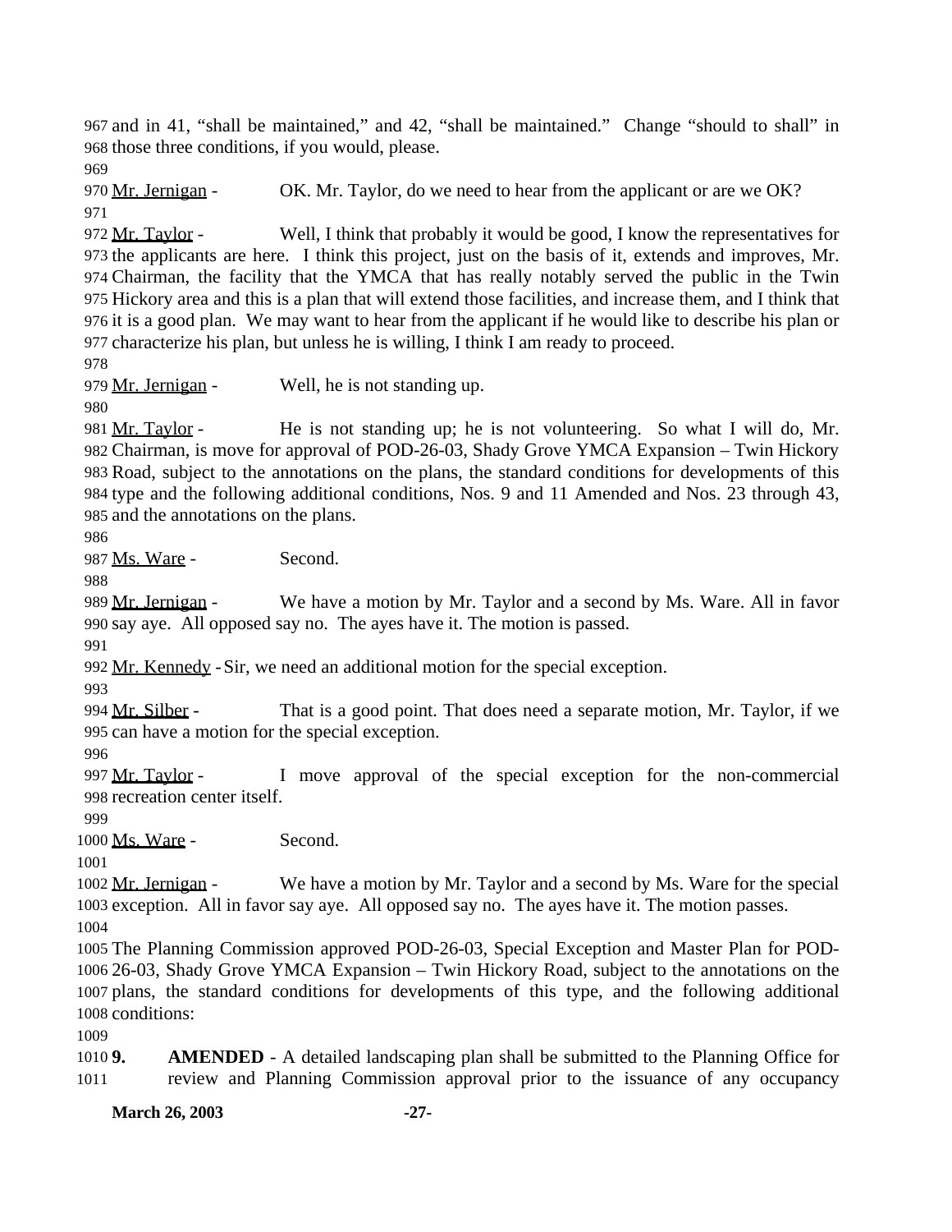and in 41, "shall be maintained," and 42, "shall be maintained." Change "should to shall" in those three conditions, if you would, please.

Mr. Jernigan - OK. Mr. Taylor, do we need to hear from the applicant or are we OK?

Mr. Taylor - Well, I think that probably it would be good, I know the representatives for the applicants are here. I think this project, just on the basis of it, extends and improves, Mr. Chairman, the facility that the YMCA that has really notably served the public in the Twin Hickory area and this is a plan that will extend those facilities, and increase them, and I think that it is a good plan. We may want to hear from the applicant if he would like to describe his plan or characterize his plan, but unless he is willing, I think I am ready to proceed.

Mr. Jernigan - Well, he is not standing up.

Mr. Taylor - He is not standing up; he is not volunteering. So what I will do, Mr. Chairman, is move for approval of POD-26-03, Shady Grove YMCA Expansion – Twin Hickory Road, subject to the annotations on the plans, the standard conditions for developments of this type and the following additional conditions, Nos. 9 and 11 Amended and Nos. 23 through 43, and the annotations on the plans.

Ms. Ware - Second.

Mr. Jernigan - We have a motion by Mr. Taylor and a second by Ms. Ware. All in favor say aye. All opposed say no. The ayes have it. The motion is passed.

Mr. Kennedy - Sir, we need an additional motion for the special exception.

Mr. Silber - That is a good point. That does need a separate motion, Mr. Taylor, if we can have a motion for the special exception.

Mr. Taylor - I move approval of the special exception for the non-commercial recreation center itself.

Ms. Ware - Second.

Mr. Jernigan - We have a motion by Mr. Taylor and a second by Ms. Ware for the special exception. All in favor say aye. All opposed say no. The ayes have it. The motion passes.

The Planning Commission approved POD-26-03, Special Exception and Master Plan for POD-26-03, Shady Grove YMCA Expansion – Twin Hickory Road, subject to the annotations on the plans, the standard conditions for developments of this type, and the following additional conditions:

**9.** **AMENDED** - A detailed landscaping plan shall be submitted to the Planning Office for review and Planning Commission approval prior to the issuance of any occupancy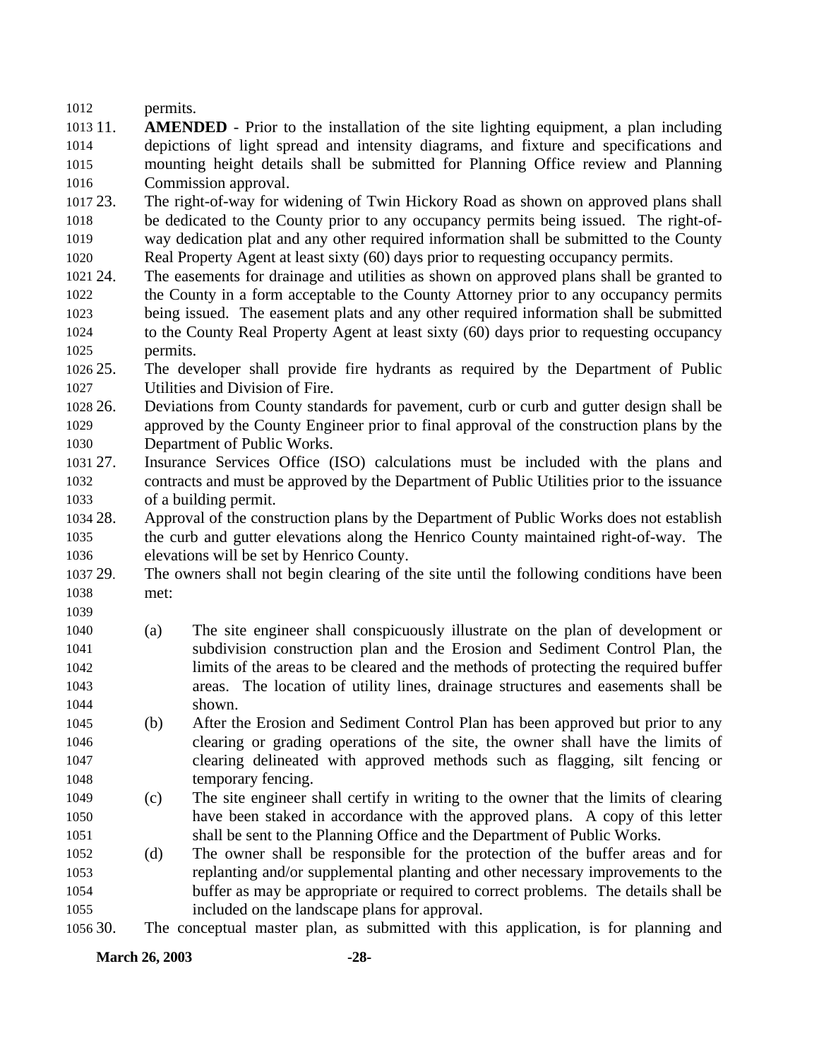permits.

11. **AMENDED** - Prior to the installation of the site lighting equipment, a plan including depictions of light spread and intensity diagrams, and fixture and specifications and mounting height details shall be submitted for Planning Office review and Planning Commission approval.

23. The right-of-way for widening of Twin Hickory Road as shown on approved plans shall be dedicated to the County prior to any occupancy permits being issued. The right-of-way dedication plat and any other required information shall be submitted to the County Real Property Agent at least sixty (60) days prior to requesting occupancy permits.

24. The easements for drainage and utilities as shown on approved plans shall be granted to the County in a form acceptable to the County Attorney prior to any occupancy permits being issued. The easement plats and any other required information shall be submitted to the County Real Property Agent at least sixty (60) days prior to requesting occupancy permits.

25. The developer shall provide fire hydrants as required by the Department of Public Utilities and Division of Fire.

26. Deviations from County standards for pavement, curb or curb and gutter design shall be approved by the County Engineer prior to final approval of the construction plans by the Department of Public Works.

27. Insurance Services Office (ISO) calculations must be included with the plans and contracts and must be approved by the Department of Public Utilities prior to the issuance of a building permit.

28. Approval of the construction plans by the Department of Public Works does not establish the curb and gutter elevations along the Henrico County maintained right-of-way. The elevations will be set by Henrico County.

29. The owners shall not begin clearing of the site until the following conditions have been met:

    (a) The site engineer shall conspicuously illustrate on the plan of development or subdivision construction plan and the Erosion and Sediment Control Plan, the limits of the areas to be cleared and the methods of protecting the required buffer areas. The location of utility lines, drainage structures and easements shall be shown.

    (b) After the Erosion and Sediment Control Plan has been approved but prior to any clearing or grading operations of the site, the owner shall have the limits of clearing delineated with approved methods such as flagging, silt fencing or temporary fencing.

    (c) The site engineer shall certify in writing to the owner that the limits of clearing have been staked in accordance with the approved plans. A copy of this letter shall be sent to the Planning Office and the Department of Public Works.

    (d) The owner shall be responsible for the protection of the buffer areas and for replanting and/or supplemental planting and other necessary improvements to the buffer as may be appropriate or required to correct problems. The details shall be included on the landscape plans for approval.

30. The conceptual master plan, as submitted with this application, is for planning and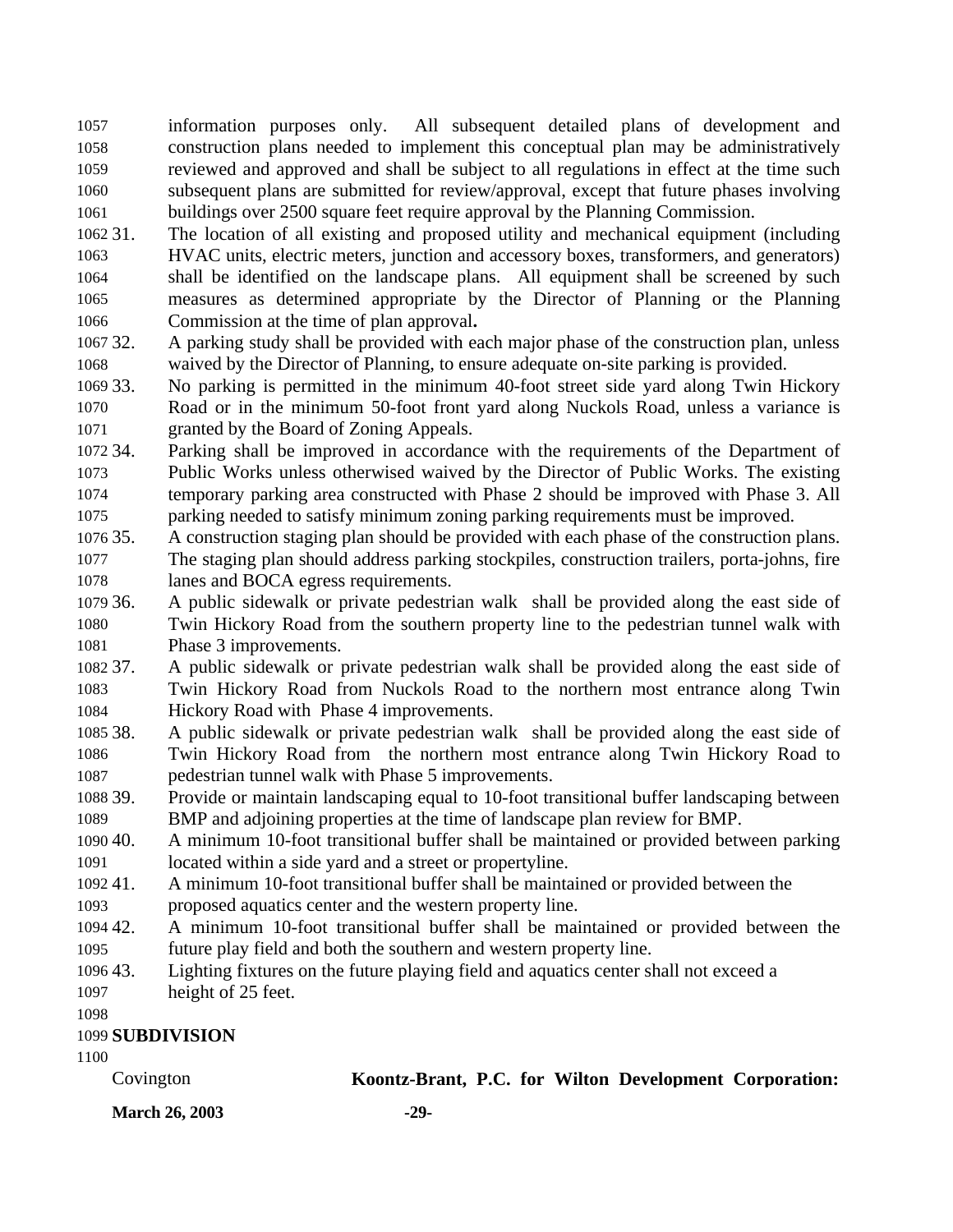information purposes only. All subsequent detailed plans of development and construction plans needed to implement this conceptual plan may be administratively reviewed and approved and shall be subject to all regulations in effect at the time such subsequent plans are submitted for review/approval, except that future phases involving buildings over 2500 square feet require approval by the Planning Commission.

31. The location of all existing and proposed utility and mechanical equipment (including HVAC units, electric meters, junction and accessory boxes, transformers, and generators) shall be identified on the landscape plans. All equipment shall be screened by such measures as determined appropriate by the Director of Planning or the Planning Commission at the time of plan approval**.**
32. A parking study shall be provided with each major phase of the construction plan, unless waived by the Director of Planning, to ensure adequate on-site parking is provided.
33. No parking is permitted in the minimum 40-foot street side yard along Twin Hickory Road or in the minimum 50-foot front yard along Nuckols Road, unless a variance is granted by the Board of Zoning Appeals.
34. Parking shall be improved in accordance with the requirements of the Department of Public Works unless otherwised waived by the Director of Public Works. The existing temporary parking area constructed with Phase 2 should be improved with Phase 3. All parking needed to satisfy minimum zoning parking requirements must be improved.
35. A construction staging plan should be provided with each phase of the construction plans. The staging plan should address parking stockpiles, construction trailers, porta-johns, fire lanes and BOCA egress requirements.
36. A public sidewalk or private pedestrian walk shall be provided along the east side of Twin Hickory Road from the southern property line to the pedestrian tunnel walk with Phase 3 improvements.
37. A public sidewalk or private pedestrian walk shall be provided along the east side of Twin Hickory Road from Nuckols Road to the northern most entrance along Twin Hickory Road with Phase 4 improvements.
38. A public sidewalk or private pedestrian walk shall be provided along the east side of Twin Hickory Road from the northern most entrance along Twin Hickory Road to pedestrian tunnel walk with Phase 5 improvements.
39. Provide or maintain landscaping equal to 10-foot transitional buffer landscaping between BMP and adjoining properties at the time of landscape plan review for BMP.
40. A minimum 10-foot transitional buffer shall be maintained or provided between parking located within a side yard and a street or propertyline.
41. A minimum 10-foot transitional buffer shall be maintained or provided between the proposed aquatics center and the western property line.
42. A minimum 10-foot transitional buffer shall be maintained or provided between the future play field and both the southern and western property line.
43. Lighting fixtures on the future playing field and aquatics center shall not exceed a height of 25 feet.

**SUBDIVISION**

Covington **Koontz-Brant, P.C. for Wilton Development Corporation:**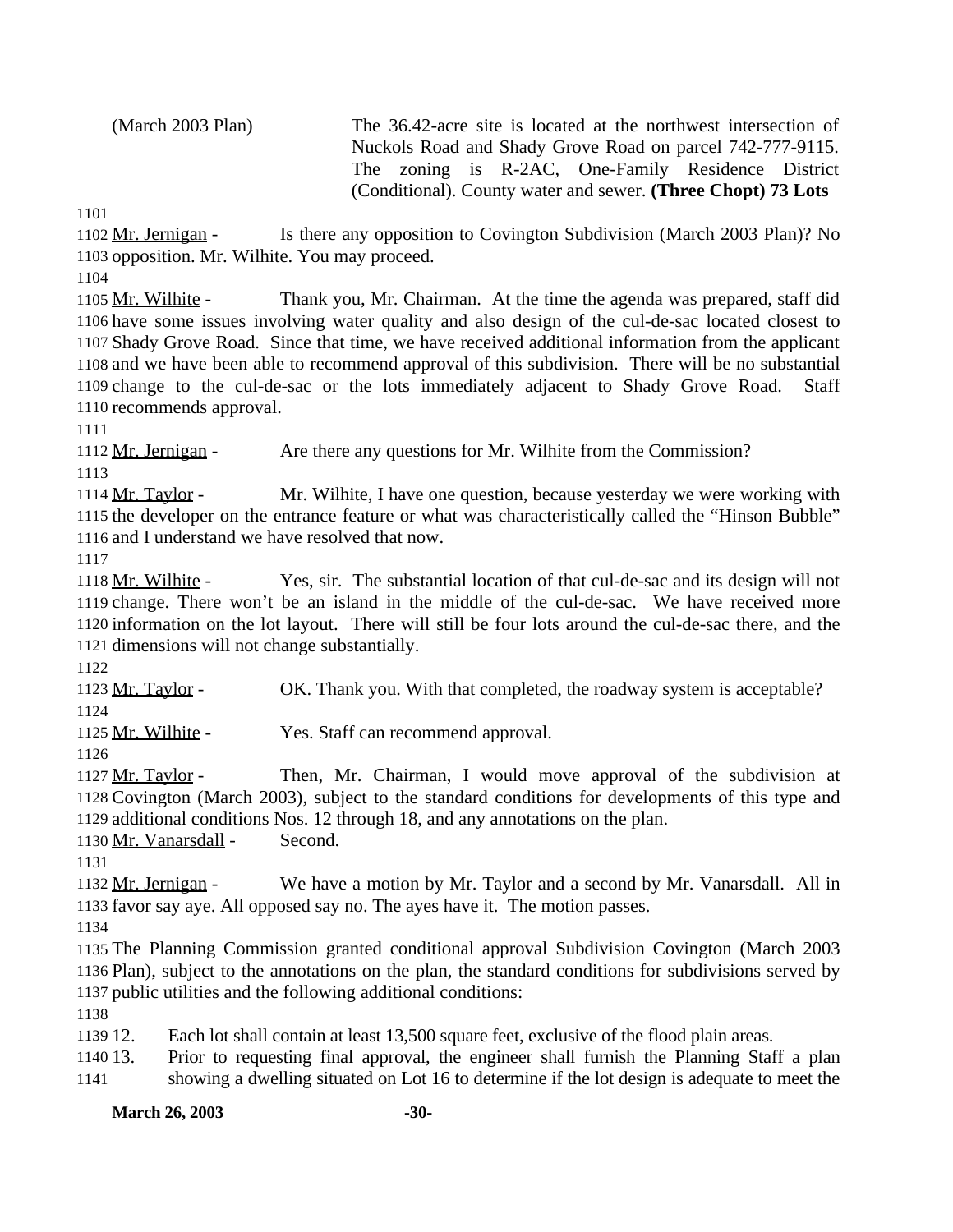(March 2003 Plan) The 36.42-acre site is located at the northwest intersection of Nuckols Road and Shady Grove Road on parcel 742-777-9115. The zoning is R-2AC, One-Family Residence District (Conditional). County water and sewer. **(Three Chopt) 73 Lots**

Mr. Jernigan - Is there any opposition to Covington Subdivision (March 2003 Plan)? No opposition. Mr. Wilhite. You may proceed.

Mr. Wilhite - Thank you, Mr. Chairman. At the time the agenda was prepared, staff did have some issues involving water quality and also design of the cul-de-sac located closest to Shady Grove Road. Since that time, we have received additional information from the applicant and we have been able to recommend approval of this subdivision. There will be no substantial change to the cul-de-sac or the lots immediately adjacent to Shady Grove Road. Staff recommends approval.

Mr. Jernigan - Are there any questions for Mr. Wilhite from the Commission?

Mr. Taylor - Mr. Wilhite, I have one question, because yesterday we were working with the developer on the entrance feature or what was characteristically called the "Hinson Bubble" and I understand we have resolved that now.

Mr. Wilhite - Yes, sir. The substantial location of that cul-de-sac and its design will not change. There won't be an island in the middle of the cul-de-sac. We have received more information on the lot layout. There will still be four lots around the cul-de-sac there, and the dimensions will not change substantially.

Mr. Taylor - OK. Thank you. With that completed, the roadway system is acceptable?

Mr. Wilhite - Yes. Staff can recommend approval.

Mr. Taylor - Then, Mr. Chairman, I would move approval of the subdivision at Covington (March 2003), subject to the standard conditions for developments of this type and additional conditions Nos. 12 through 18, and any annotations on the plan.

Mr. Vanarsdall - Second.

Mr. Jernigan - We have a motion by Mr. Taylor and a second by Mr. Vanarsdall. All in favor say aye. All opposed say no. The ayes have it. The motion passes.

The Planning Commission granted conditional approval Subdivision Covington (March 2003 Plan), subject to the annotations on the plan, the standard conditions for subdivisions served by public utilities and the following additional conditions:

12. Each lot shall contain at least 13,500 square feet, exclusive of the flood plain areas.
13. Prior to requesting final approval, the engineer shall furnish the Planning Staff a plan showing a dwelling situated on Lot 16 to determine if the lot design is adequate to meet the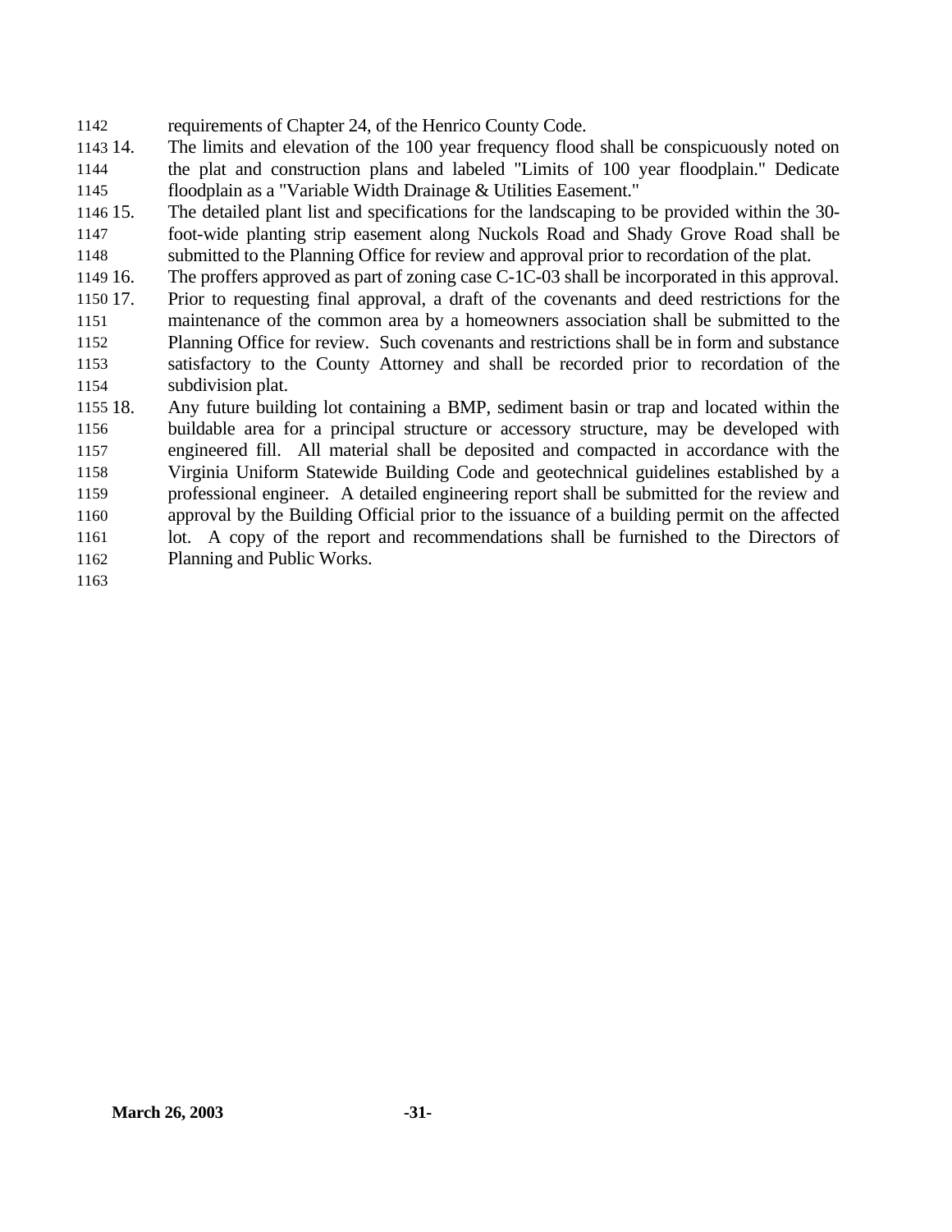requirements of Chapter 24, of the Henrico County Code.

14. The limits and elevation of the 100 year frequency flood shall be conspicuously noted on the plat and construction plans and labeled "Limits of 100 year floodplain." Dedicate floodplain as a "Variable Width Drainage & Utilities Easement."

15. The detailed plant list and specifications for the landscaping to be provided within the 30-foot-wide planting strip easement along Nuckols Road and Shady Grove Road shall be submitted to the Planning Office for review and approval prior to recordation of the plat.

16. The proffers approved as part of zoning case C-1C-03 shall be incorporated in this approval.

17. Prior to requesting final approval, a draft of the covenants and deed restrictions for the maintenance of the common area by a homeowners association shall be submitted to the Planning Office for review. Such covenants and restrictions shall be in form and substance satisfactory to the County Attorney and shall be recorded prior to recordation of the subdivision plat.

18. Any future building lot containing a BMP, sediment basin or trap and located within the buildable area for a principal structure or accessory structure, may be developed with engineered fill. All material shall be deposited and compacted in accordance with the Virginia Uniform Statewide Building Code and geotechnical guidelines established by a professional engineer. A detailed engineering report shall be submitted for the review and approval by the Building Official prior to the issuance of a building permit on the affected lot. A copy of the report and recommendations shall be furnished to the Directors of Planning and Public Works.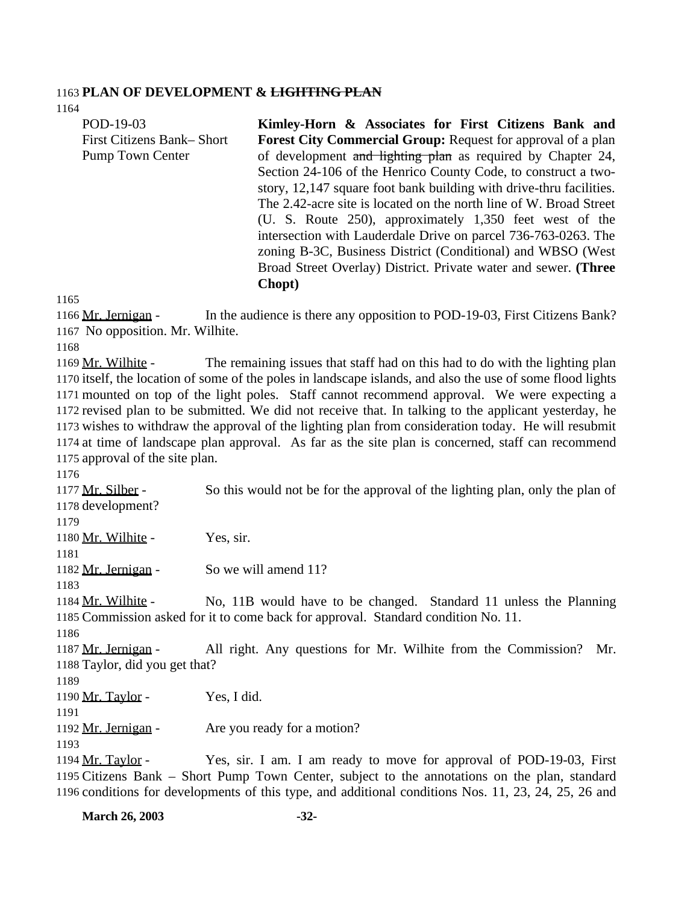**PLAN OF DEVELOPMENT & ~~LIGHTING PLAN~~**

| | |
|---|---|
| POD-19-03<br>First Citizens Bank– Short Pump Town Center | **Kimley-Horn & Associates for First Citizens Bank and Forest City Commercial Group:** Request for approval of a plan of development ~~and lighting plan~~ as required by Chapter 24, Section 24-106 of the Henrico County Code, to construct a two-story, 12,147 square foot bank building with drive-thru facilities. The 2.42-acre site is located on the north line of W. Broad Street (U. S. Route 250), approximately 1,350 feet west of the intersection with Lauderdale Drive on parcel 736-763-0263. The zoning B-3C, Business District (Conditional) and WBSO (West Broad Street Overlay) District. Private water and sewer. **(Three Chopt)** |

Mr. Jernigan - In the audience is there any opposition to POD-19-03, First Citizens Bank? No opposition. Mr. Wilhite.

Mr. Wilhite - The remaining issues that staff had on this had to do with the lighting plan itself, the location of some of the poles in landscape islands, and also the use of some flood lights mounted on top of the light poles. Staff cannot recommend approval. We were expecting a revised plan to be submitted. We did not receive that. In talking to the applicant yesterday, he wishes to withdraw the approval of the lighting plan from consideration today. He will resubmit at time of landscape plan approval. As far as the site plan is concerned, staff can recommend approval of the site plan.

Mr. Silber - So this would not be for the approval of the lighting plan, only the plan of development?

Mr. Wilhite - Yes, sir.

Mr. Jernigan - So we will amend 11?

Mr. Wilhite - No, 11B would have to be changed. Standard 11 unless the Planning Commission asked for it to come back for approval. Standard condition No. 11.

Mr. Jernigan - All right. Any questions for Mr. Wilhite from the Commission? Mr. Taylor, did you get that?

Mr. Taylor - Yes, I did.

Mr. Jernigan - Are you ready for a motion?

Mr. Taylor - Yes, sir. I am. I am ready to move for approval of POD-19-03, First Citizens Bank – Short Pump Town Center, subject to the annotations on the plan, standard conditions for developments of this type, and additional conditions Nos. 11, 23, 24, 25, 26 and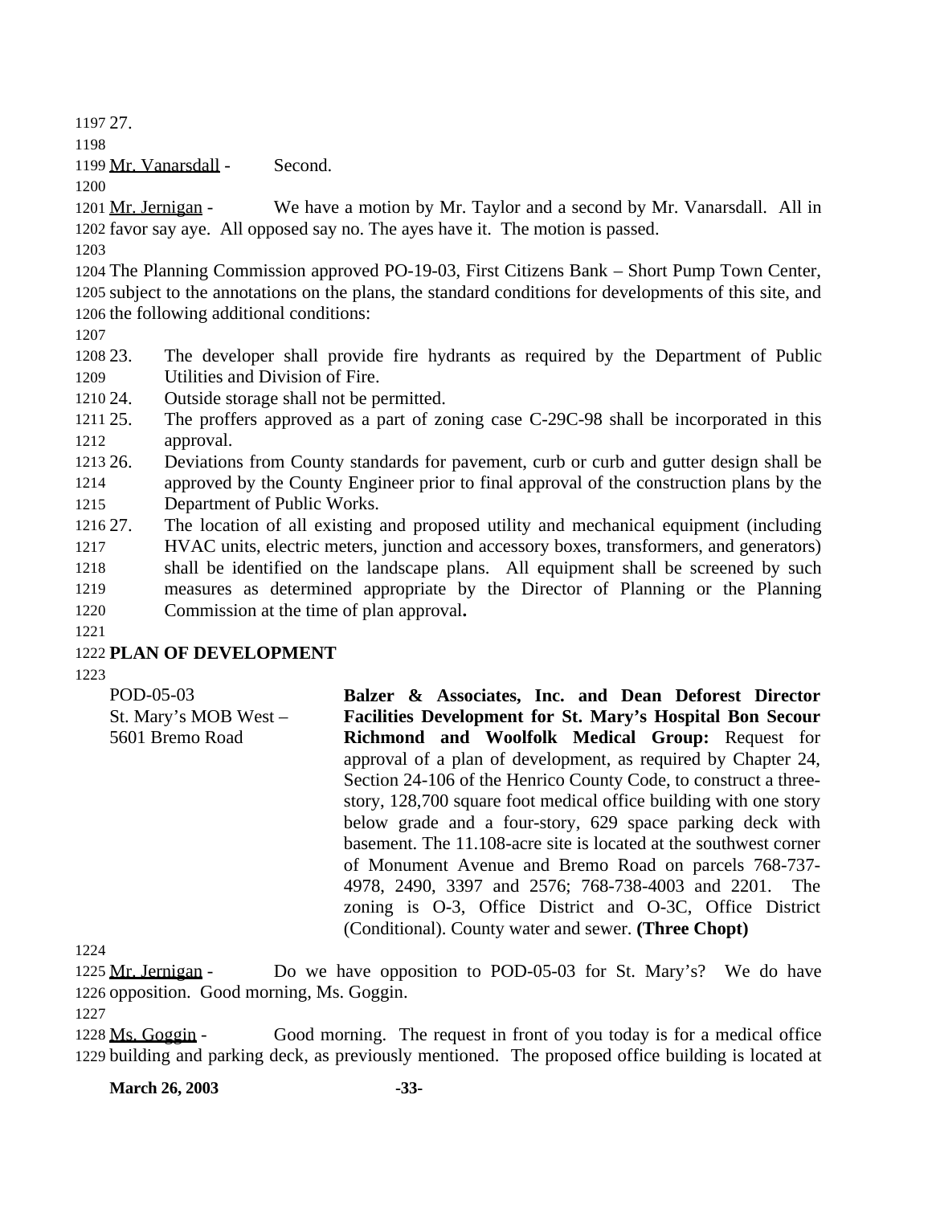27.

Mr. Vanarsdall - Second.

Mr. Jernigan - We have a motion by Mr. Taylor and a second by Mr. Vanarsdall. All in favor say aye. All opposed say no. The ayes have it. The motion is passed.

The Planning Commission approved PO-19-03, First Citizens Bank – Short Pump Town Center, subject to the annotations on the plans, the standard conditions for developments of this site, and the following additional conditions:

23. The developer shall provide fire hydrants as required by the Department of Public Utilities and Division of Fire.
24. Outside storage shall not be permitted.
25. The proffers approved as a part of zoning case C-29C-98 shall be incorporated in this approval.
26. Deviations from County standards for pavement, curb or curb and gutter design shall be approved by the County Engineer prior to final approval of the construction plans by the Department of Public Works.
27. The location of all existing and proposed utility and mechanical equipment (including HVAC units, electric meters, junction and accessory boxes, transformers, and generators) shall be identified on the landscape plans. All equipment shall be screened by such measures as determined appropriate by the Director of Planning or the Planning Commission at the time of plan approval**.**

**PLAN OF DEVELOPMENT**

POD-05-03
St. Mary's MOB West – 5601 Bremo Road

**Balzer & Associates, Inc. and Dean Deforest Director Facilities Development for St. Mary's Hospital Bon Secour Richmond and Woolfolk Medical Group:** Request for approval of a plan of development, as required by Chapter 24, Section 24-106 of the Henrico County Code, to construct a three-story, 128,700 square foot medical office building with one story below grade and a four-story, 629 space parking deck with basement. The 11.108-acre site is located at the southwest corner of Monument Avenue and Bremo Road on parcels 768-737-4978, 2490, 3397 and 2576; 768-738-4003 and 2201. The zoning is O-3, Office District and O-3C, Office District (Conditional). County water and sewer. **(Three Chopt)**

Mr. Jernigan - Do we have opposition to POD-05-03 for St. Mary's? We do have opposition. Good morning, Ms. Goggin.

Ms. Goggin - Good morning. The request in front of you today is for a medical office building and parking deck, as previously mentioned. The proposed office building is located at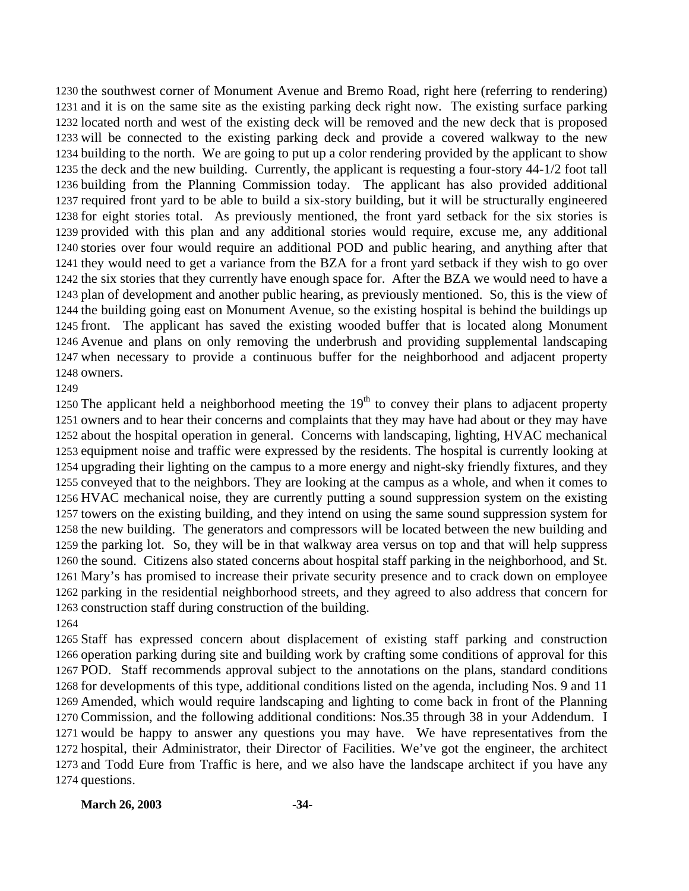the southwest corner of Monument Avenue and Bremo Road, right here (referring to rendering) and it is on the same site as the existing parking deck right now. The existing surface parking located north and west of the existing deck will be removed and the new deck that is proposed will be connected to the existing parking deck and provide a covered walkway to the new building to the north. We are going to put up a color rendering provided by the applicant to show the deck and the new building. Currently, the applicant is requesting a four-story 44-1/2 foot tall building from the Planning Commission today. The applicant has also provided additional required front yard to be able to build a six-story building, but it will be structurally engineered for eight stories total. As previously mentioned, the front yard setback for the six stories is provided with this plan and any additional stories would require, excuse me, any additional stories over four would require an additional POD and public hearing, and anything after that they would need to get a variance from the BZA for a front yard setback if they wish to go over the six stories that they currently have enough space for. After the BZA we would need to have a plan of development and another public hearing, as previously mentioned. So, this is the view of the building going east on Monument Avenue, so the existing hospital is behind the buildings up front. The applicant has saved the existing wooded buffer that is located along Monument Avenue and plans on only removing the underbrush and providing supplemental landscaping when necessary to provide a continuous buffer for the neighborhood and adjacent property owners.

The applicant held a neighborhood meeting the 19th to convey their plans to adjacent property owners and to hear their concerns and complaints that they may have had about or they may have about the hospital operation in general. Concerns with landscaping, lighting, HVAC mechanical equipment noise and traffic were expressed by the residents. The hospital is currently looking at upgrading their lighting on the campus to a more energy and night-sky friendly fixtures, and they conveyed that to the neighbors. They are looking at the campus as a whole, and when it comes to HVAC mechanical noise, they are currently putting a sound suppression system on the existing towers on the existing building, and they intend on using the same sound suppression system for the new building. The generators and compressors will be located between the new building and the parking lot. So, they will be in that walkway area versus on top and that will help suppress the sound. Citizens also stated concerns about hospital staff parking in the neighborhood, and St. Mary's has promised to increase their private security presence and to crack down on employee parking in the residential neighborhood streets, and they agreed to also address that concern for construction staff during construction of the building.

Staff has expressed concern about displacement of existing staff parking and construction operation parking during site and building work by crafting some conditions of approval for this POD. Staff recommends approval subject to the annotations on the plans, standard conditions for developments of this type, additional conditions listed on the agenda, including Nos. 9 and 11 Amended, which would require landscaping and lighting to come back in front of the Planning Commission, and the following additional conditions: Nos.35 through 38 in your Addendum. I would be happy to answer any questions you may have. We have representatives from the hospital, their Administrator, their Director of Facilities. We've got the engineer, the architect and Todd Eure from Traffic is here, and we also have the landscape architect if you have any questions.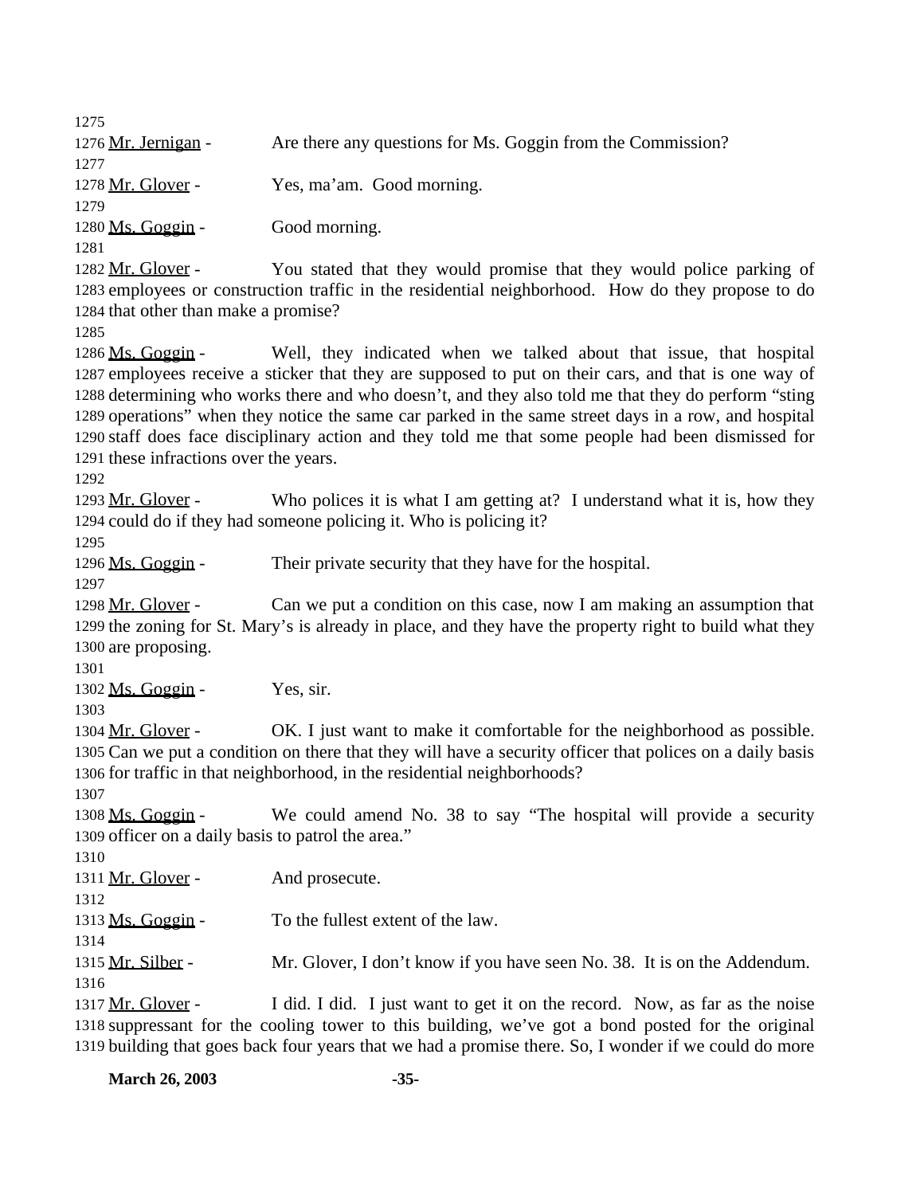Mr. Jernigan - Are there any questions for Ms. Goggin from the Commission?

Mr. Glover - Yes, ma'am. Good morning.

Ms. Goggin - Good morning.

Mr. Glover - You stated that they would promise that they would police parking of employees or construction traffic in the residential neighborhood. How do they propose to do that other than make a promise?

Ms. Goggin - Well, they indicated when we talked about that issue, that hospital employees receive a sticker that they are supposed to put on their cars, and that is one way of determining who works there and who doesn't, and they also told me that they do perform "sting operations" when they notice the same car parked in the same street days in a row, and hospital staff does face disciplinary action and they told me that some people had been dismissed for these infractions over the years.

Mr. Glover - Who polices it is what I am getting at? I understand what it is, how they could do if they had someone policing it. Who is policing it?

Ms. Goggin - Their private security that they have for the hospital.

Mr. Glover - Can we put a condition on this case, now I am making an assumption that the zoning for St. Mary's is already in place, and they have the property right to build what they are proposing.

Ms. Goggin - Yes, sir.

Mr. Glover - OK. I just want to make it comfortable for the neighborhood as possible. Can we put a condition on there that they will have a security officer that polices on a daily basis for traffic in that neighborhood, in the residential neighborhoods?

Ms. Goggin - We could amend No. 38 to say "The hospital will provide a security officer on a daily basis to patrol the area."

Mr. Glover - And prosecute.

Ms. Goggin - To the fullest extent of the law.

Mr. Silber - Mr. Glover, I don't know if you have seen No. 38. It is on the Addendum.

Mr. Glover - I did. I did. I just want to get it on the record. Now, as far as the noise suppressant for the cooling tower to this building, we've got a bond posted for the original building that goes back four years that we had a promise there. So, I wonder if we could do more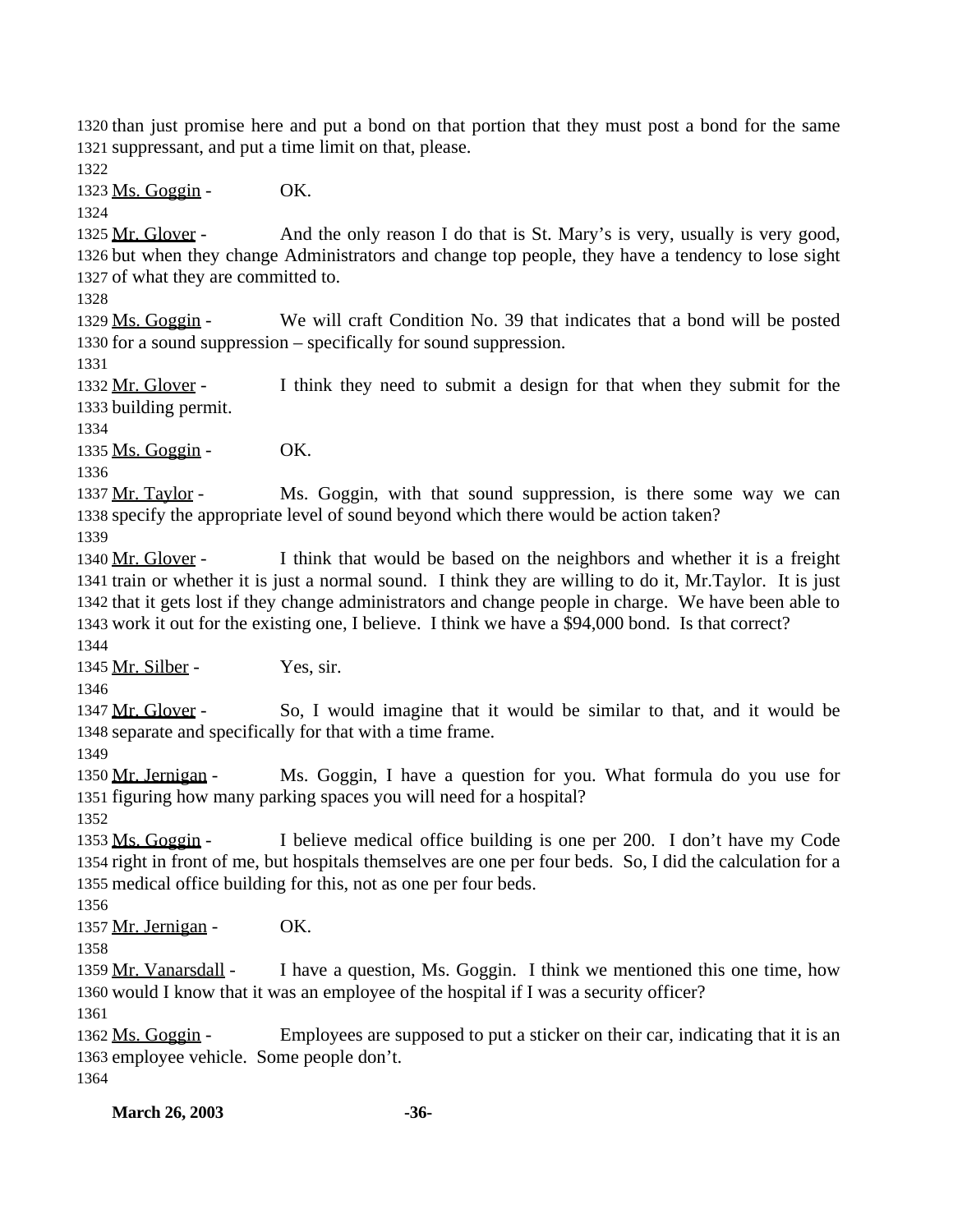than just promise here and put a bond on that portion that they must post a bond for the same suppressant, and put a time limit on that, please.

Ms. Goggin - OK.

Mr. Glover - And the only reason I do that is St. Mary's is very, usually is very good, but when they change Administrators and change top people, they have a tendency to lose sight of what they are committed to.

Ms. Goggin - We will craft Condition No. 39 that indicates that a bond will be posted for a sound suppression – specifically for sound suppression.

Mr. Glover - I think they need to submit a design for that when they submit for the building permit.

Ms. Goggin - OK.

Mr. Taylor - Ms. Goggin, with that sound suppression, is there some way we can specify the appropriate level of sound beyond which there would be action taken?

Mr. Glover - I think that would be based on the neighbors and whether it is a freight train or whether it is just a normal sound. I think they are willing to do it, Mr.Taylor. It is just that it gets lost if they change administrators and change people in charge. We have been able to work it out for the existing one, I believe. I think we have a $94,000 bond. Is that correct?

Mr. Silber - Yes, sir.

Mr. Glover - So, I would imagine that it would be similar to that, and it would be separate and specifically for that with a time frame.

Mr. Jernigan - Ms. Goggin, I have a question for you. What formula do you use for figuring how many parking spaces you will need for a hospital?

Ms. Goggin - I believe medical office building is one per 200. I don't have my Code right in front of me, but hospitals themselves are one per four beds. So, I did the calculation for a medical office building for this, not as one per four beds.

Mr. Jernigan - OK.

Mr. Vanarsdall - I have a question, Ms. Goggin. I think we mentioned this one time, how would I know that it was an employee of the hospital if I was a security officer?

Ms. Goggin - Employees are supposed to put a sticker on their car, indicating that it is an employee vehicle. Some people don't.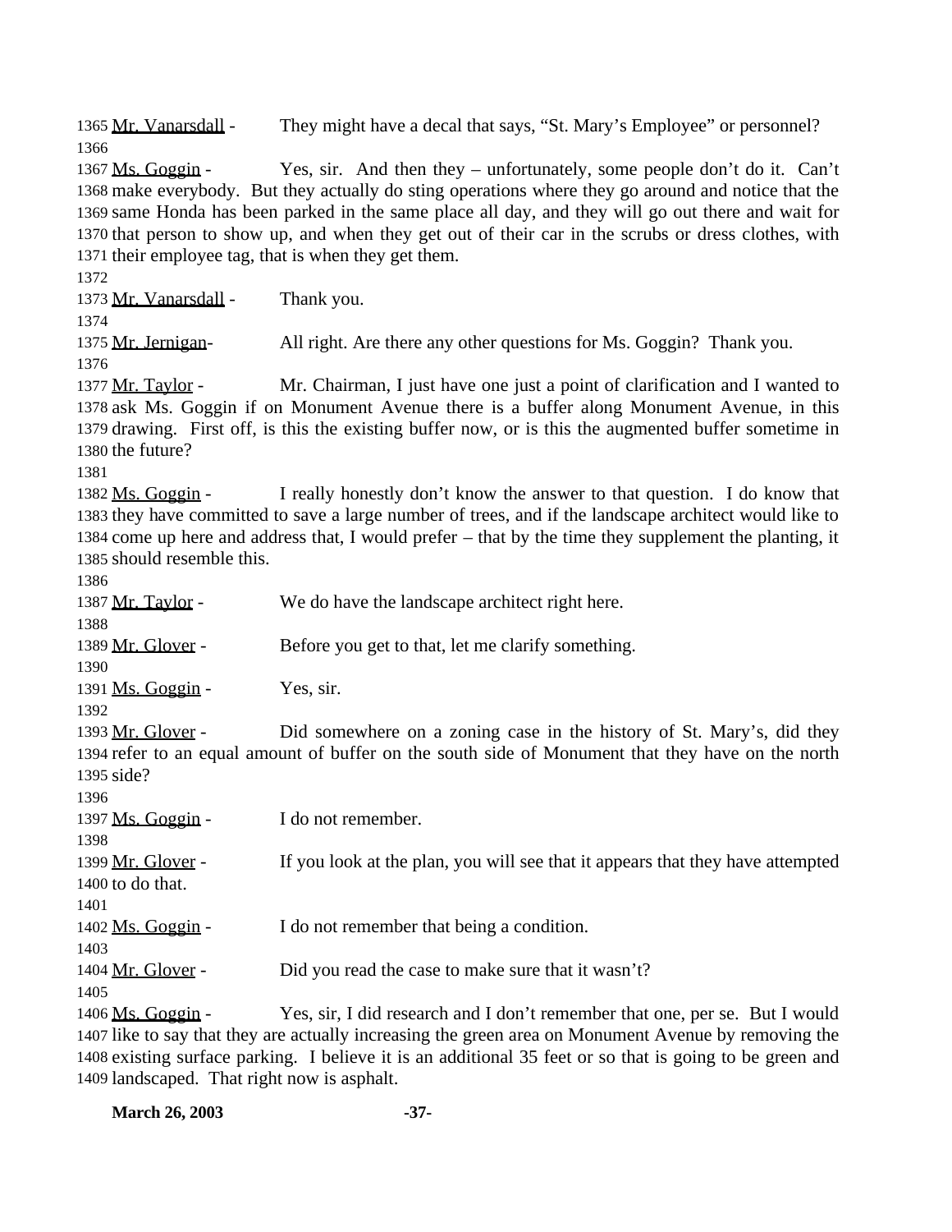Mr. Vanarsdall - They might have a decal that says, "St. Mary's Employee" or personnel?

Ms. Goggin - Yes, sir. And then they – unfortunately, some people don't do it. Can't make everybody. But they actually do sting operations where they go around and notice that the same Honda has been parked in the same place all day, and they will go out there and wait for that person to show up, and when they get out of their car in the scrubs or dress clothes, with their employee tag, that is when they get them.

Mr. Vanarsdall - Thank you.

Mr. Jernigan- All right. Are there any other questions for Ms. Goggin? Thank you.

Mr. Taylor - Mr. Chairman, I just have one just a point of clarification and I wanted to ask Ms. Goggin if on Monument Avenue there is a buffer along Monument Avenue, in this drawing. First off, is this the existing buffer now, or is this the augmented buffer sometime in the future?

Ms. Goggin - I really honestly don't know the answer to that question. I do know that they have committed to save a large number of trees, and if the landscape architect would like to come up here and address that, I would prefer – that by the time they supplement the planting, it should resemble this.

Mr. Taylor - We do have the landscape architect right here.

Mr. Glover - Before you get to that, let me clarify something.

Ms. Goggin - Yes, sir.

Mr. Glover - Did somewhere on a zoning case in the history of St. Mary's, did they refer to an equal amount of buffer on the south side of Monument that they have on the north side?

Ms. Goggin - I do not remember.

Mr. Glover - If you look at the plan, you will see that it appears that they have attempted to do that.

Ms. Goggin - I do not remember that being a condition.

Mr. Glover - Did you read the case to make sure that it wasn't?

Ms. Goggin - Yes, sir, I did research and I don't remember that one, per se. But I would like to say that they are actually increasing the green area on Monument Avenue by removing the existing surface parking. I believe it is an additional 35 feet or so that is going to be green and landscaped. That right now is asphalt.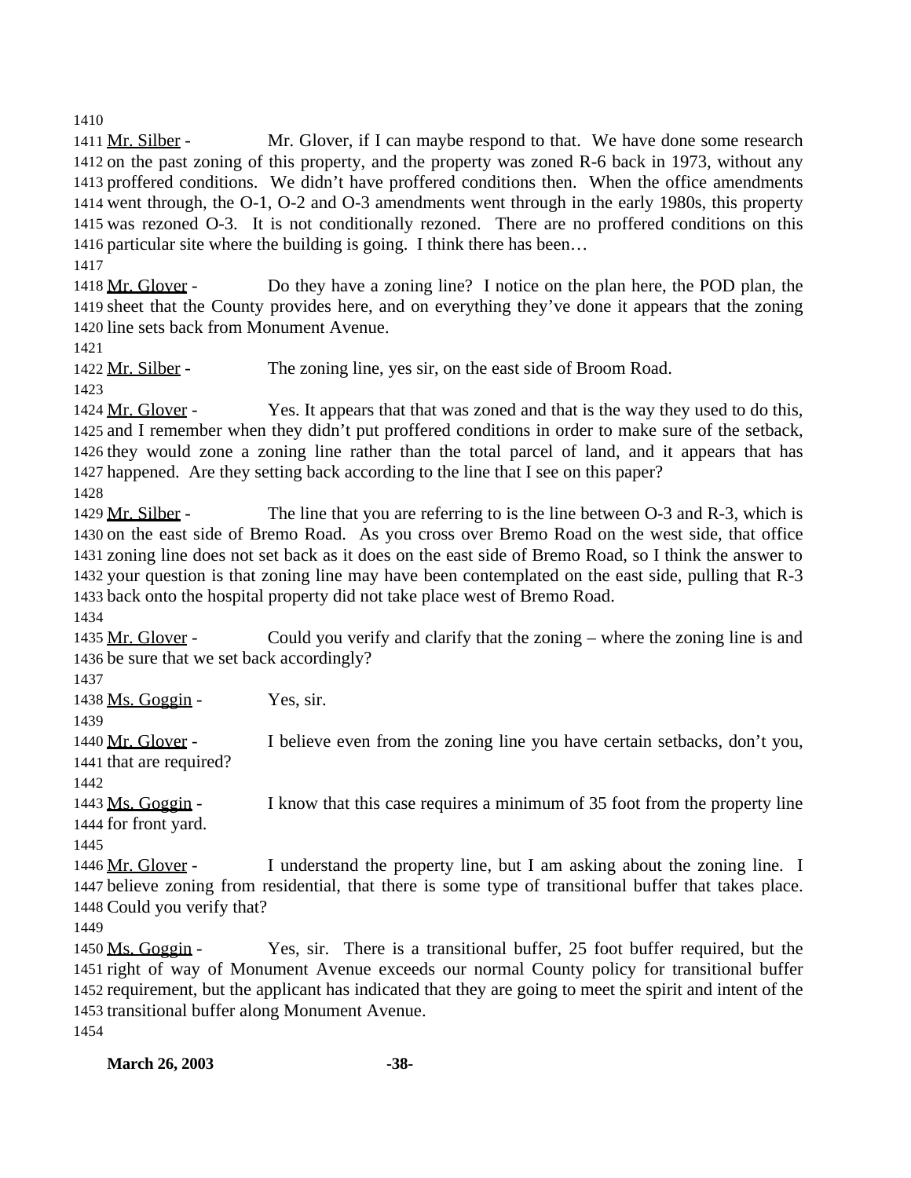1410

1411 Mr. Silber - Mr. Glover, if I can maybe respond to that. We have done some research 1412 on the past zoning of this property, and the property was zoned R-6 back in 1973, without any 1413 proffered conditions. We didn't have proffered conditions then. When the office amendments 1414 went through, the O-1, O-2 and O-3 amendments went through in the early 1980s, this property 1415 was rezoned O-3. It is not conditionally rezoned. There are no proffered conditions on this 1416 particular site where the building is going. I think there has been…

1417

1418 Mr. Glover - Do they have a zoning line? I notice on the plan here, the POD plan, the 1419 sheet that the County provides here, and on everything they've done it appears that the zoning 1420 line sets back from Monument Avenue.

1421

1422 Mr. Silber - The zoning line, yes sir, on the east side of Broom Road.

1423

1424 Mr. Glover - Yes. It appears that that was zoned and that is the way they used to do this, 1425 and I remember when they didn't put proffered conditions in order to make sure of the setback, 1426 they would zone a zoning line rather than the total parcel of land, and it appears that has 1427 happened. Are they setting back according to the line that I see on this paper?

1428

1429 Mr. Silber - The line that you are referring to is the line between O-3 and R-3, which is 1430 on the east side of Bremo Road. As you cross over Bremo Road on the west side, that office 1431 zoning line does not set back as it does on the east side of Bremo Road, so I think the answer to 1432 your question is that zoning line may have been contemplated on the east side, pulling that R-3 1433 back onto the hospital property did not take place west of Bremo Road.

1434

1435 Mr. Glover - Could you verify and clarify that the zoning – where the zoning line is and 1436 be sure that we set back accordingly?

1437

1438 Ms. Goggin - Yes, sir.

1439

1440 Mr. Glover - I believe even from the zoning line you have certain setbacks, don't you, 1441 that are required?

1442

1443 Ms. Goggin - I know that this case requires a minimum of 35 foot from the property line 1444 for front yard.

1445

1446 Mr. Glover - I understand the property line, but I am asking about the zoning line. I 1447 believe zoning from residential, that there is some type of transitional buffer that takes place. 1448 Could you verify that?

1449

1450 Ms. Goggin - Yes, sir. There is a transitional buffer, 25 foot buffer required, but the 1451 right of way of Monument Avenue exceeds our normal County policy for transitional buffer 1452 requirement, but the applicant has indicated that they are going to meet the spirit and intent of the 1453 transitional buffer along Monument Avenue.

1454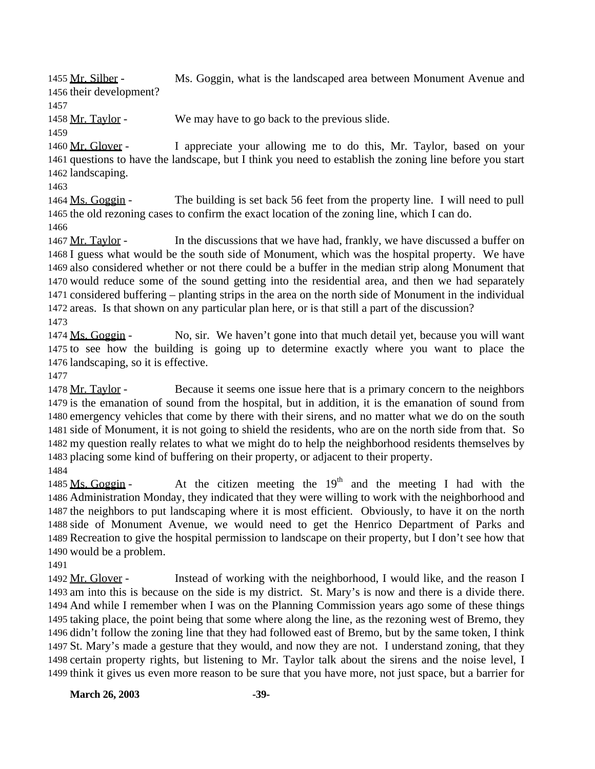1455 Mr. Silber - Ms. Goggin, what is the landscaped area between Monument Avenue and 1456 their development?

1457

1458 Mr. Taylor - We may have to go back to the previous slide.

1459

1460 Mr. Glover - I appreciate your allowing me to do this, Mr. Taylor, based on your 1461 questions to have the landscape, but I think you need to establish the zoning line before you start 1462 landscaping.

1463

1464 Ms. Goggin - The building is set back 56 feet from the property line. I will need to pull 1465 the old rezoning cases to confirm the exact location of the zoning line, which I can do.

1466

1467 Mr. Taylor - In the discussions that we have had, frankly, we have discussed a buffer on 1468 I guess what would be the south side of Monument, which was the hospital property. We have 1469 also considered whether or not there could be a buffer in the median strip along Monument that 1470 would reduce some of the sound getting into the residential area, and then we had separately 1471 considered buffering – planting strips in the area on the north side of Monument in the individual 1472 areas. Is that shown on any particular plan here, or is that still a part of the discussion?

1473

1474 Ms. Goggin - No, sir. We haven't gone into that much detail yet, because you will want 1475 to see how the building is going up to determine exactly where you want to place the 1476 landscaping, so it is effective.

1477

1478 Mr. Taylor - Because it seems one issue here that is a primary concern to the neighbors 1479 is the emanation of sound from the hospital, but in addition, it is the emanation of sound from 1480 emergency vehicles that come by there with their sirens, and no matter what we do on the south 1481 side of Monument, it is not going to shield the residents, who are on the north side from that. So 1482 my question really relates to what we might do to help the neighborhood residents themselves by 1483 placing some kind of buffering on their property, or adjacent to their property.

1484

1485 Ms. Goggin - At the citizen meeting the 19th and the meeting I had with the 1486 Administration Monday, they indicated that they were willing to work with the neighborhood and 1487 the neighbors to put landscaping where it is most efficient. Obviously, to have it on the north 1488 side of Monument Avenue, we would need to get the Henrico Department of Parks and 1489 Recreation to give the hospital permission to landscape on their property, but I don't see how that 1490 would be a problem.

1491

1492 Mr. Glover - Instead of working with the neighborhood, I would like, and the reason I 1493 am into this is because on the side is my district. St. Mary's is now and there is a divide there. 1494 And while I remember when I was on the Planning Commission years ago some of these things 1495 taking place, the point being that some where along the line, as the rezoning west of Bremo, they 1496 didn't follow the zoning line that they had followed east of Bremo, but by the same token, I think 1497 St. Mary's made a gesture that they would, and now they are not. I understand zoning, that they 1498 certain property rights, but listening to Mr. Taylor talk about the sirens and the noise level, I 1499 think it gives us even more reason to be sure that you have more, not just space, but a barrier for

**March 26, 2003**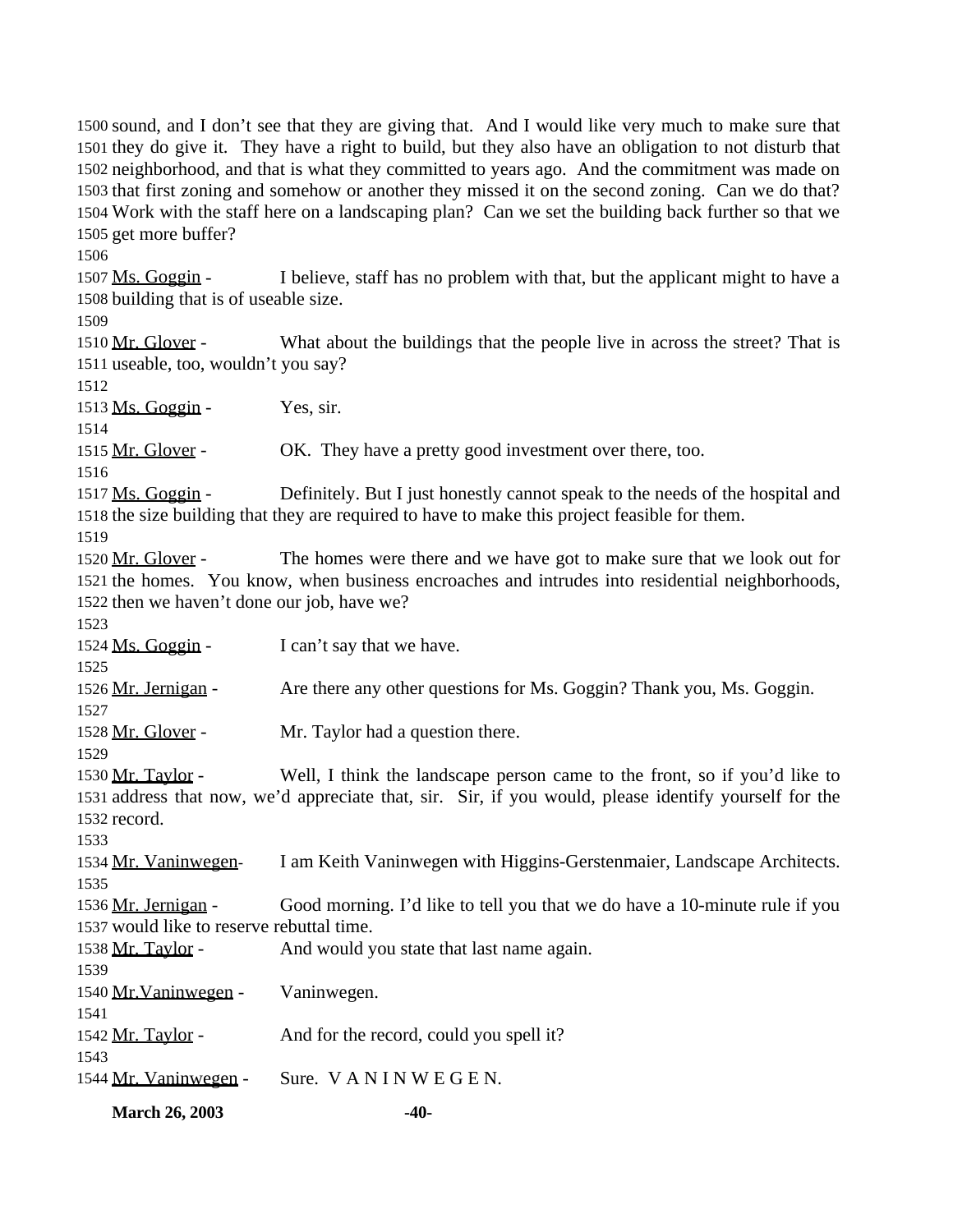sound, and I don't see that they are giving that. And I would like very much to make sure that they do give it. They have a right to build, but they also have an obligation to not disturb that neighborhood, and that is what they committed to years ago. And the commitment was made on that first zoning and somehow or another they missed it on the second zoning. Can we do that? Work with the staff here on a landscaping plan? Can we set the building back further so that we get more buffer?

Ms. Goggin - I believe, staff has no problem with that, but the applicant might to have a building that is of useable size.

Mr. Glover - What about the buildings that the people live in across the street? That is useable, too, wouldn't you say?

Ms. Goggin - Yes, sir.

Mr. Glover - OK. They have a pretty good investment over there, too.

Ms. Goggin - Definitely. But I just honestly cannot speak to the needs of the hospital and the size building that they are required to have to make this project feasible for them.

Mr. Glover - The homes were there and we have got to make sure that we look out for the homes. You know, when business encroaches and intrudes into residential neighborhoods, then we haven't done our job, have we?

Ms. Goggin - I can't say that we have.

Mr. Jernigan - Are there any other questions for Ms. Goggin? Thank you, Ms. Goggin.

Mr. Glover - Mr. Taylor had a question there.

Mr. Taylor - Well, I think the landscape person came to the front, so if you'd like to address that now, we'd appreciate that, sir. Sir, if you would, please identify yourself for the record.

Mr. Vaninwegen- I am Keith Vaninwegen with Higgins-Gerstenmaier, Landscape Architects.

Mr. Jernigan - Good morning. I'd like to tell you that we do have a 10-minute rule if you would like to reserve rebuttal time.

Mr. Taylor - And would you state that last name again.

Mr.Vaninwegen - Vaninwegen.

Mr. Taylor - And for the record, could you spell it?

Mr. Vaninwegen - Sure. V A N I N W E G E N.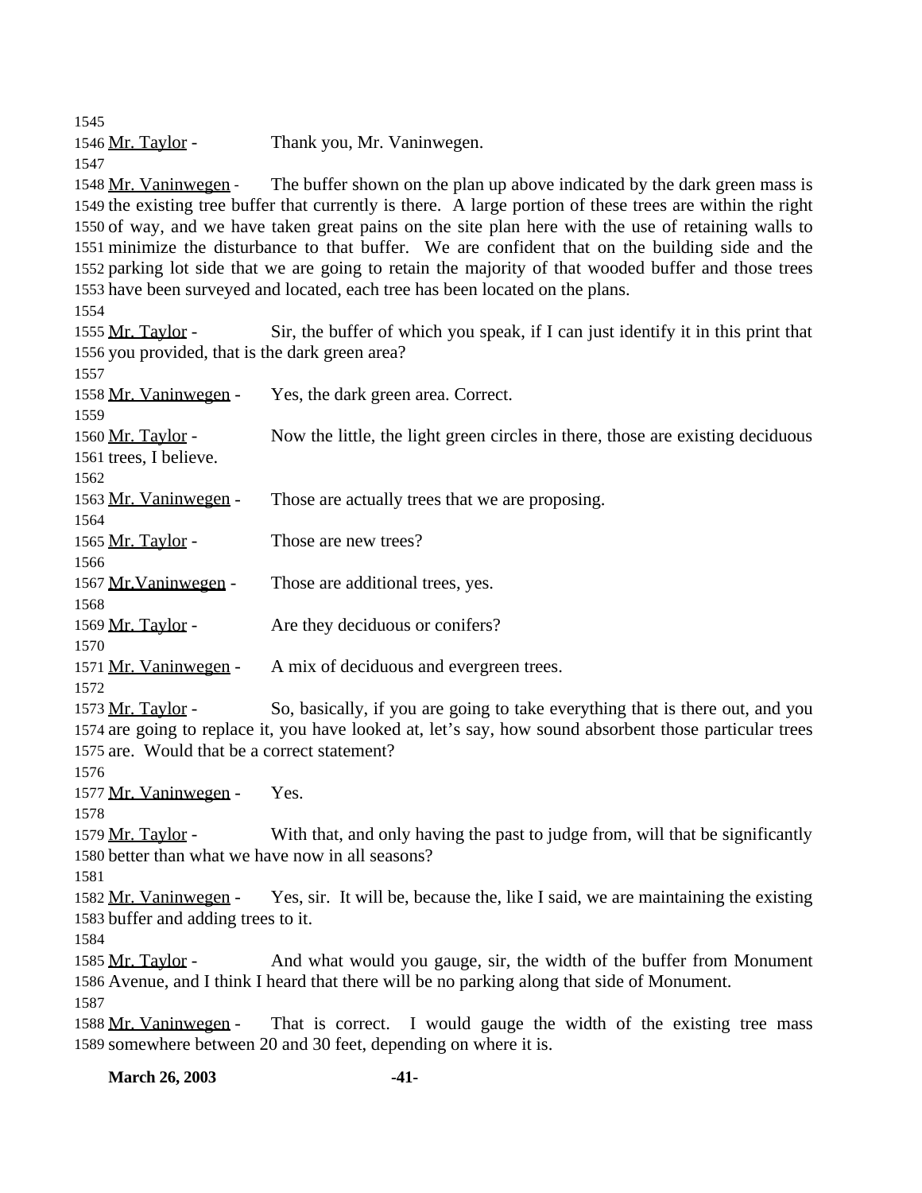Mr. Taylor - Thank you, Mr. Vaninwegen.

Mr. Vaninwegen - The buffer shown on the plan up above indicated by the dark green mass is the existing tree buffer that currently is there. A large portion of these trees are within the right of way, and we have taken great pains on the site plan here with the use of retaining walls to minimize the disturbance to that buffer. We are confident that on the building side and the parking lot side that we are going to retain the majority of that wooded buffer and those trees have been surveyed and located, each tree has been located on the plans.

Mr. Taylor - Sir, the buffer of which you speak, if I can just identify it in this print that you provided, that is the dark green area?

Mr. Vaninwegen - Yes, the dark green area. Correct.

Mr. Taylor - Now the little, the light green circles in there, those are existing deciduous trees, I believe.

Mr. Vaninwegen - Those are actually trees that we are proposing.

Mr. Taylor - Those are new trees?

Mr.Vaninwegen - Those are additional trees, yes.

Mr. Taylor - Are they deciduous or conifers?

Mr. Vaninwegen - A mix of deciduous and evergreen trees.

Mr. Taylor - So, basically, if you are going to take everything that is there out, and you are going to replace it, you have looked at, let's say, how sound absorbent those particular trees are. Would that be a correct statement?

Mr. Vaninwegen - Yes.

Mr. Taylor - With that, and only having the past to judge from, will that be significantly better than what we have now in all seasons?

Mr. Vaninwegen - Yes, sir. It will be, because the, like I said, we are maintaining the existing buffer and adding trees to it.

Mr. Taylor - And what would you gauge, sir, the width of the buffer from Monument Avenue, and I think I heard that there will be no parking along that side of Monument.

Mr. Vaninwegen - That is correct. I would gauge the width of the existing tree mass somewhere between 20 and 30 feet, depending on where it is.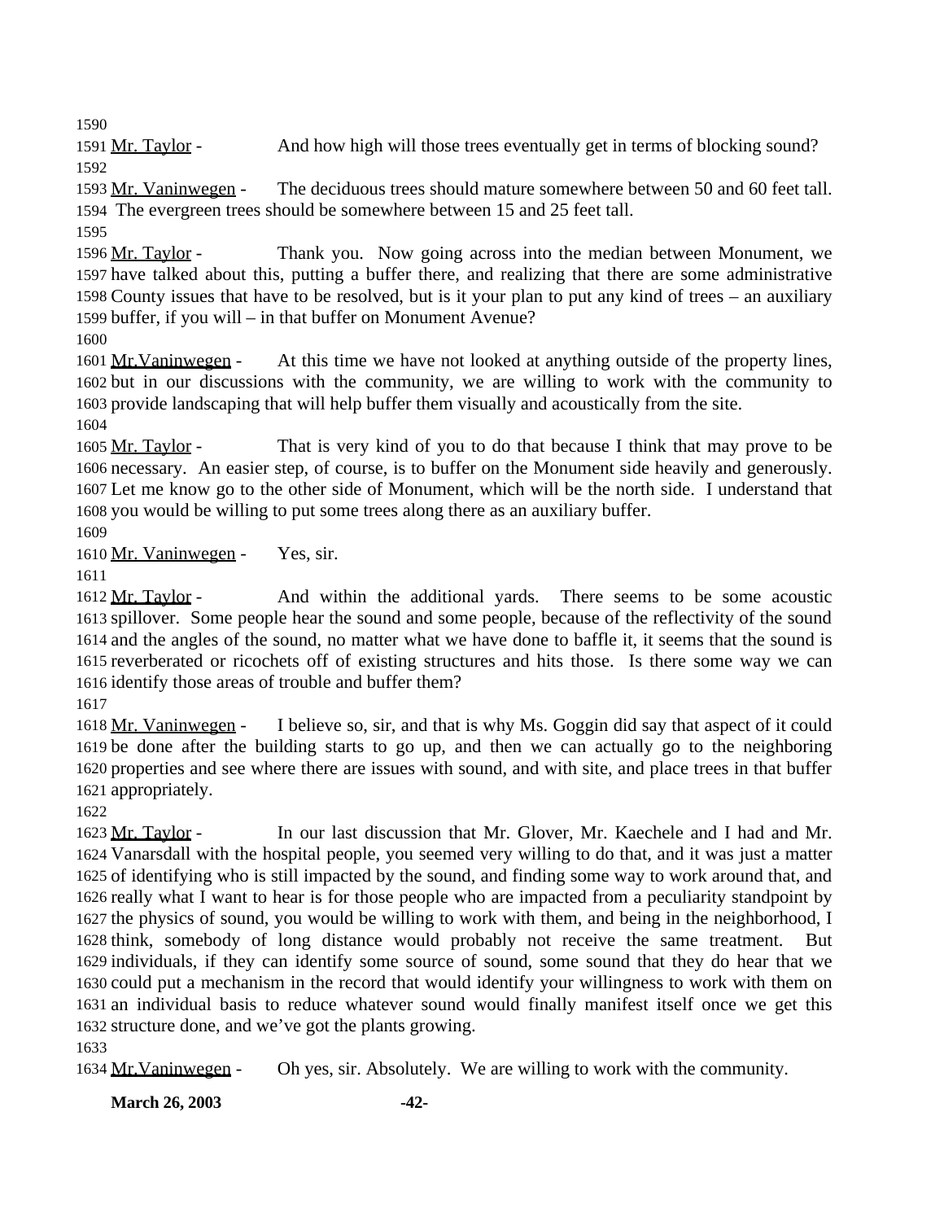1590

1591 Mr. Taylor - And how high will those trees eventually get in terms of blocking sound?

1592

1593 Mr. Vaninwegen - The deciduous trees should mature somewhere between 50 and 60 feet tall.
1594 The evergreen trees should be somewhere between 15 and 25 feet tall.

1595

1596 Mr. Taylor - Thank you. Now going across into the median between Monument, we
1597 have talked about this, putting a buffer there, and realizing that there are some administrative
1598 County issues that have to be resolved, but is it your plan to put any kind of trees – an auxiliary
1599 buffer, if you will – in that buffer on Monument Avenue?

1600

1601 Mr.Vaninwegen - At this time we have not looked at anything outside of the property lines,
1602 but in our discussions with the community, we are willing to work with the community to
1603 provide landscaping that will help buffer them visually and acoustically from the site.

1604

1605 Mr. Taylor - That is very kind of you to do that because I think that may prove to be
1606 necessary. An easier step, of course, is to buffer on the Monument side heavily and generously.
1607 Let me know go to the other side of Monument, which will be the north side. I understand that
1608 you would be willing to put some trees along there as an auxiliary buffer.

1609

1610 Mr. Vaninwegen - Yes, sir.

1611

1612 Mr. Taylor - And within the additional yards. There seems to be some acoustic
1613 spillover. Some people hear the sound and some people, because of the reflectivity of the sound
1614 and the angles of the sound, no matter what we have done to baffle it, it seems that the sound is
1615 reverberated or ricochets off of existing structures and hits those. Is there some way we can
1616 identify those areas of trouble and buffer them?

1617

1618 Mr. Vaninwegen - I believe so, sir, and that is why Ms. Goggin did say that aspect of it could
1619 be done after the building starts to go up, and then we can actually go to the neighboring
1620 properties and see where there are issues with sound, and with site, and place trees in that buffer
1621 appropriately.

1622

1623 Mr. Taylor - In our last discussion that Mr. Glover, Mr. Kaechele and I had and Mr.
1624 Vanarsdall with the hospital people, you seemed very willing to do that, and it was just a matter
1625 of identifying who is still impacted by the sound, and finding some way to work around that, and
1626 really what I want to hear is for those people who are impacted from a peculiarity standpoint by
1627 the physics of sound, you would be willing to work with them, and being in the neighborhood, I
1628 think, somebody of long distance would probably not receive the same treatment. But
1629 individuals, if they can identify some source of sound, some sound that they do hear that we
1630 could put a mechanism in the record that would identify your willingness to work with them on
1631 an individual basis to reduce whatever sound would finally manifest itself once we get this
1632 structure done, and we've got the plants growing.

1633

1634 Mr.Vaninwegen - Oh yes, sir. Absolutely. We are willing to work with the community.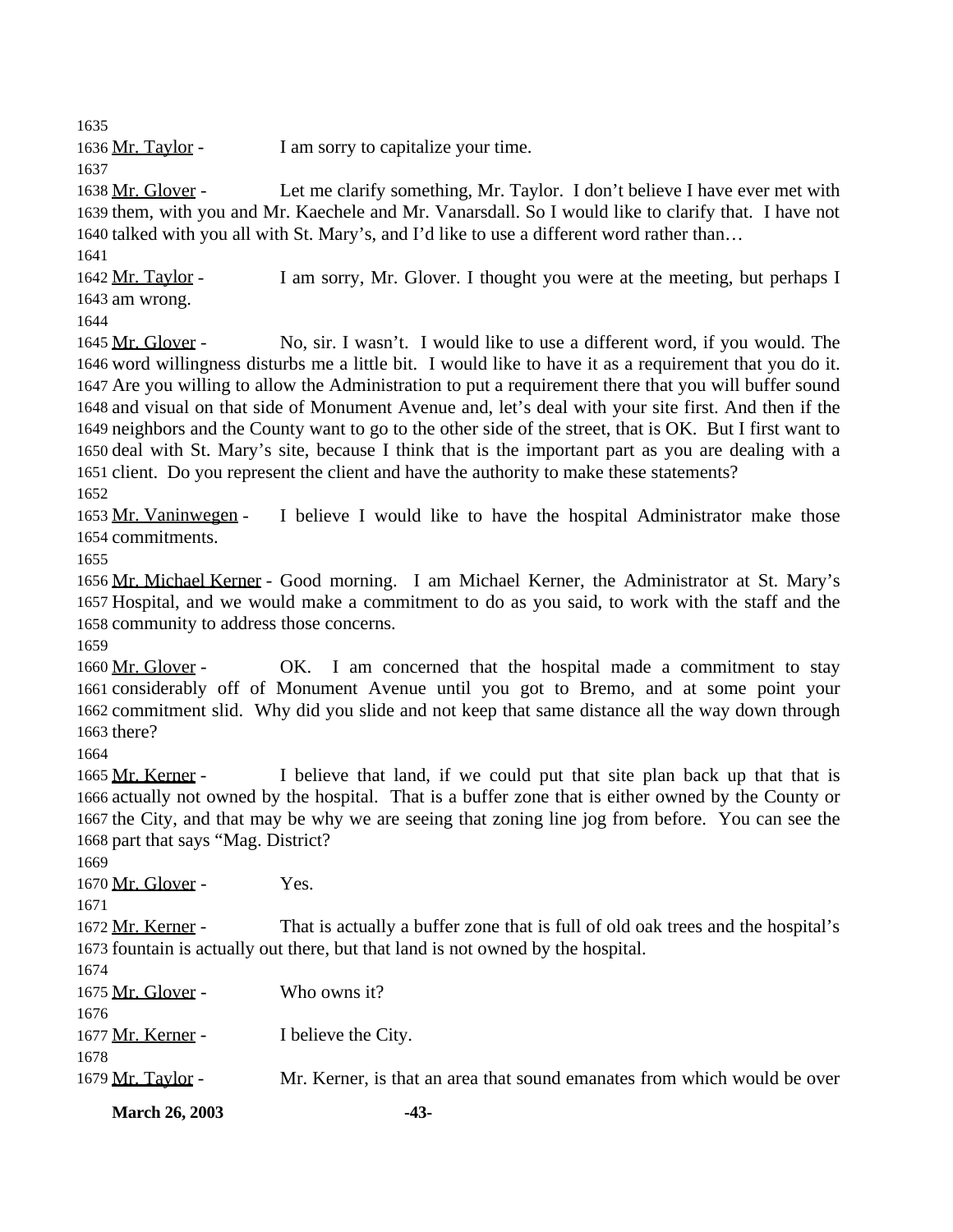Mr. Taylor - I am sorry to capitalize your time.

Mr. Glover - Let me clarify something, Mr. Taylor. I don't believe I have ever met with them, with you and Mr. Kaechele and Mr. Vanarsdall. So I would like to clarify that. I have not talked with you all with St. Mary's, and I'd like to use a different word rather than…

Mr. Taylor - I am sorry, Mr. Glover. I thought you were at the meeting, but perhaps I am wrong.

Mr. Glover - No, sir. I wasn't. I would like to use a different word, if you would. The word willingness disturbs me a little bit. I would like to have it as a requirement that you do it. Are you willing to allow the Administration to put a requirement there that you will buffer sound and visual on that side of Monument Avenue and, let's deal with your site first. And then if the neighbors and the County want to go to the other side of the street, that is OK. But I first want to deal with St. Mary's site, because I think that is the important part as you are dealing with a client. Do you represent the client and have the authority to make these statements?

Mr. Vaninwegen - I believe I would like to have the hospital Administrator make those commitments.

Mr. Michael Kerner - Good morning. I am Michael Kerner, the Administrator at St. Mary's Hospital, and we would make a commitment to do as you said, to work with the staff and the community to address those concerns.

Mr. Glover - OK. I am concerned that the hospital made a commitment to stay considerably off of Monument Avenue until you got to Bremo, and at some point your commitment slid. Why did you slide and not keep that same distance all the way down through there?

Mr. Kerner - I believe that land, if we could put that site plan back up that that is actually not owned by the hospital. That is a buffer zone that is either owned by the County or the City, and that may be why we are seeing that zoning line jog from before. You can see the part that says "Mag. District?

Mr. Glover - Yes.

Mr. Kerner - That is actually a buffer zone that is full of old oak trees and the hospital's fountain is actually out there, but that land is not owned by the hospital.

Mr. Glover - Who owns it?

Mr. Kerner - I believe the City.

Mr. Taylor - Mr. Kerner, is that an area that sound emanates from which would be over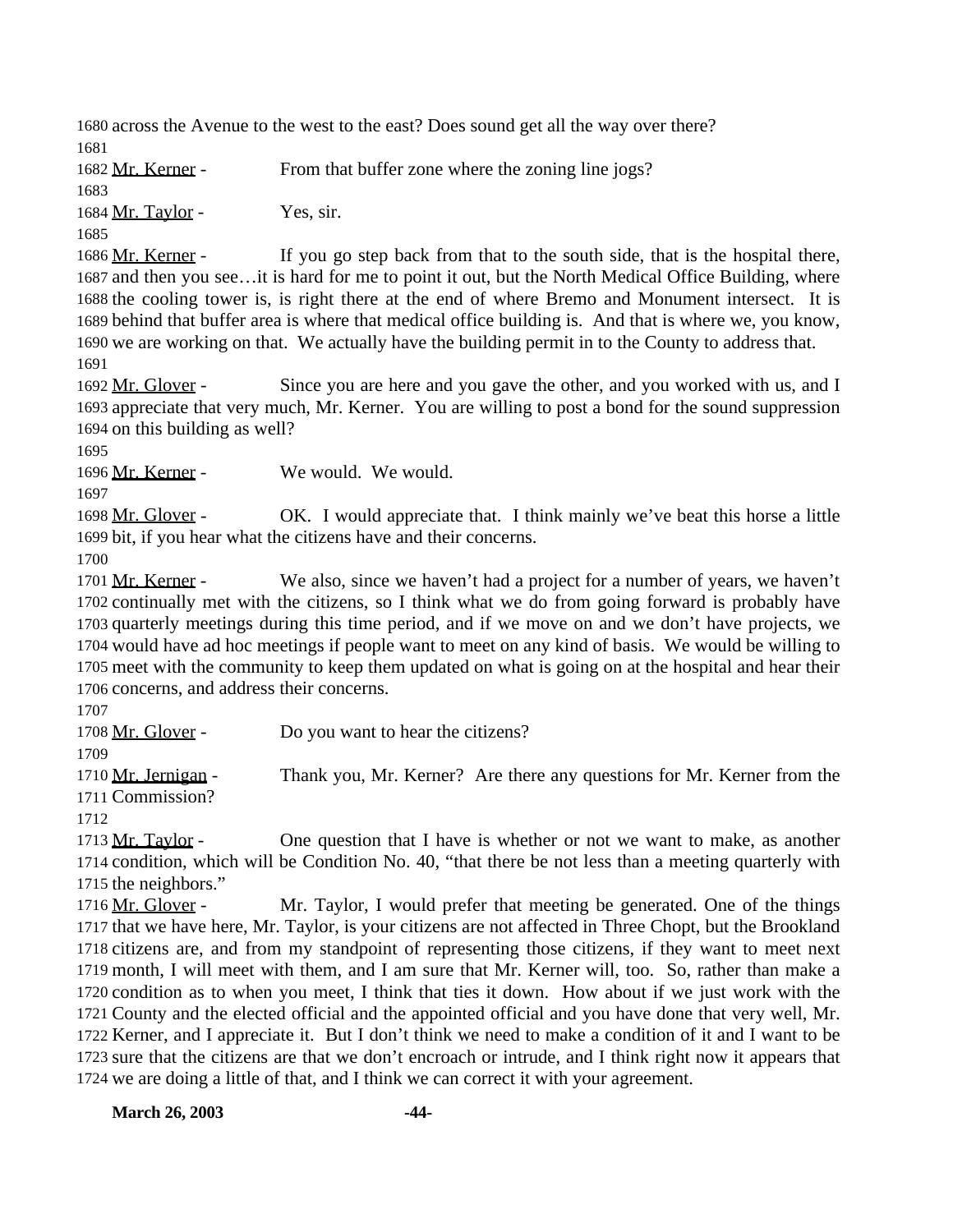1680 across the Avenue to the west to the east? Does sound get all the way over there?
1681
1682 Mr. Kerner - From that buffer zone where the zoning line jogs?
1683
1684 Mr. Taylor - Yes, sir.
1685
1686 Mr. Kerner - If you go step back from that to the south side, that is the hospital there,
1687 and then you see…it is hard for me to point it out, but the North Medical Office Building, where
1688 the cooling tower is, is right there at the end of where Bremo and Monument intersect. It is
1689 behind that buffer area is where that medical office building is. And that is where we, you know,
1690 we are working on that. We actually have the building permit in to the County to address that.
1691
1692 Mr. Glover - Since you are here and you gave the other, and you worked with us, and I
1693 appreciate that very much, Mr. Kerner. You are willing to post a bond for the sound suppression
1694 on this building as well?
1695
1696 Mr. Kerner - We would. We would.
1697
1698 Mr. Glover - OK. I would appreciate that. I think mainly we've beat this horse a little
1699 bit, if you hear what the citizens have and their concerns.
1700
1701 Mr. Kerner - We also, since we haven't had a project for a number of years, we haven't
1702 continually met with the citizens, so I think what we do from going forward is probably have
1703 quarterly meetings during this time period, and if we move on and we don't have projects, we
1704 would have ad hoc meetings if people want to meet on any kind of basis. We would be willing to
1705 meet with the community to keep them updated on what is going on at the hospital and hear their
1706 concerns, and address their concerns.
1707
1708 Mr. Glover - Do you want to hear the citizens?
1709
1710 Mr. Jernigan - Thank you, Mr. Kerner? Are there any questions for Mr. Kerner from the
1711 Commission?
1712
1713 Mr. Taylor - One question that I have is whether or not we want to make, as another
1714 condition, which will be Condition No. 40, "that there be not less than a meeting quarterly with
1715 the neighbors."
1716 Mr. Glover - Mr. Taylor, I would prefer that meeting be generated. One of the things
1717 that we have here, Mr. Taylor, is your citizens are not affected in Three Chopt, but the Brookland
1718 citizens are, and from my standpoint of representing those citizens, if they want to meet next
1719 month, I will meet with them, and I am sure that Mr. Kerner will, too. So, rather than make a
1720 condition as to when you meet, I think that ties it down. How about if we just work with the
1721 County and the elected official and the appointed official and you have done that very well, Mr.
1722 Kerner, and I appreciate it. But I don't think we need to make a condition of it and I want to be
1723 sure that the citizens are that we don't encroach or intrude, and I think right now it appears that
1724 we are doing a little of that, and I think we can correct it with your agreement.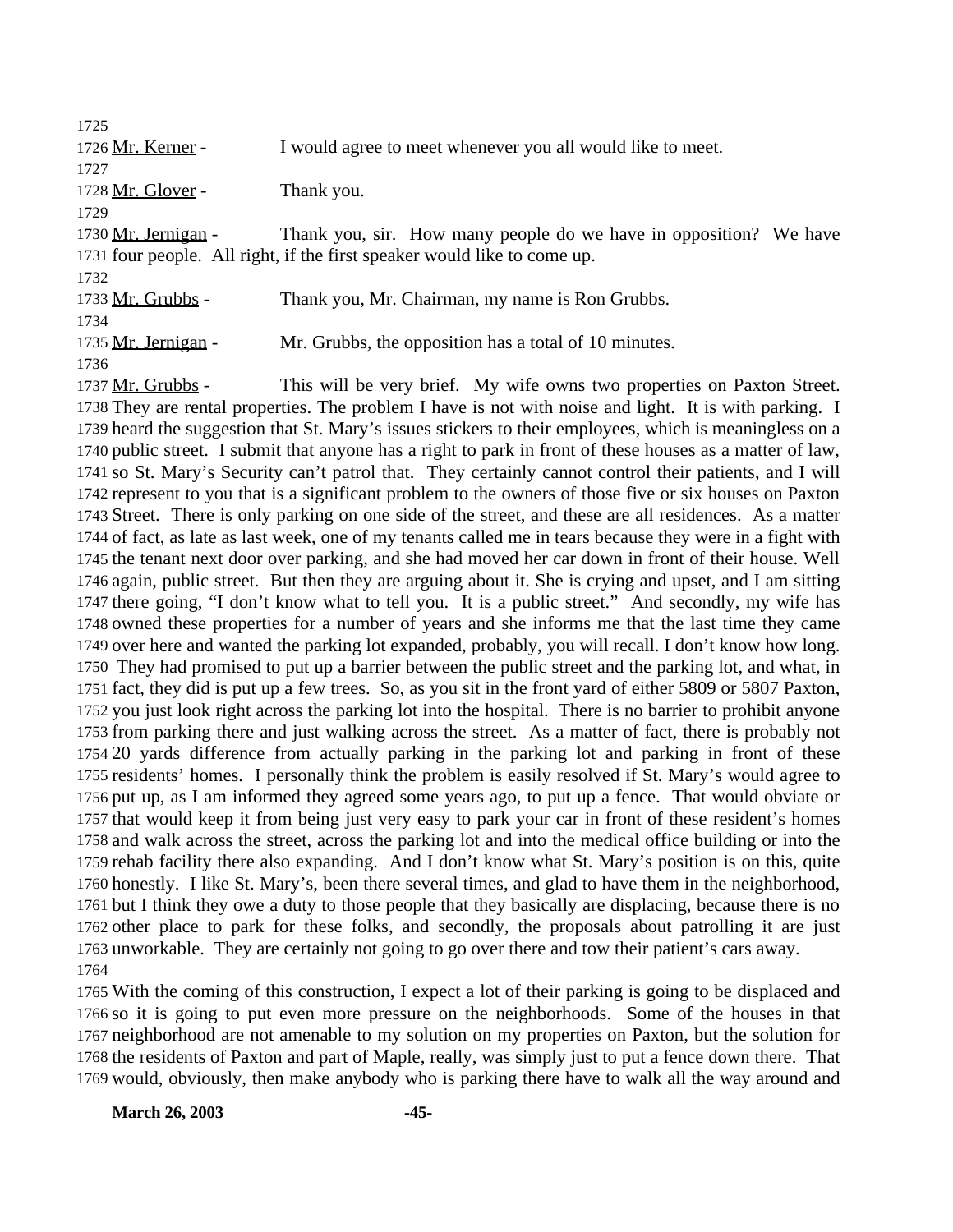Mr. Kerner - I would agree to meet whenever you all would like to meet.

Mr. Glover - Thank you.

Mr. Jernigan - Thank you, sir. How many people do we have in opposition? We have four people. All right, if the first speaker would like to come up.

Mr. Grubbs - Thank you, Mr. Chairman, my name is Ron Grubbs.

Mr. Jernigan - Mr. Grubbs, the opposition has a total of 10 minutes.

Mr. Grubbs - This will be very brief. My wife owns two properties on Paxton Street. They are rental properties. The problem I have is not with noise and light. It is with parking. I heard the suggestion that St. Mary's issues stickers to their employees, which is meaningless on a public street. I submit that anyone has a right to park in front of these houses as a matter of law, so St. Mary's Security can't patrol that. They certainly cannot control their patients, and I will represent to you that is a significant problem to the owners of those five or six houses on Paxton Street. There is only parking on one side of the street, and these are all residences. As a matter of fact, as late as last week, one of my tenants called me in tears because they were in a fight with the tenant next door over parking, and she had moved her car down in front of their house. Well again, public street. But then they are arguing about it. She is crying and upset, and I am sitting there going, "I don't know what to tell you. It is a public street." And secondly, my wife has owned these properties for a number of years and she informs me that the last time they came over here and wanted the parking lot expanded, probably, you will recall. I don't know how long. They had promised to put up a barrier between the public street and the parking lot, and what, in fact, they did is put up a few trees. So, as you sit in the front yard of either 5809 or 5807 Paxton, you just look right across the parking lot into the hospital. There is no barrier to prohibit anyone from parking there and just walking across the street. As a matter of fact, there is probably not 20 yards difference from actually parking in the parking lot and parking in front of these residents' homes. I personally think the problem is easily resolved if St. Mary's would agree to put up, as I am informed they agreed some years ago, to put up a fence. That would obviate or that would keep it from being just very easy to park your car in front of these resident's homes and walk across the street, across the parking lot and into the medical office building or into the rehab facility there also expanding. And I don't know what St. Mary's position is on this, quite honestly. I like St. Mary's, been there several times, and glad to have them in the neighborhood, but I think they owe a duty to those people that they basically are displacing, because there is no other place to park for these folks, and secondly, the proposals about patrolling it are just unworkable. They are certainly not going to go over there and tow their patient's cars away.

With the coming of this construction, I expect a lot of their parking is going to be displaced and so it is going to put even more pressure on the neighborhoods. Some of the houses in that neighborhood are not amenable to my solution on my properties on Paxton, but the solution for the residents of Paxton and part of Maple, really, was simply just to put a fence down there. That would, obviously, then make anybody who is parking there have to walk all the way around and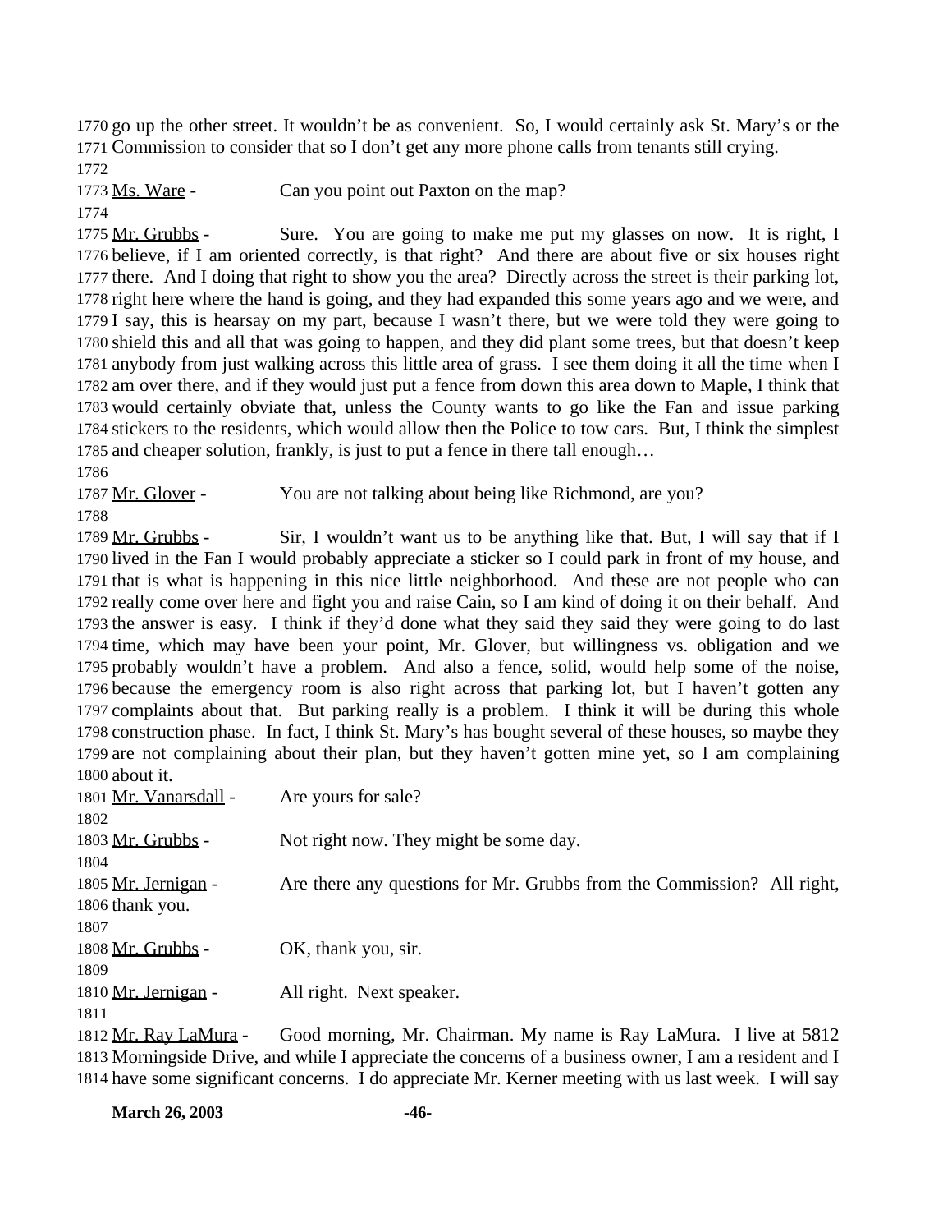go up the other street. It wouldn't be as convenient. So, I would certainly ask St. Mary's or the Commission to consider that so I don't get any more phone calls from tenants still crying.

Ms. Ware - Can you point out Paxton on the map?

Mr. Grubbs - Sure. You are going to make me put my glasses on now. It is right, I believe, if I am oriented correctly, is that right? And there are about five or six houses right there. And I doing that right to show you the area? Directly across the street is their parking lot, right here where the hand is going, and they had expanded this some years ago and we were, and I say, this is hearsay on my part, because I wasn't there, but we were told they were going to shield this and all that was going to happen, and they did plant some trees, but that doesn't keep anybody from just walking across this little area of grass. I see them doing it all the time when I am over there, and if they would just put a fence from down this area down to Maple, I think that would certainly obviate that, unless the County wants to go like the Fan and issue parking stickers to the residents, which would allow then the Police to tow cars. But, I think the simplest and cheaper solution, frankly, is just to put a fence in there tall enough…

Mr. Glover - You are not talking about being like Richmond, are you?

Mr. Grubbs - Sir, I wouldn't want us to be anything like that. But, I will say that if I lived in the Fan I would probably appreciate a sticker so I could park in front of my house, and that is what is happening in this nice little neighborhood. And these are not people who can really come over here and fight you and raise Cain, so I am kind of doing it on their behalf. And the answer is easy. I think if they'd done what they said they said they were going to do last time, which may have been your point, Mr. Glover, but willingness vs. obligation and we probably wouldn't have a problem. And also a fence, solid, would help some of the noise, because the emergency room is also right across that parking lot, but I haven't gotten any complaints about that. But parking really is a problem. I think it will be during this whole construction phase. In fact, I think St. Mary's has bought several of these houses, so maybe they are not complaining about their plan, but they haven't gotten mine yet, so I am complaining about it.

Mr. Vanarsdall - Are yours for sale?

Mr. Grubbs - Not right now. They might be some day.

Mr. Jernigan - Are there any questions for Mr. Grubbs from the Commission? All right, thank you.

Mr. Grubbs - OK, thank you, sir.

Mr. Jernigan - All right. Next speaker.

Mr. Ray LaMura - Good morning, Mr. Chairman. My name is Ray LaMura. I live at 5812 Morningside Drive, and while I appreciate the concerns of a business owner, I am a resident and I have some significant concerns. I do appreciate Mr. Kerner meeting with us last week. I will say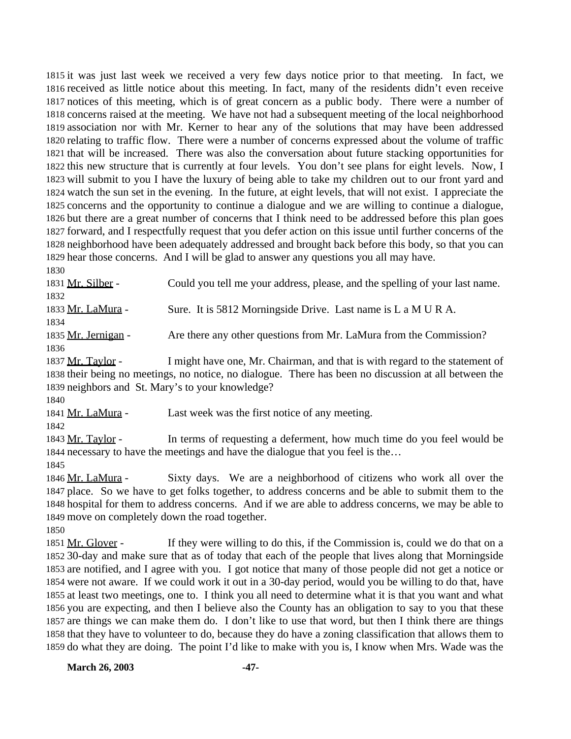it was just last week we received a very few days notice prior to that meeting. In fact, we received as little notice about this meeting. In fact, many of the residents didn't even receive notices of this meeting, which is of great concern as a public body. There were a number of concerns raised at the meeting. We have not had a subsequent meeting of the local neighborhood association nor with Mr. Kerner to hear any of the solutions that may have been addressed relating to traffic flow. There were a number of concerns expressed about the volume of traffic that will be increased. There was also the conversation about future stacking opportunities for this new structure that is currently at four levels. You don't see plans for eight levels. Now, I will submit to you I have the luxury of being able to take my children out to our front yard and watch the sun set in the evening. In the future, at eight levels, that will not exist. I appreciate the concerns and the opportunity to continue a dialogue and we are willing to continue a dialogue, but there are a great number of concerns that I think need to be addressed before this plan goes forward, and I respectfully request that you defer action on this issue until further concerns of the neighborhood have been adequately addressed and brought back before this body, so that you can hear those concerns. And I will be glad to answer any questions you all may have.

Mr. Silber - Could you tell me your address, please, and the spelling of your last name.

Mr. LaMura - Sure. It is 5812 Morningside Drive. Last name is L a M U R A.

Mr. Jernigan - Are there any other questions from Mr. LaMura from the Commission?

Mr. Taylor - I might have one, Mr. Chairman, and that is with regard to the statement of their being no meetings, no notice, no dialogue. There has been no discussion at all between the neighbors and St. Mary's to your knowledge?

Mr. LaMura - Last week was the first notice of any meeting.

Mr. Taylor - In terms of requesting a deferment, how much time do you feel would be necessary to have the meetings and have the dialogue that you feel is the…

Mr. LaMura - Sixty days. We are a neighborhood of citizens who work all over the place. So we have to get folks together, to address concerns and be able to submit them to the hospital for them to address concerns. And if we are able to address concerns, we may be able to move on completely down the road together.

Mr. Glover - If they were willing to do this, if the Commission is, could we do that on a 30-day and make sure that as of today that each of the people that lives along that Morningside are notified, and I agree with you. I got notice that many of those people did not get a notice or were not aware. If we could work it out in a 30-day period, would you be willing to do that, have at least two meetings, one to. I think you all need to determine what it is that you want and what you are expecting, and then I believe also the County has an obligation to say to you that these are things we can make them do. I don't like to use that word, but then I think there are things that they have to volunteer to do, because they do have a zoning classification that allows them to do what they are doing. The point I'd like to make with you is, I know when Mrs. Wade was the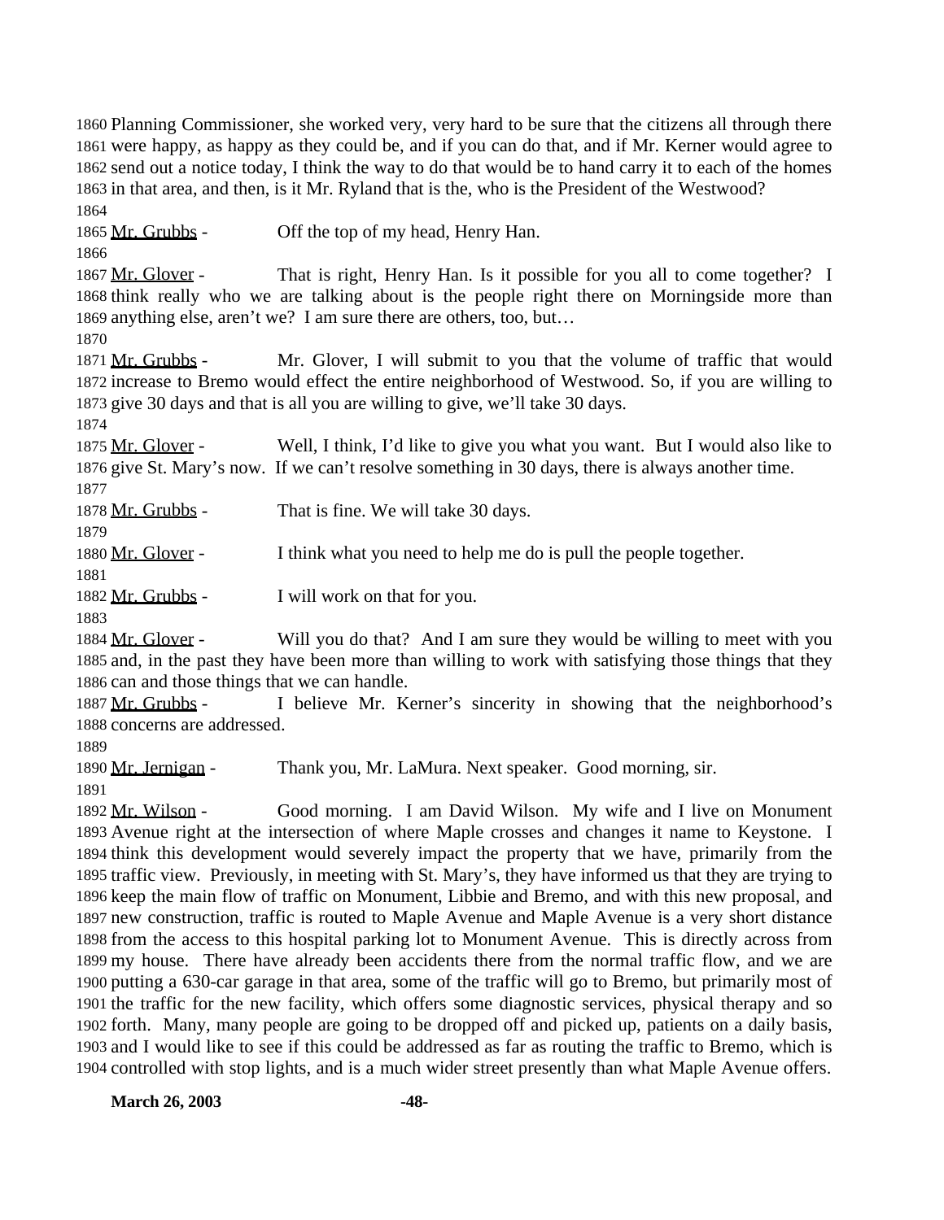Planning Commissioner, she worked very, very hard to be sure that the citizens all through there were happy, as happy as they could be, and if you can do that, and if Mr. Kerner would agree to send out a notice today, I think the way to do that would be to hand carry it to each of the homes in that area, and then, is it Mr. Ryland that is the, who is the President of the Westwood?

Mr. Grubbs - Off the top of my head, Henry Han.

Mr. Glover - That is right, Henry Han. Is it possible for you all to come together? I think really who we are talking about is the people right there on Morningside more than anything else, aren't we? I am sure there are others, too, but…

Mr. Grubbs - Mr. Glover, I will submit to you that the volume of traffic that would increase to Bremo would effect the entire neighborhood of Westwood. So, if you are willing to give 30 days and that is all you are willing to give, we'll take 30 days.

Mr. Glover - Well, I think, I'd like to give you what you want. But I would also like to give St. Mary's now. If we can't resolve something in 30 days, there is always another time.

Mr. Grubbs - That is fine. We will take 30 days.

Mr. Glover - I think what you need to help me do is pull the people together.

Mr. Grubbs - I will work on that for you.

Mr. Glover - Will you do that? And I am sure they would be willing to meet with you and, in the past they have been more than willing to work with satisfying those things that they can and those things that we can handle.

Mr. Grubbs - I believe Mr. Kerner's sincerity in showing that the neighborhood's concerns are addressed.

Mr. Jernigan - Thank you, Mr. LaMura. Next speaker. Good morning, sir.

Mr. Wilson - Good morning. I am David Wilson. My wife and I live on Monument Avenue right at the intersection of where Maple crosses and changes it name to Keystone. I think this development would severely impact the property that we have, primarily from the traffic view. Previously, in meeting with St. Mary's, they have informed us that they are trying to keep the main flow of traffic on Monument, Libbie and Bremo, and with this new proposal, and new construction, traffic is routed to Maple Avenue and Maple Avenue is a very short distance from the access to this hospital parking lot to Monument Avenue. This is directly across from my house. There have already been accidents there from the normal traffic flow, and we are putting a 630-car garage in that area, some of the traffic will go to Bremo, but primarily most of the traffic for the new facility, which offers some diagnostic services, physical therapy and so forth. Many, many people are going to be dropped off and picked up, patients on a daily basis, and I would like to see if this could be addressed as far as routing the traffic to Bremo, which is controlled with stop lights, and is a much wider street presently than what Maple Avenue offers.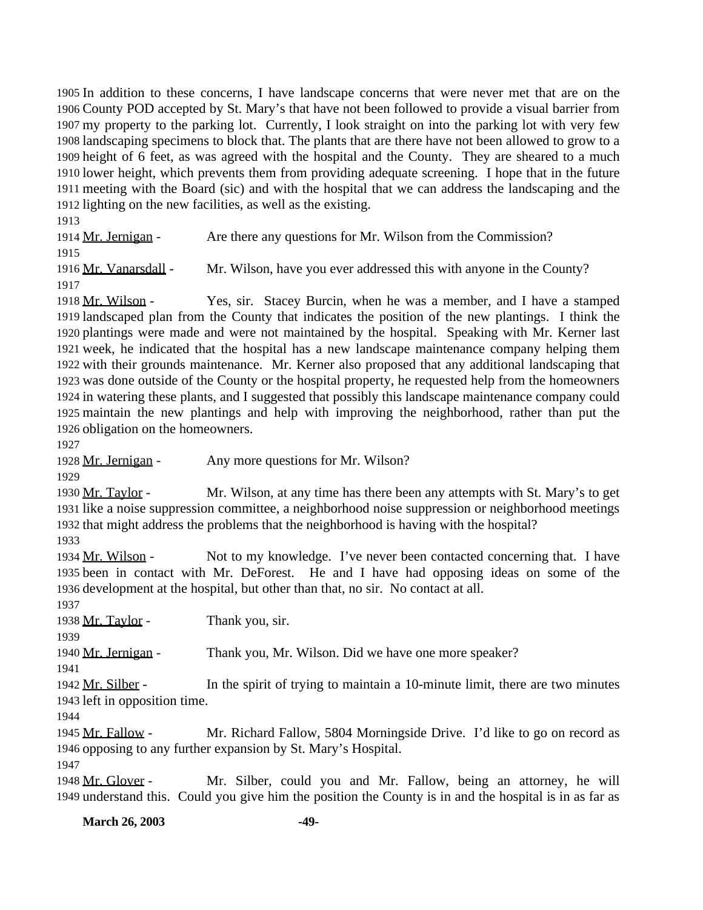In addition to these concerns, I have landscape concerns that were never met that are on the County POD accepted by St. Mary's that have not been followed to provide a visual barrier from my property to the parking lot. Currently, I look straight on into the parking lot with very few landscaping specimens to block that. The plants that are there have not been allowed to grow to a height of 6 feet, as was agreed with the hospital and the County. They are sheared to a much lower height, which prevents them from providing adequate screening. I hope that in the future meeting with the Board (sic) and with the hospital that we can address the landscaping and the lighting on the new facilities, as well as the existing.

Mr. Jernigan - Are there any questions for Mr. Wilson from the Commission?

Mr. Vanarsdall - Mr. Wilson, have you ever addressed this with anyone in the County?

Mr. Wilson - Yes, sir. Stacey Burcin, when he was a member, and I have a stamped landscaped plan from the County that indicates the position of the new plantings. I think the plantings were made and were not maintained by the hospital. Speaking with Mr. Kerner last week, he indicated that the hospital has a new landscape maintenance company helping them with their grounds maintenance. Mr. Kerner also proposed that any additional landscaping that was done outside of the County or the hospital property, he requested help from the homeowners in watering these plants, and I suggested that possibly this landscape maintenance company could maintain the new plantings and help with improving the neighborhood, rather than put the obligation on the homeowners.

Mr. Jernigan - Any more questions for Mr. Wilson?

Mr. Taylor - Mr. Wilson, at any time has there been any attempts with St. Mary's to get like a noise suppression committee, a neighborhood noise suppression or neighborhood meetings that might address the problems that the neighborhood is having with the hospital?

Mr. Wilson - Not to my knowledge. I've never been contacted concerning that. I have been in contact with Mr. DeForest. He and I have had opposing ideas on some of the development at the hospital, but other than that, no sir. No contact at all.

Mr. Taylor - Thank you, sir.

Mr. Jernigan - Thank you, Mr. Wilson. Did we have one more speaker?

Mr. Silber - In the spirit of trying to maintain a 10-minute limit, there are two minutes left in opposition time.

Mr. Fallow - Mr. Richard Fallow, 5804 Morningside Drive. I'd like to go on record as opposing to any further expansion by St. Mary's Hospital.

Mr. Glover - Mr. Silber, could you and Mr. Fallow, being an attorney, he will understand this. Could you give him the position the County is in and the hospital is in as far as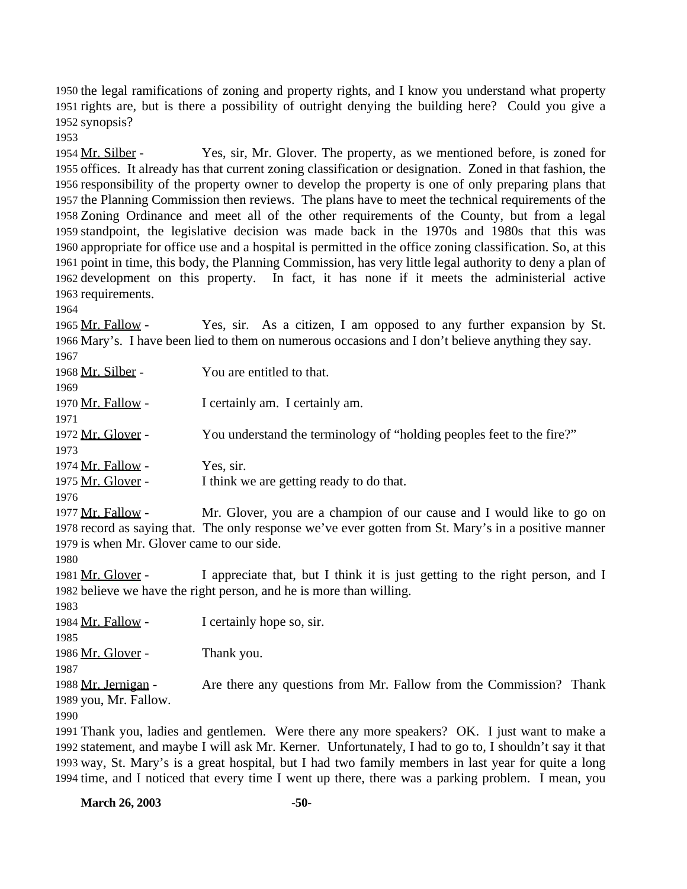the legal ramifications of zoning and property rights, and I know you understand what property rights are, but is there a possibility of outright denying the building here? Could you give a synopsis?

<u>Mr. Silber</u> - Yes, sir, Mr. Glover. The property, as we mentioned before, is zoned for offices. It already has that current zoning classification or designation. Zoned in that fashion, the responsibility of the property owner to develop the property is one of only preparing plans that the Planning Commission then reviews. The plans have to meet the technical requirements of the Zoning Ordinance and meet all of the other requirements of the County, but from a legal standpoint, the legislative decision was made back in the 1970s and 1980s that this was appropriate for office use and a hospital is permitted in the office zoning classification. So, at this point in time, this body, the Planning Commission, has very little legal authority to deny a plan of development on this property. In fact, it has none if it meets the administerial active requirements.

<u>Mr. Fallow</u> - Yes, sir. As a citizen, I am opposed to any further expansion by St. Mary's. I have been lied to them on numerous occasions and I don't believe anything they say.

<u>Mr. Silber</u> - You are entitled to that.

<u>Mr. Fallow</u> - I certainly am. I certainly am.

<u>Mr. Glover</u> - You understand the terminology of "holding peoples feet to the fire?"

<u>Mr. Fallow</u> - Yes, sir.

<u>Mr. Glover</u> - I think we are getting ready to do that.

<u>Mr. Fallow</u> - Mr. Glover, you are a champion of our cause and I would like to go on record as saying that. The only response we've ever gotten from St. Mary's in a positive manner is when Mr. Glover came to our side.

<u>Mr. Glover</u> - I appreciate that, but I think it is just getting to the right person, and I believe we have the right person, and he is more than willing.

<u>Mr. Fallow</u> - I certainly hope so, sir.

<u>Mr. Glover</u> - Thank you.

<u>Mr. Jernigan</u> - Are there any questions from Mr. Fallow from the Commission? Thank you, Mr. Fallow.

Thank you, ladies and gentlemen. Were there any more speakers? OK. I just want to make a statement, and maybe I will ask Mr. Kerner. Unfortunately, I had to go to, I shouldn't say it that way, St. Mary's is a great hospital, but I had two family members in last year for quite a long time, and I noticed that every time I went up there, there was a parking problem. I mean, you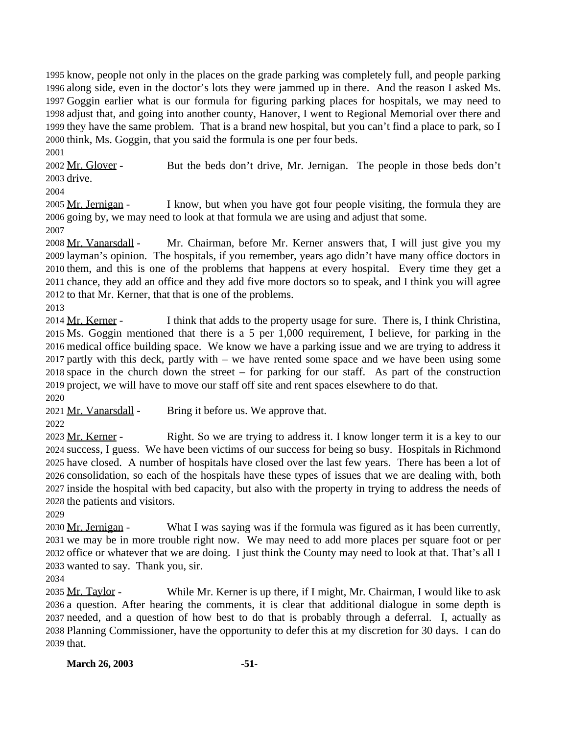know, people not only in the places on the grade parking was completely full, and people parking along side, even in the doctor's lots they were jammed up in there. And the reason I asked Ms. Goggin earlier what is our formula for figuring parking places for hospitals, we may need to adjust that, and going into another county, Hanover, I went to Regional Memorial over there and they have the same problem. That is a brand new hospital, but you can't find a place to park, so I think, Ms. Goggin, that you said the formula is one per four beds.

Mr. Glover - But the beds don't drive, Mr. Jernigan. The people in those beds don't drive.

Mr. Jernigan - I know, but when you have got four people visiting, the formula they are going by, we may need to look at that formula we are using and adjust that some.

Mr. Vanarsdall - Mr. Chairman, before Mr. Kerner answers that, I will just give you my layman's opinion. The hospitals, if you remember, years ago didn't have many office doctors in them, and this is one of the problems that happens at every hospital. Every time they get a chance, they add an office and they add five more doctors so to speak, and I think you will agree to that Mr. Kerner, that that is one of the problems.

Mr. Kerner - I think that adds to the property usage for sure. There is, I think Christina, Ms. Goggin mentioned that there is a 5 per 1,000 requirement, I believe, for parking in the medical office building space. We know we have a parking issue and we are trying to address it partly with this deck, partly with – we have rented some space and we have been using some space in the church down the street – for parking for our staff. As part of the construction project, we will have to move our staff off site and rent spaces elsewhere to do that.

Mr. Vanarsdall - Bring it before us. We approve that.

Mr. Kerner - Right. So we are trying to address it. I know longer term it is a key to our success, I guess. We have been victims of our success for being so busy. Hospitals in Richmond have closed. A number of hospitals have closed over the last few years. There has been a lot of consolidation, so each of the hospitals have these types of issues that we are dealing with, both inside the hospital with bed capacity, but also with the property in trying to address the needs of the patients and visitors.

Mr. Jernigan - What I was saying was if the formula was figured as it has been currently, we may be in more trouble right now. We may need to add more places per square foot or per office or whatever that we are doing. I just think the County may need to look at that. That's all I wanted to say. Thank you, sir.

Mr. Taylor - While Mr. Kerner is up there, if I might, Mr. Chairman, I would like to ask a question. After hearing the comments, it is clear that additional dialogue in some depth is needed, and a question of how best to do that is probably through a deferral. I, actually as Planning Commissioner, have the opportunity to defer this at my discretion for 30 days. I can do that.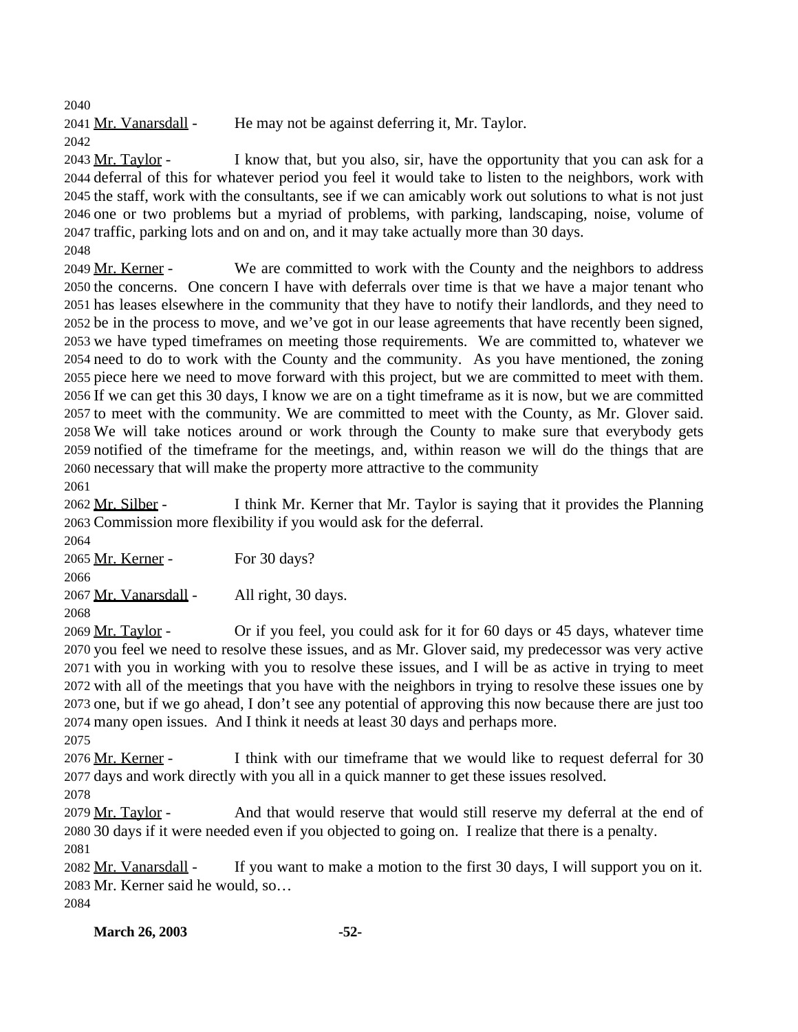Mr. Vanarsdall - He may not be against deferring it, Mr. Taylor.

Mr. Taylor - I know that, but you also, sir, have the opportunity that you can ask for a deferral of this for whatever period you feel it would take to listen to the neighbors, work with the staff, work with the consultants, see if we can amicably work out solutions to what is not just one or two problems but a myriad of problems, with parking, landscaping, noise, volume of traffic, parking lots and on and on, and it may take actually more than 30 days.

Mr. Kerner - We are committed to work with the County and the neighbors to address the concerns. One concern I have with deferrals over time is that we have a major tenant who has leases elsewhere in the community that they have to notify their landlords, and they need to be in the process to move, and we've got in our lease agreements that have recently been signed, we have typed timeframes on meeting those requirements. We are committed to, whatever we need to do to work with the County and the community. As you have mentioned, the zoning piece here we need to move forward with this project, but we are committed to meet with them. If we can get this 30 days, I know we are on a tight timeframe as it is now, but we are committed to meet with the community. We are committed to meet with the County, as Mr. Glover said. We will take notices around or work through the County to make sure that everybody gets notified of the timeframe for the meetings, and, within reason we will do the things that are necessary that will make the property more attractive to the community

Mr. Silber - I think Mr. Kerner that Mr. Taylor is saying that it provides the Planning Commission more flexibility if you would ask for the deferral.

Mr. Kerner - For 30 days?

Mr. Vanarsdall - All right, 30 days.

Mr. Taylor - Or if you feel, you could ask for it for 60 days or 45 days, whatever time you feel we need to resolve these issues, and as Mr. Glover said, my predecessor was very active with you in working with you to resolve these issues, and I will be as active in trying to meet with all of the meetings that you have with the neighbors in trying to resolve these issues one by one, but if we go ahead, I don't see any potential of approving this now because there are just too many open issues. And I think it needs at least 30 days and perhaps more.

Mr. Kerner - I think with our timeframe that we would like to request deferral for 30 days and work directly with you all in a quick manner to get these issues resolved.

Mr. Taylor - And that would reserve that would still reserve my deferral at the end of 30 days if it were needed even if you objected to going on. I realize that there is a penalty.

Mr. Vanarsdall - If you want to make a motion to the first 30 days, I will support you on it. Mr. Kerner said he would, so…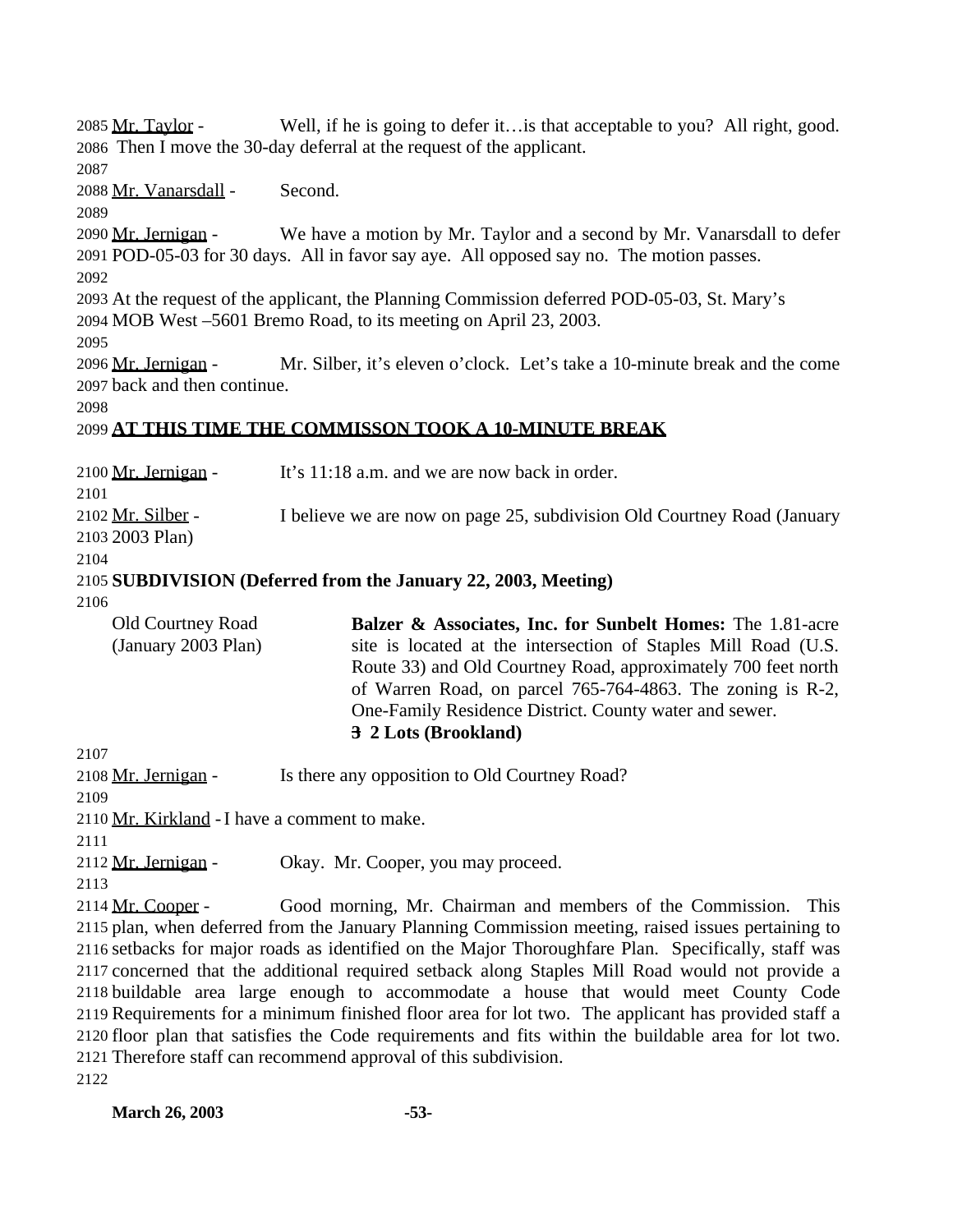Mr. Taylor - Well, if he is going to defer it…is that acceptable to you? All right, good. Then I move the 30-day deferral at the request of the applicant.

Mr. Vanarsdall - Second.

Mr. Jernigan - We have a motion by Mr. Taylor and a second by Mr. Vanarsdall to defer POD-05-03 for 30 days. All in favor say aye. All opposed say no. The motion passes.

At the request of the applicant, the Planning Commission deferred POD-05-03, St. Mary's MOB West –5601 Bremo Road, to its meeting on April 23, 2003.

Mr. Jernigan - Mr. Silber, it's eleven o'clock. Let's take a 10-minute break and the come back and then continue.

**AT THIS TIME THE COMMISSON TOOK A 10-MINUTE BREAK**

Mr. Jernigan - It's 11:18 a.m. and we are now back in order.

Mr. Silber - I believe we are now on page 25, subdivision Old Courtney Road (January 2003 Plan)

**SUBDIVISION (Deferred from the January 22, 2003, Meeting)**

| | |
|---|---|
| Old Courtney Road (January 2003 Plan) | **Balzer & Associates, Inc. for Sunbelt Homes:** The 1.81-acre site is located at the intersection of Staples Mill Road (U.S. Route 33) and Old Courtney Road, approximately 700 feet north of Warren Road, on parcel 765-764-4863. The zoning is R-2, One-Family Residence District. County water and sewer. **~~3~~ 2 Lots (Brookland)** |

Mr. Jernigan - Is there any opposition to Old Courtney Road?

Mr. Kirkland - I have a comment to make.

Mr. Jernigan - Okay. Mr. Cooper, you may proceed.

Mr. Cooper - Good morning, Mr. Chairman and members of the Commission. This plan, when deferred from the January Planning Commission meeting, raised issues pertaining to setbacks for major roads as identified on the Major Thoroughfare Plan. Specifically, staff was concerned that the additional required setback along Staples Mill Road would not provide a buildable area large enough to accommodate a house that would meet County Code Requirements for a minimum finished floor area for lot two. The applicant has provided staff a floor plan that satisfies the Code requirements and fits within the buildable area for lot two. Therefore staff can recommend approval of this subdivision.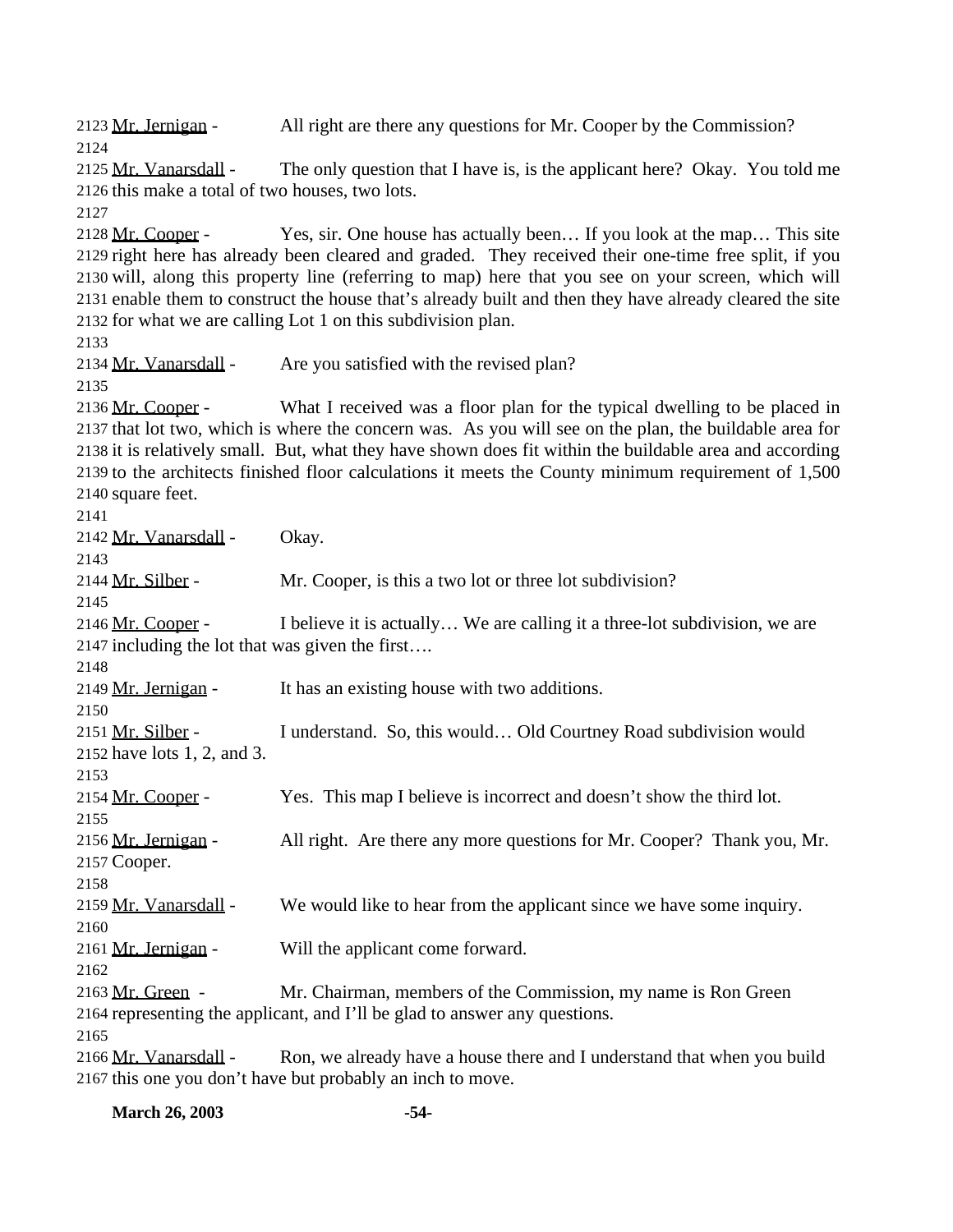2123 Mr. Jernigan - All right are there any questions for Mr. Cooper by the Commission?
2124
2125 Mr. Vanarsdall - The only question that I have is, is the applicant here? Okay. You told me
2126 this make a total of two houses, two lots.
2127
2128 Mr. Cooper - Yes, sir. One house has actually been… If you look at the map… This site
2129 right here has already been cleared and graded. They received their one-time free split, if you
2130 will, along this property line (referring to map) here that you see on your screen, which will
2131 enable them to construct the house that's already built and then they have already cleared the site
2132 for what we are calling Lot 1 on this subdivision plan.
2133
2134 Mr. Vanarsdall - Are you satisfied with the revised plan?
2135
2136 Mr. Cooper - What I received was a floor plan for the typical dwelling to be placed in
2137 that lot two, which is where the concern was. As you will see on the plan, the buildable area for
2138 it is relatively small. But, what they have shown does fit within the buildable area and according
2139 to the architects finished floor calculations it meets the County minimum requirement of 1,500
2140 square feet.
2141
2142 Mr. Vanarsdall - Okay.
2143
2144 Mr. Silber - Mr. Cooper, is this a two lot or three lot subdivision?
2145
2146 Mr. Cooper - I believe it is actually… We are calling it a three-lot subdivision, we are
2147 including the lot that was given the first….
2148
2149 Mr. Jernigan - It has an existing house with two additions.
2150
2151 Mr. Silber - I understand. So, this would… Old Courtney Road subdivision would
2152 have lots 1, 2, and 3.
2153
2154 Mr. Cooper - Yes. This map I believe is incorrect and doesn't show the third lot.
2155
2156 Mr. Jernigan - All right. Are there any more questions for Mr. Cooper? Thank you, Mr.
2157 Cooper.
2158
2159 Mr. Vanarsdall - We would like to hear from the applicant since we have some inquiry.
2160
2161 Mr. Jernigan - Will the applicant come forward.
2162
2163 Mr. Green - Mr. Chairman, members of the Commission, my name is Ron Green
2164 representing the applicant, and I'll be glad to answer any questions.
2165
2166 Mr. Vanarsdall - Ron, we already have a house there and I understand that when you build
2167 this one you don't have but probably an inch to move.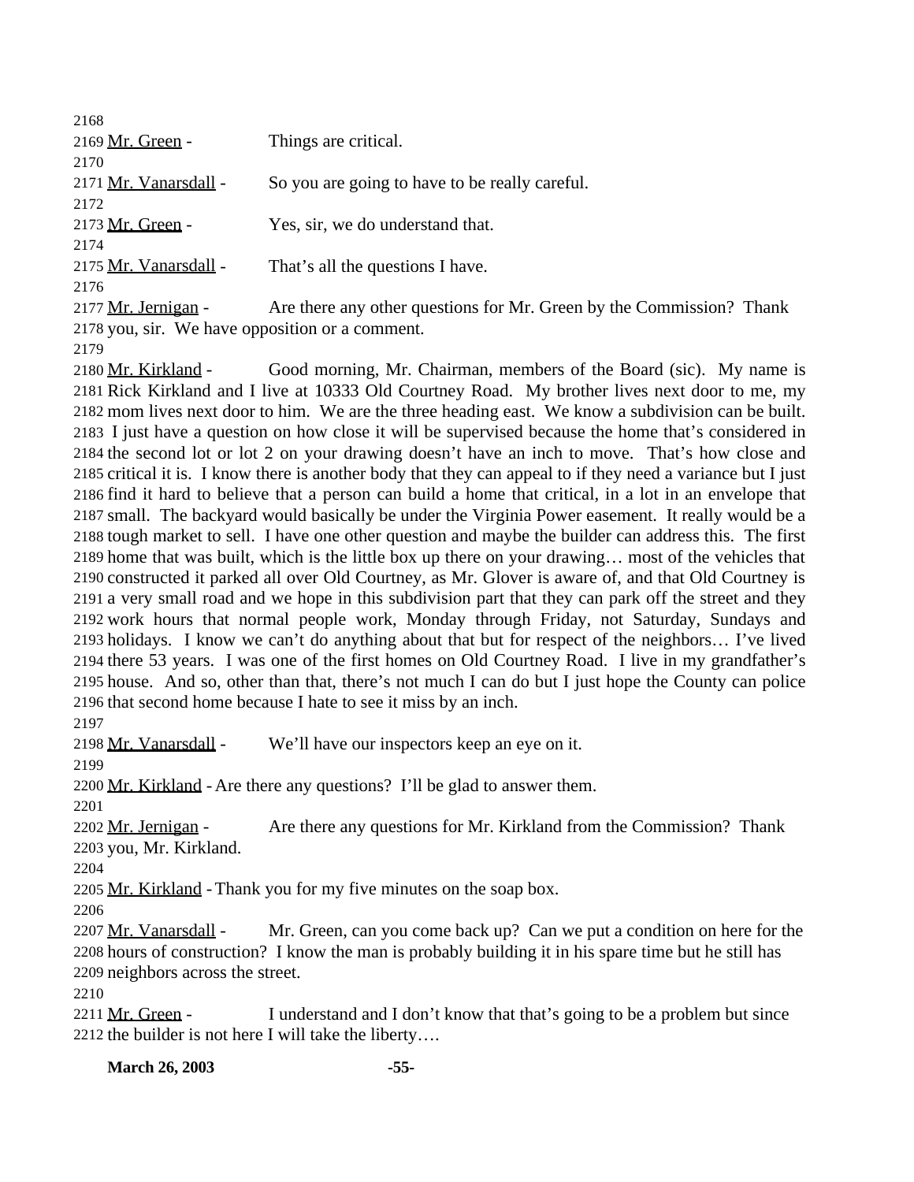2168

2169 Mr. Green - Things are critical.

2170

2171 Mr. Vanarsdall - So you are going to have to be really careful.

2172

2173 Mr. Green - Yes, sir, we do understand that.

2174

2175 Mr. Vanarsdall - That's all the questions I have.

2176

2177 Mr. Jernigan - Are there any other questions for Mr. Green by the Commission? Thank
2178 you, sir. We have opposition or a comment.

2179

2180 Mr. Kirkland - Good morning, Mr. Chairman, members of the Board (sic). My name is
2181 Rick Kirkland and I live at 10333 Old Courtney Road. My brother lives next door to me, my
2182 mom lives next door to him. We are the three heading east. We know a subdivision can be built.
2183 I just have a question on how close it will be supervised because the home that's considered in
2184 the second lot or lot 2 on your drawing doesn't have an inch to move. That's how close and
2185 critical it is. I know there is another body that they can appeal to if they need a variance but I just
2186 find it hard to believe that a person can build a home that critical, in a lot in an envelope that
2187 small. The backyard would basically be under the Virginia Power easement. It really would be a
2188 tough market to sell. I have one other question and maybe the builder can address this. The first
2189 home that was built, which is the little box up there on your drawing… most of the vehicles that
2190 constructed it parked all over Old Courtney, as Mr. Glover is aware of, and that Old Courtney is
2191 a very small road and we hope in this subdivision part that they can park off the street and they
2192 work hours that normal people work, Monday through Friday, not Saturday, Sundays and
2193 holidays. I know we can't do anything about that but for respect of the neighbors… I've lived
2194 there 53 years. I was one of the first homes on Old Courtney Road. I live in my grandfather's
2195 house. And so, other than that, there's not much I can do but I just hope the County can police
2196 that second home because I hate to see it miss by an inch.

2197

2198 Mr. Vanarsdall - We'll have our inspectors keep an eye on it.

2199

2200 Mr. Kirkland - Are there any questions? I'll be glad to answer them.

2201

2202 Mr. Jernigan - Are there any questions for Mr. Kirkland from the Commission? Thank
2203 you, Mr. Kirkland.

2204

2205 Mr. Kirkland - Thank you for my five minutes on the soap box.

2206

2207 Mr. Vanarsdall - Mr. Green, can you come back up? Can we put a condition on here for the
2208 hours of construction? I know the man is probably building it in his spare time but he still has
2209 neighbors across the street.

2210

2211 Mr. Green - I understand and I don't know that that's going to be a problem but since
2212 the builder is not here I will take the liberty….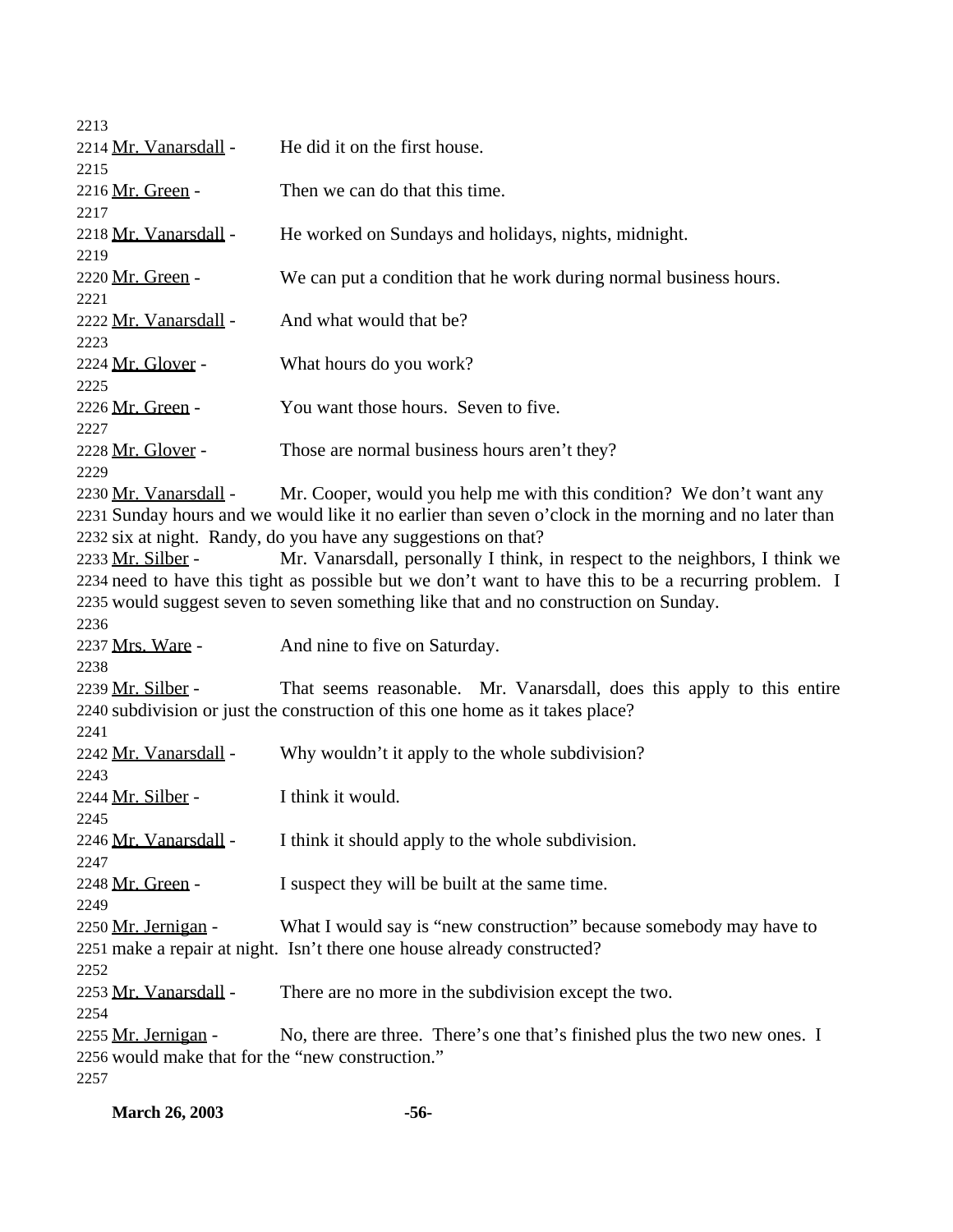2213
2214 Mr. Vanarsdall - He did it on the first house.
2215
2216 Mr. Green - Then we can do that this time.
2217
2218 Mr. Vanarsdall - He worked on Sundays and holidays, nights, midnight.
2219
2220 Mr. Green - We can put a condition that he work during normal business hours.
2221
2222 Mr. Vanarsdall - And what would that be?
2223
2224 Mr. Glover - What hours do you work?
2225
2226 Mr. Green - You want those hours. Seven to five.
2227
2228 Mr. Glover - Those are normal business hours aren't they?
2229
2230 Mr. Vanarsdall - Mr. Cooper, would you help me with this condition? We don't want any
2231 Sunday hours and we would like it no earlier than seven o'clock in the morning and no later than
2232 six at night. Randy, do you have any suggestions on that?
2233 Mr. Silber - Mr. Vanarsdall, personally I think, in respect to the neighbors, I think we
2234 need to have this tight as possible but we don't want to have this to be a recurring problem. I
2235 would suggest seven to seven something like that and no construction on Sunday.
2236
2237 Mrs. Ware - And nine to five on Saturday.
2238
2239 Mr. Silber - That seems reasonable. Mr. Vanarsdall, does this apply to this entire
2240 subdivision or just the construction of this one home as it takes place?
2241
2242 Mr. Vanarsdall - Why wouldn't it apply to the whole subdivision?
2243
2244 Mr. Silber - I think it would.
2245
2246 Mr. Vanarsdall - I think it should apply to the whole subdivision.
2247
2248 Mr. Green - I suspect they will be built at the same time.
2249
2250 Mr. Jernigan - What I would say is "new construction" because somebody may have to
2251 make a repair at night. Isn't there one house already constructed?
2252
2253 Mr. Vanarsdall - There are no more in the subdivision except the two.
2254
2255 Mr. Jernigan - No, there are three. There's one that's finished plus the two new ones. I
2256 would make that for the "new construction."
2257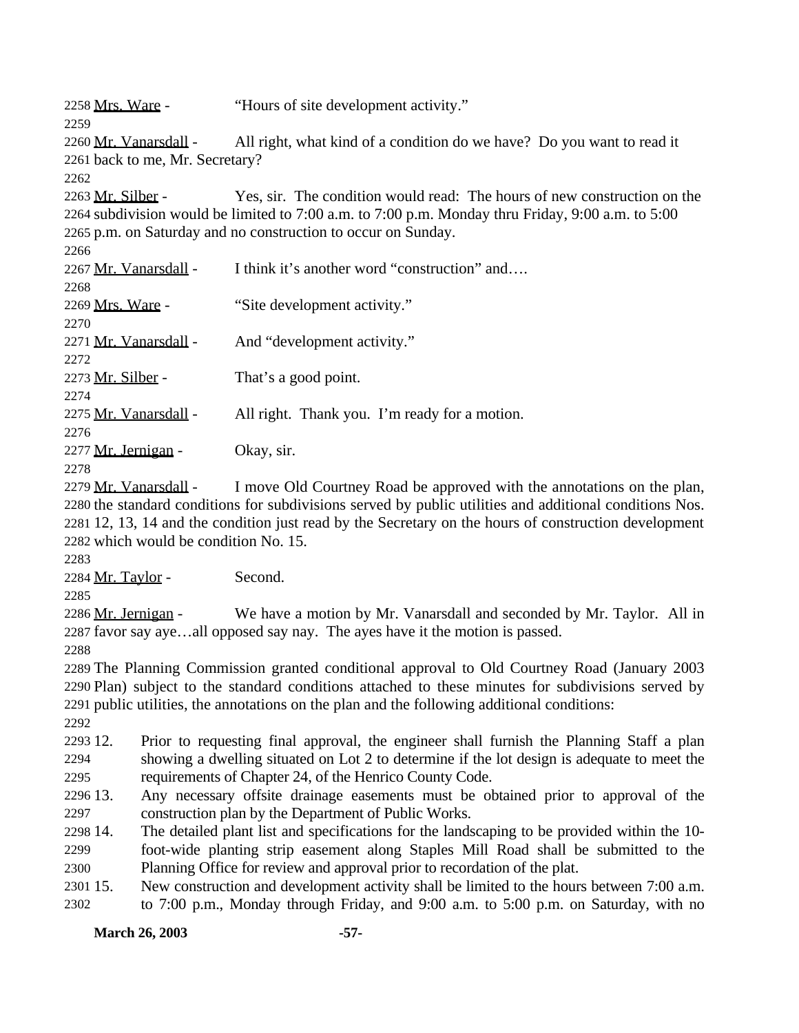Mrs. Ware - "Hours of site development activity."

Mr. Vanarsdall - All right, what kind of a condition do we have? Do you want to read it back to me, Mr. Secretary?

Mr. Silber - Yes, sir. The condition would read: The hours of new construction on the subdivision would be limited to 7:00 a.m. to 7:00 p.m. Monday thru Friday, 9:00 a.m. to 5:00 p.m. on Saturday and no construction to occur on Sunday.

Mr. Vanarsdall - I think it's another word "construction" and….

Mrs. Ware - "Site development activity."

Mr. Vanarsdall - And "development activity."

Mr. Silber - That's a good point.

Mr. Vanarsdall - All right. Thank you. I'm ready for a motion.

Mr. Jernigan - Okay, sir.

Mr. Vanarsdall - I move Old Courtney Road be approved with the annotations on the plan, the standard conditions for subdivisions served by public utilities and additional conditions Nos. 12, 13, 14 and the condition just read by the Secretary on the hours of construction development which would be condition No. 15.

Mr. Taylor - Second.

Mr. Jernigan - We have a motion by Mr. Vanarsdall and seconded by Mr. Taylor. All in favor say aye…all opposed say nay. The ayes have it the motion is passed.

The Planning Commission granted conditional approval to Old Courtney Road (January 2003 Plan) subject to the standard conditions attached to these minutes for subdivisions served by public utilities, the annotations on the plan and the following additional conditions:

12. Prior to requesting final approval, the engineer shall furnish the Planning Staff a plan showing a dwelling situated on Lot 2 to determine if the lot design is adequate to meet the requirements of Chapter 24, of the Henrico County Code.
13. Any necessary offsite drainage easements must be obtained prior to approval of the construction plan by the Department of Public Works.
14. The detailed plant list and specifications for the landscaping to be provided within the 10-foot-wide planting strip easement along Staples Mill Road shall be submitted to the Planning Office for review and approval prior to recordation of the plat.
15. New construction and development activity shall be limited to the hours between 7:00 a.m. to 7:00 p.m., Monday through Friday, and 9:00 a.m. to 5:00 p.m. on Saturday, with no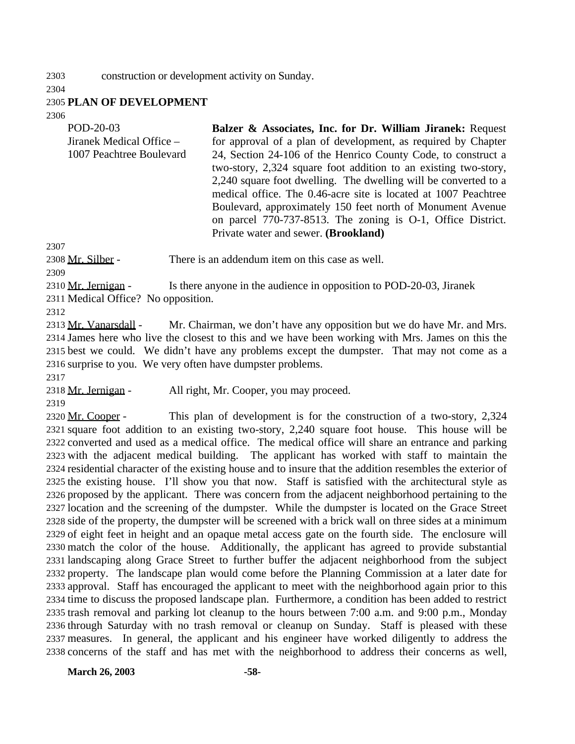construction or development activity on Sunday.

**PLAN OF DEVELOPMENT**

POD-20-03
Jiranek Medical Office – 1007 Peachtree Boulevard

**Balzer & Associates, Inc. for Dr. William Jiranek:** Request for approval of a plan of development, as required by Chapter 24, Section 24-106 of the Henrico County Code, to construct a two-story, 2,324 square foot addition to an existing two-story, 2,240 square foot dwelling. The dwelling will be converted to a medical office. The 0.46-acre site is located at 1007 Peachtree Boulevard, approximately 150 feet north of Monument Avenue on parcel 770-737-8513. The zoning is O-1, Office District. Private water and sewer. **(Brookland)**

Mr. Silber - There is an addendum item on this case as well.

Mr. Jernigan - Is there anyone in the audience in opposition to POD-20-03, Jiranek Medical Office? No opposition.

Mr. Vanarsdall - Mr. Chairman, we don't have any opposition but we do have Mr. and Mrs. James here who live the closest to this and we have been working with Mrs. James on this the best we could. We didn't have any problems except the dumpster. That may not come as a surprise to you. We very often have dumpster problems.

Mr. Jernigan - All right, Mr. Cooper, you may proceed.

Mr. Cooper - This plan of development is for the construction of a two-story, 2,324 square foot addition to an existing two-story, 2,240 square foot house. This house will be converted and used as a medical office. The medical office will share an entrance and parking with the adjacent medical building. The applicant has worked with staff to maintain the residential character of the existing house and to insure that the addition resembles the exterior of the existing house. I'll show you that now. Staff is satisfied with the architectural style as proposed by the applicant. There was concern from the adjacent neighborhood pertaining to the location and the screening of the dumpster. While the dumpster is located on the Grace Street side of the property, the dumpster will be screened with a brick wall on three sides at a minimum of eight feet in height and an opaque metal access gate on the fourth side. The enclosure will match the color of the house. Additionally, the applicant has agreed to provide substantial landscaping along Grace Street to further buffer the adjacent neighborhood from the subject property. The landscape plan would come before the Planning Commission at a later date for approval. Staff has encouraged the applicant to meet with the neighborhood again prior to this time to discuss the proposed landscape plan. Furthermore, a condition has been added to restrict trash removal and parking lot cleanup to the hours between 7:00 a.m. and 9:00 p.m., Monday through Saturday with no trash removal or cleanup on Sunday. Staff is pleased with these measures. In general, the applicant and his engineer have worked diligently to address the concerns of the staff and has met with the neighborhood to address their concerns as well,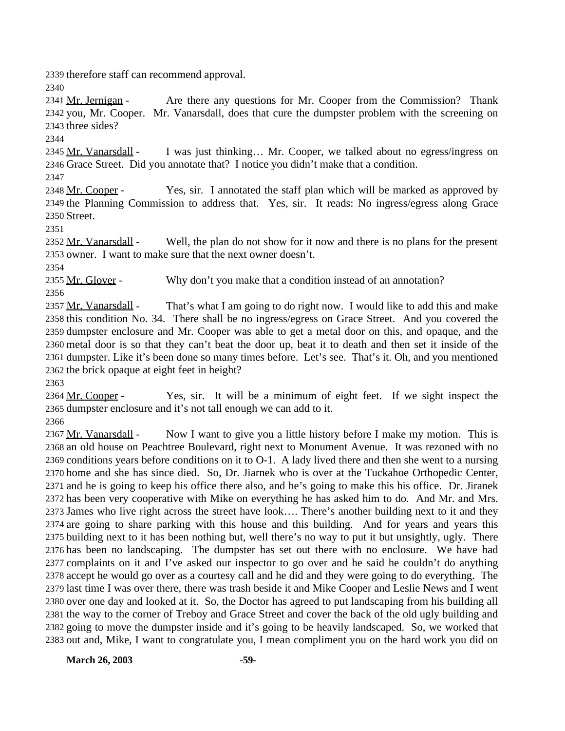therefore staff can recommend approval.

Mr. Jernigan - Are there any questions for Mr. Cooper from the Commission? Thank you, Mr. Cooper. Mr. Vanarsdall, does that cure the dumpster problem with the screening on three sides?

Mr. Vanarsdall - I was just thinking… Mr. Cooper, we talked about no egress/ingress on Grace Street. Did you annotate that? I notice you didn't make that a condition.

Mr. Cooper - Yes, sir. I annotated the staff plan which will be marked as approved by the Planning Commission to address that. Yes, sir. It reads: No ingress/egress along Grace Street.

Mr. Vanarsdall - Well, the plan do not show for it now and there is no plans for the present owner. I want to make sure that the next owner doesn't.

Mr. Glover - Why don't you make that a condition instead of an annotation?

Mr. Vanarsdall - That's what I am going to do right now. I would like to add this and make this condition No. 34. There shall be no ingress/egress on Grace Street. And you covered the dumpster enclosure and Mr. Cooper was able to get a metal door on this, and opaque, and the metal door is so that they can't beat the door up, beat it to death and then set it inside of the dumpster. Like it's been done so many times before. Let's see. That's it. Oh, and you mentioned the brick opaque at eight feet in height?

Mr. Cooper - Yes, sir. It will be a minimum of eight feet. If we sight inspect the dumpster enclosure and it's not tall enough we can add to it.

Mr. Vanarsdall - Now I want to give you a little history before I make my motion. This is an old house on Peachtree Boulevard, right next to Monument Avenue. It was rezoned with no conditions years before conditions on it to O-1. A lady lived there and then she went to a nursing home and she has since died. So, Dr. Jiarnek who is over at the Tuckahoe Orthopedic Center, and he is going to keep his office there also, and he's going to make this his office. Dr. Jiranek has been very cooperative with Mike on everything he has asked him to do. And Mr. and Mrs. James who live right across the street have look…. There's another building next to it and they are going to share parking with this house and this building. And for years and years this building next to it has been nothing but, well there's no way to put it but unsightly, ugly. There has been no landscaping. The dumpster has set out there with no enclosure. We have had complaints on it and I've asked our inspector to go over and he said he couldn't do anything accept he would go over as a courtesy call and he did and they were going to do everything. The last time I was over there, there was trash beside it and Mike Cooper and Leslie News and I went over one day and looked at it. So, the Doctor has agreed to put landscaping from his building all the way to the corner of Treboy and Grace Street and cover the back of the old ugly building and going to move the dumpster inside and it's going to be heavily landscaped. So, we worked that out and, Mike, I want to congratulate you, I mean compliment you on the hard work you did on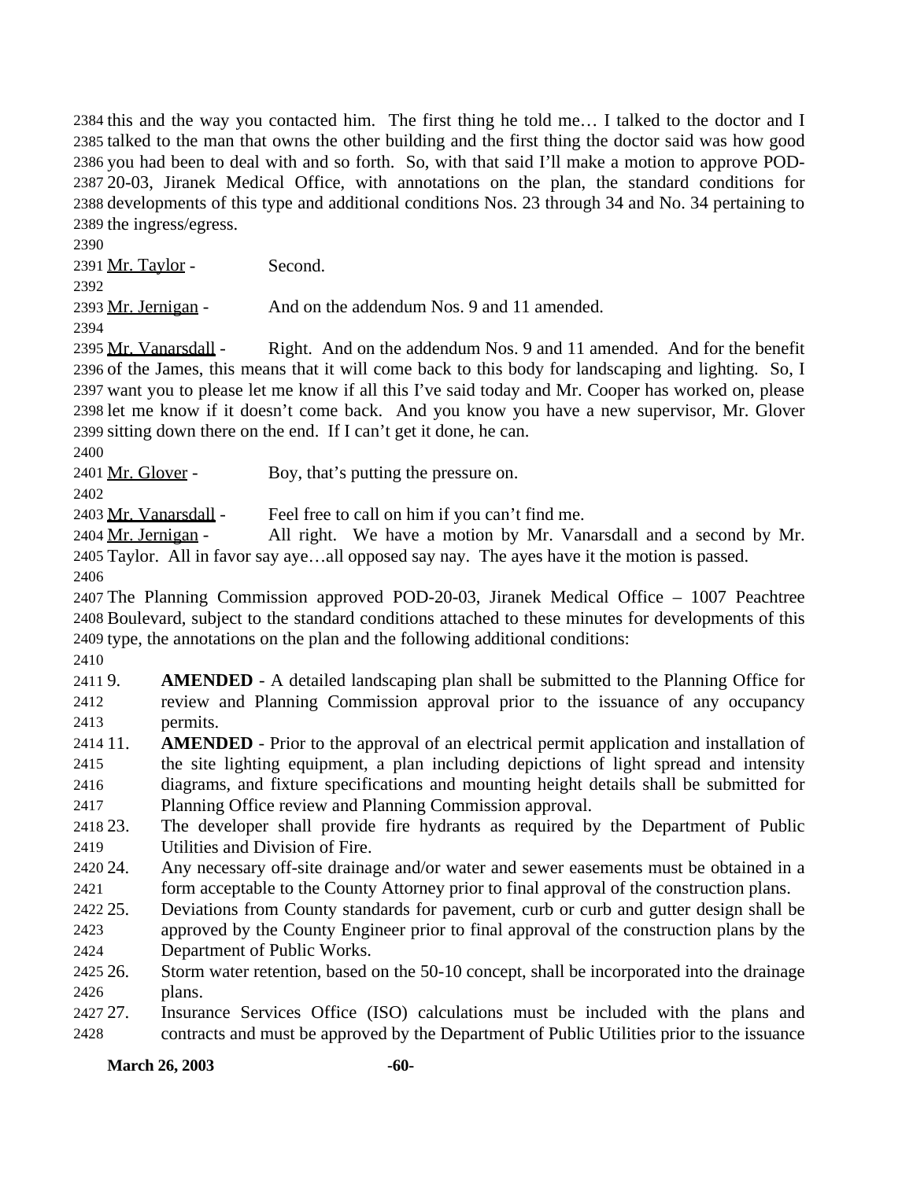this and the way you contacted him. The first thing he told me… I talked to the doctor and I talked to the man that owns the other building and the first thing the doctor said was how good you had been to deal with and so forth. So, with that said I'll make a motion to approve POD-20-03, Jiranek Medical Office, with annotations on the plan, the standard conditions for developments of this type and additional conditions Nos. 23 through 34 and No. 34 pertaining to the ingress/egress.

Mr. Taylor - Second.

Mr. Jernigan - And on the addendum Nos. 9 and 11 amended.

Mr. Vanarsdall - Right. And on the addendum Nos. 9 and 11 amended. And for the benefit of the James, this means that it will come back to this body for landscaping and lighting. So, I want you to please let me know if all this I've said today and Mr. Cooper has worked on, please let me know if it doesn't come back. And you know you have a new supervisor, Mr. Glover sitting down there on the end. If I can't get it done, he can.

Mr. Glover - Boy, that's putting the pressure on.

Mr. Vanarsdall - Feel free to call on him if you can't find me.

Mr. Jernigan - All right. We have a motion by Mr. Vanarsdall and a second by Mr. Taylor. All in favor say aye…all opposed say nay. The ayes have it the motion is passed.

The Planning Commission approved POD-20-03, Jiranek Medical Office – 1007 Peachtree Boulevard, subject to the standard conditions attached to these minutes for developments of this type, the annotations on the plan and the following additional conditions:

9. **AMENDED** - A detailed landscaping plan shall be submitted to the Planning Office for review and Planning Commission approval prior to the issuance of any occupancy permits.
11. **AMENDED** - Prior to the approval of an electrical permit application and installation of the site lighting equipment, a plan including depictions of light spread and intensity diagrams, and fixture specifications and mounting height details shall be submitted for Planning Office review and Planning Commission approval.
23. The developer shall provide fire hydrants as required by the Department of Public Utilities and Division of Fire.
24. Any necessary off-site drainage and/or water and sewer easements must be obtained in a form acceptable to the County Attorney prior to final approval of the construction plans.
25. Deviations from County standards for pavement, curb or curb and gutter design shall be approved by the County Engineer prior to final approval of the construction plans by the Department of Public Works.
26. Storm water retention, based on the 50-10 concept, shall be incorporated into the drainage plans.
27. Insurance Services Office (ISO) calculations must be included with the plans and contracts and must be approved by the Department of Public Utilities prior to the issuance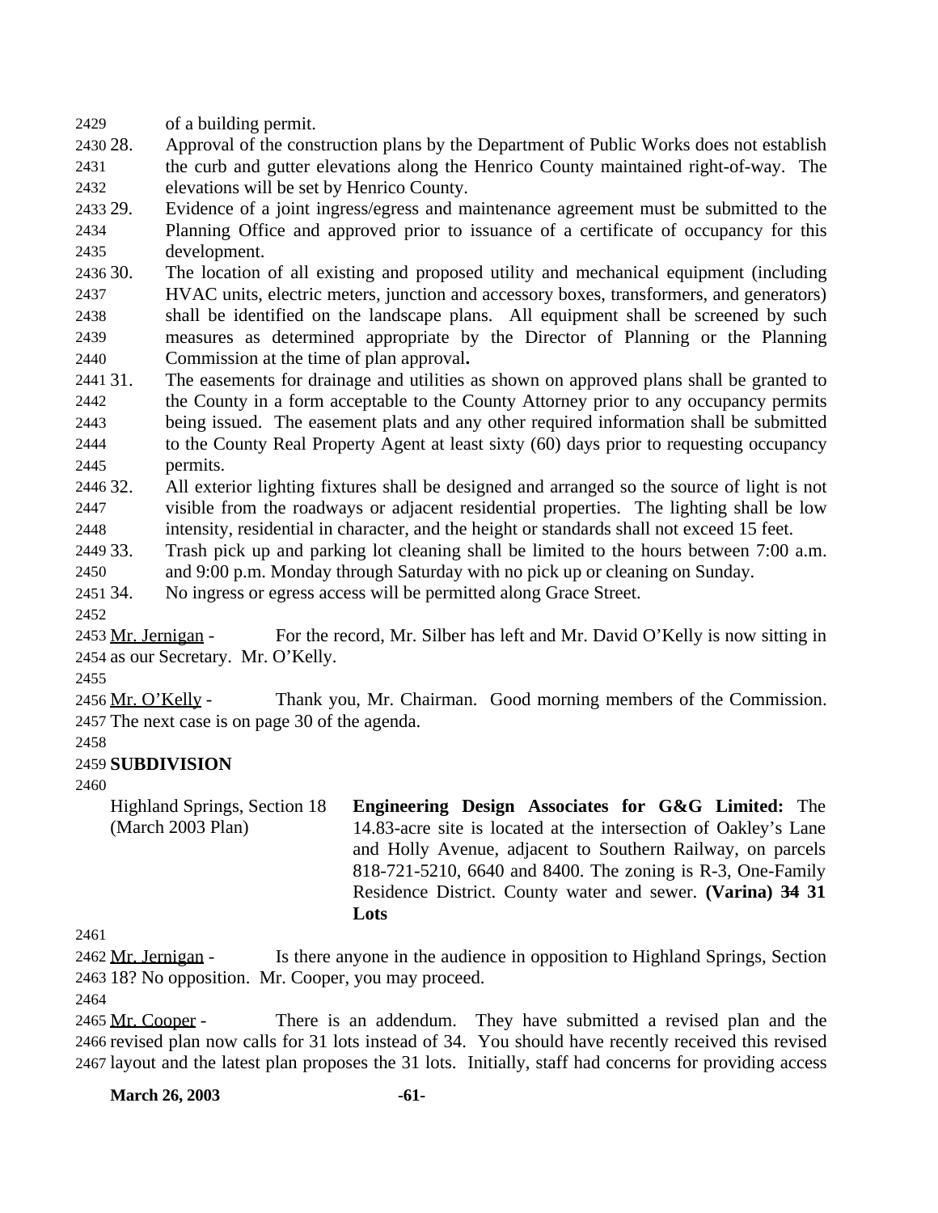of a building permit.

28. Approval of the construction plans by the Department of Public Works does not establish the curb and gutter elevations along the Henrico County maintained right-of-way. The elevations will be set by Henrico County.
29. Evidence of a joint ingress/egress and maintenance agreement must be submitted to the Planning Office and approved prior to issuance of a certificate of occupancy for this development.
30. The location of all existing and proposed utility and mechanical equipment (including HVAC units, electric meters, junction and accessory boxes, transformers, and generators) shall be identified on the landscape plans. All equipment shall be screened by such measures as determined appropriate by the Director of Planning or the Planning Commission at the time of plan approval.
31. The easements for drainage and utilities as shown on approved plans shall be granted to the County in a form acceptable to the County Attorney prior to any occupancy permits being issued. The easement plats and any other required information shall be submitted to the County Real Property Agent at least sixty (60) days prior to requesting occupancy permits.
32. All exterior lighting fixtures shall be designed and arranged so the source of light is not visible from the roadways or adjacent residential properties. The lighting shall be low intensity, residential in character, and the height or standards shall not exceed 15 feet.
33. Trash pick up and parking lot cleaning shall be limited to the hours between 7:00 a.m. and 9:00 p.m. Monday through Saturday with no pick up or cleaning on Sunday.
34. No ingress or egress access will be permitted along Grace Street.

Mr. Jernigan - For the record, Mr. Silber has left and Mr. David O'Kelly is now sitting in as our Secretary. Mr. O'Kelly.

Mr. O'Kelly - Thank you, Mr. Chairman. Good morning members of the Commission. The next case is on page 30 of the agenda.

**SUBDIVISION**

Highland Springs, Section 18 (March 2003 Plan)

**Engineering Design Associates for G&G Limited:** The 14.83-acre site is located at the intersection of Oakley's Lane and Holly Avenue, adjacent to Southern Railway, on parcels 818-721-5210, 6640 and 8400. The zoning is R-3, One-Family Residence District. County water and sewer. **(Varina) ~~34~~ 31 Lots**

Mr. Jernigan - Is there anyone in the audience in opposition to Highland Springs, Section 18? No opposition. Mr. Cooper, you may proceed.

Mr. Cooper - There is an addendum. They have submitted a revised plan and the revised plan now calls for 31 lots instead of 34. You should have recently received this revised layout and the latest plan proposes the 31 lots. Initially, staff had concerns for providing access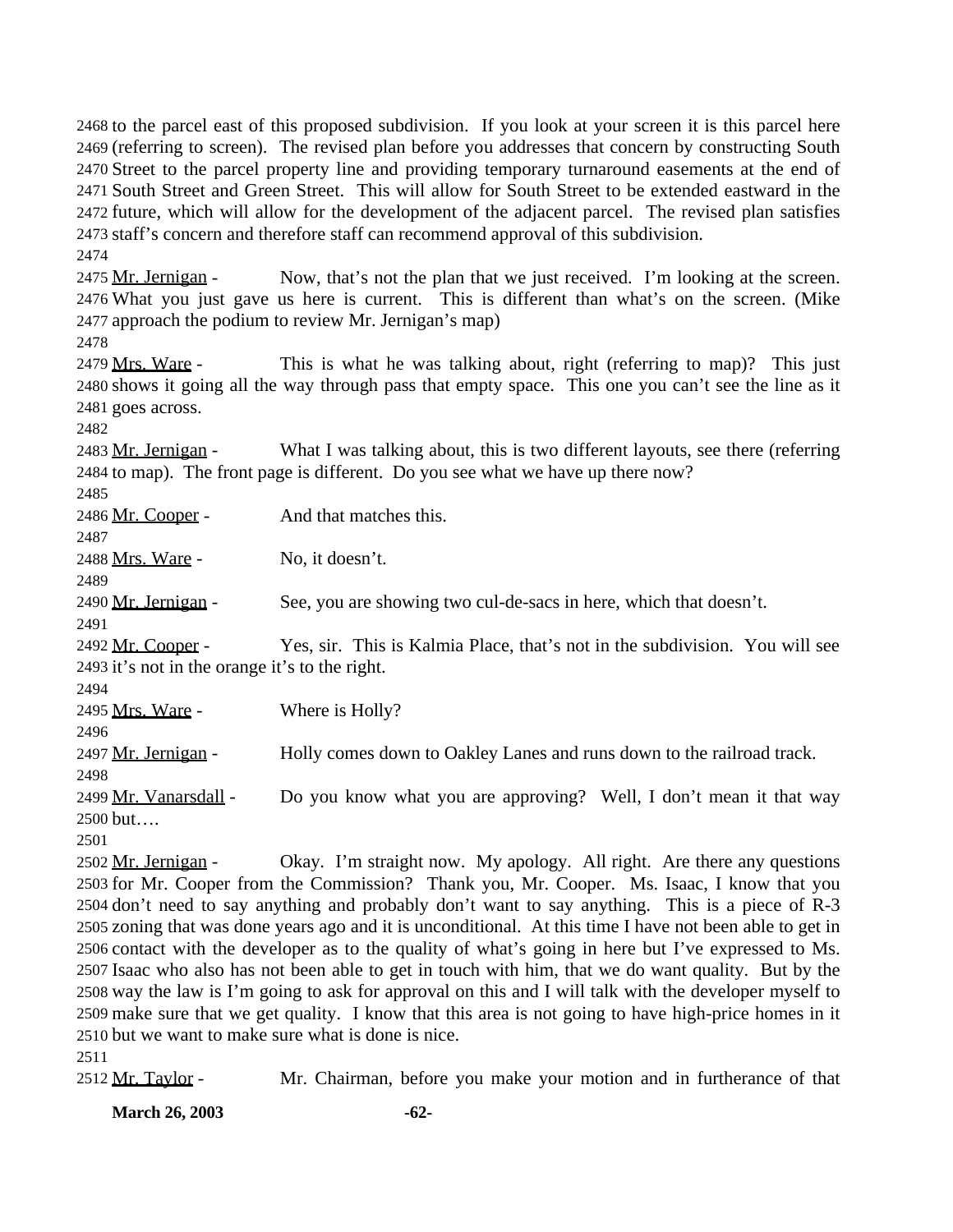to the parcel east of this proposed subdivision. If you look at your screen it is this parcel here (referring to screen). The revised plan before you addresses that concern by constructing South Street to the parcel property line and providing temporary turnaround easements at the end of South Street and Green Street. This will allow for South Street to be extended eastward in the future, which will allow for the development of the adjacent parcel. The revised plan satisfies staff's concern and therefore staff can recommend approval of this subdivision.

Mr. Jernigan - Now, that's not the plan that we just received. I'm looking at the screen. What you just gave us here is current. This is different than what's on the screen. (Mike approach the podium to review Mr. Jernigan's map)

Mrs. Ware - This is what he was talking about, right (referring to map)? This just shows it going all the way through pass that empty space. This one you can't see the line as it goes across.

Mr. Jernigan - What I was talking about, this is two different layouts, see there (referring to map). The front page is different. Do you see what we have up there now?

Mr. Cooper - And that matches this.

Mrs. Ware - No, it doesn't.

Mr. Jernigan - See, you are showing two cul-de-sacs in here, which that doesn't.

Mr. Cooper - Yes, sir. This is Kalmia Place, that's not in the subdivision. You will see it's not in the orange it's to the right.

Mrs. Ware - Where is Holly?

Mr. Jernigan - Holly comes down to Oakley Lanes and runs down to the railroad track.

Mr. Vanarsdall - Do you know what you are approving? Well, I don't mean it that way but….

Mr. Jernigan - Okay. I'm straight now. My apology. All right. Are there any questions for Mr. Cooper from the Commission? Thank you, Mr. Cooper. Ms. Isaac, I know that you don't need to say anything and probably don't want to say anything. This is a piece of R-3 zoning that was done years ago and it is unconditional. At this time I have not been able to get in contact with the developer as to the quality of what's going in here but I've expressed to Ms. Isaac who also has not been able to get in touch with him, that we do want quality. But by the way the law is I'm going to ask for approval on this and I will talk with the developer myself to make sure that we get quality. I know that this area is not going to have high-price homes in it but we want to make sure what is done is nice.

Mr. Taylor - Mr. Chairman, before you make your motion and in furtherance of that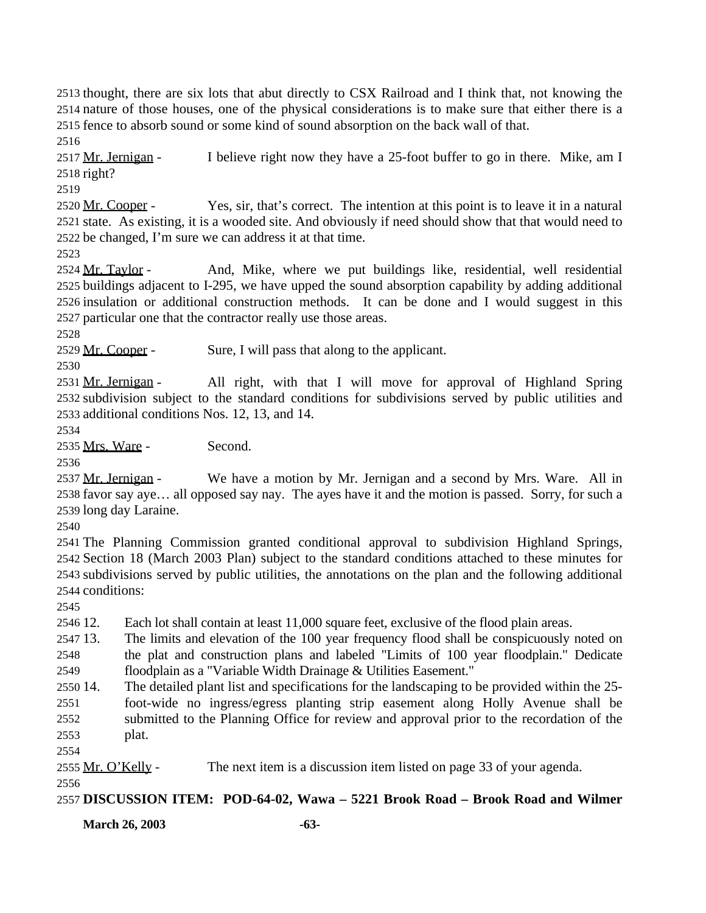thought, there are six lots that abut directly to CSX Railroad and I think that, not knowing the nature of those houses, one of the physical considerations is to make sure that either there is a fence to absorb sound or some kind of sound absorption on the back wall of that.

Mr. Jernigan - I believe right now they have a 25-foot buffer to go in there. Mike, am I right?

Mr. Cooper - Yes, sir, that's correct. The intention at this point is to leave it in a natural state. As existing, it is a wooded site. And obviously if need should show that that would need to be changed, I'm sure we can address it at that time.

Mr. Taylor - And, Mike, where we put buildings like, residential, well residential buildings adjacent to I-295, we have upped the sound absorption capability by adding additional insulation or additional construction methods. It can be done and I would suggest in this particular one that the contractor really use those areas.

Mr. Cooper - Sure, I will pass that along to the applicant.

Mr. Jernigan - All right, with that I will move for approval of Highland Spring subdivision subject to the standard conditions for subdivisions served by public utilities and additional conditions Nos. 12, 13, and 14.

Mrs. Ware - Second.

Mr. Jernigan - We have a motion by Mr. Jernigan and a second by Mrs. Ware. All in favor say aye… all opposed say nay. The ayes have it and the motion is passed. Sorry, for such a long day Laraine.

The Planning Commission granted conditional approval to subdivision Highland Springs, Section 18 (March 2003 Plan) subject to the standard conditions attached to these minutes for subdivisions served by public utilities, the annotations on the plan and the following additional conditions:

12. Each lot shall contain at least 11,000 square feet, exclusive of the flood plain areas.
13. The limits and elevation of the 100 year frequency flood shall be conspicuously noted on the plat and construction plans and labeled "Limits of 100 year floodplain." Dedicate floodplain as a "Variable Width Drainage & Utilities Easement."
14. The detailed plant list and specifications for the landscaping to be provided within the 25-foot-wide no ingress/egress planting strip easement along Holly Avenue shall be submitted to the Planning Office for review and approval prior to the recordation of the plat.

Mr. O'Kelly - The next item is a discussion item listed on page 33 of your agenda.

**DISCUSSION ITEM: POD-64-02, Wawa – 5221 Brook Road – Brook Road and Wilmer**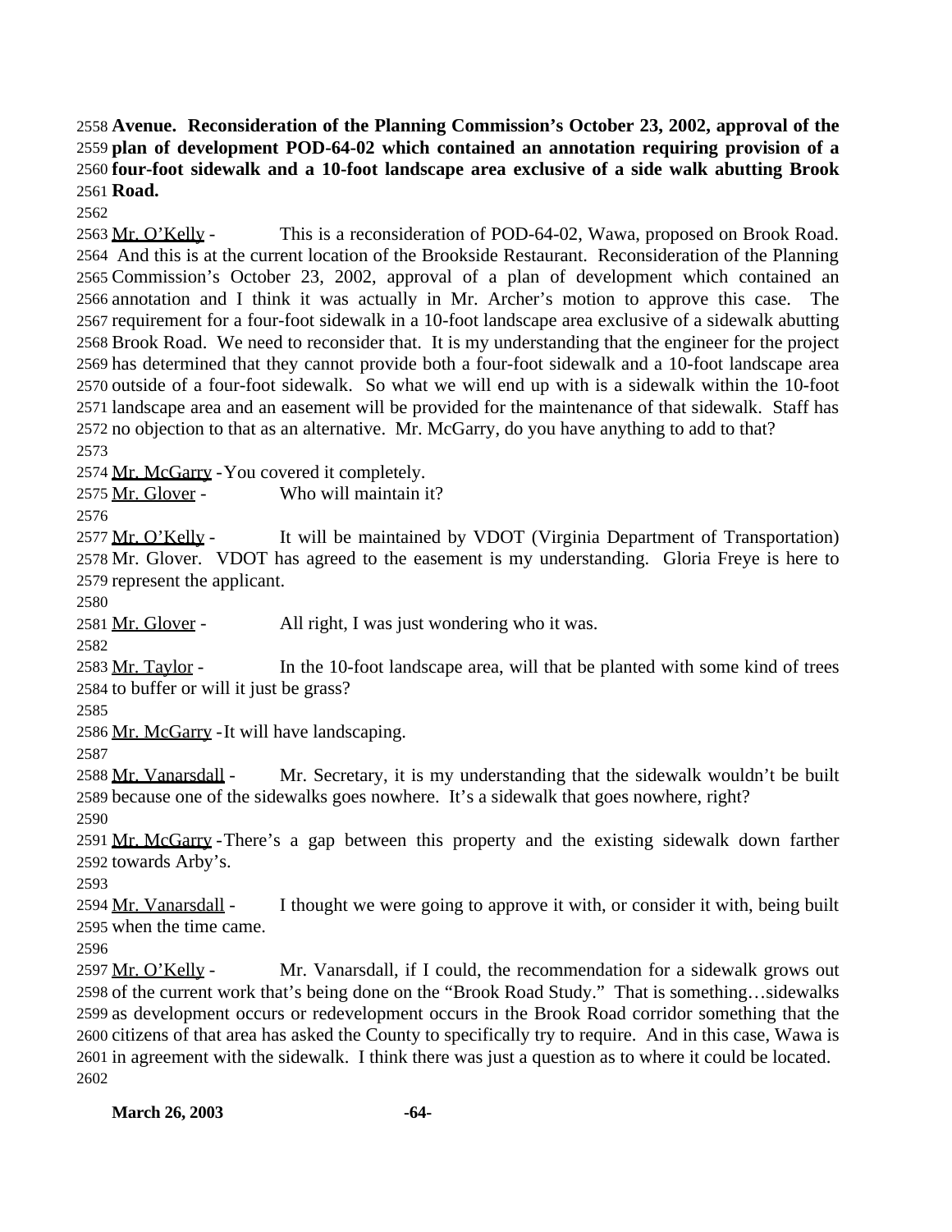**Avenue. Reconsideration of the Planning Commission's October 23, 2002, approval of the plan of development POD-64-02 which contained an annotation requiring provision of a four-foot sidewalk and a 10-foot landscape area exclusive of a side walk abutting Brook Road.**

Mr. O'Kelly - This is a reconsideration of POD-64-02, Wawa, proposed on Brook Road. And this is at the current location of the Brookside Restaurant. Reconsideration of the Planning Commission's October 23, 2002, approval of a plan of development which contained an annotation and I think it was actually in Mr. Archer's motion to approve this case. The requirement for a four-foot sidewalk in a 10-foot landscape area exclusive of a sidewalk abutting Brook Road. We need to reconsider that. It is my understanding that the engineer for the project has determined that they cannot provide both a four-foot sidewalk and a 10-foot landscape area outside of a four-foot sidewalk. So what we will end up with is a sidewalk within the 10-foot landscape area and an easement will be provided for the maintenance of that sidewalk. Staff has no objection to that as an alternative. Mr. McGarry, do you have anything to add to that?

Mr. McGarry - You covered it completely.

Mr. Glover - Who will maintain it?

Mr. O'Kelly - It will be maintained by VDOT (Virginia Department of Transportation) Mr. Glover. VDOT has agreed to the easement is my understanding. Gloria Freye is here to represent the applicant.

Mr. Glover - All right, I was just wondering who it was.

Mr. Taylor - In the 10-foot landscape area, will that be planted with some kind of trees to buffer or will it just be grass?

Mr. McGarry - It will have landscaping.

Mr. Vanarsdall - Mr. Secretary, it is my understanding that the sidewalk wouldn't be built because one of the sidewalks goes nowhere. It's a sidewalk that goes nowhere, right?

Mr. McGarry - There's a gap between this property and the existing sidewalk down farther towards Arby's.

Mr. Vanarsdall - I thought we were going to approve it with, or consider it with, being built when the time came.

Mr. O'Kelly - Mr. Vanarsdall, if I could, the recommendation for a sidewalk grows out of the current work that's being done on the "Brook Road Study." That is something…sidewalks as development occurs or redevelopment occurs in the Brook Road corridor something that the citizens of that area has asked the County to specifically try to require. And in this case, Wawa is in agreement with the sidewalk. I think there was just a question as to where it could be located.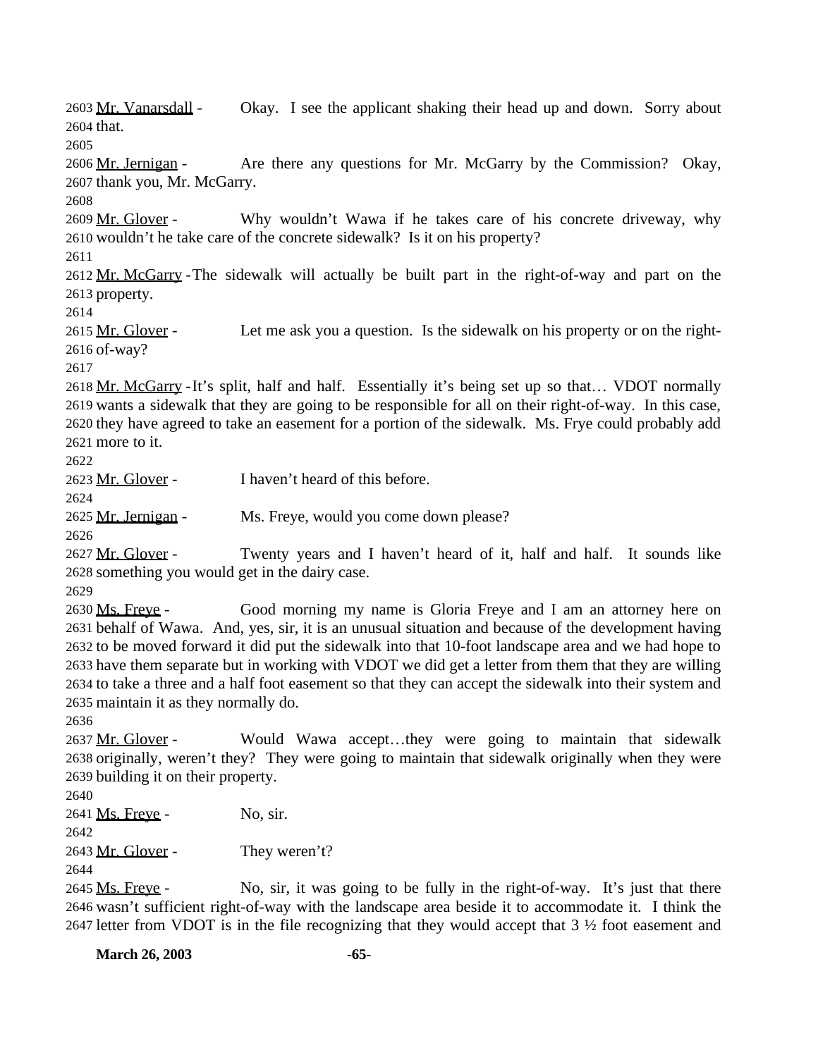Mr. Vanarsdall - Okay. I see the applicant shaking their head up and down. Sorry about that.

Mr. Jernigan - Are there any questions for Mr. McGarry by the Commission? Okay, thank you, Mr. McGarry.

Mr. Glover - Why wouldn't Wawa if he takes care of his concrete driveway, why wouldn't he take care of the concrete sidewalk? Is it on his property?

Mr. McGarry - The sidewalk will actually be built part in the right-of-way and part on the property.

Mr. Glover - Let me ask you a question. Is the sidewalk on his property or on the right-of-way?

Mr. McGarry - It's split, half and half. Essentially it's being set up so that… VDOT normally wants a sidewalk that they are going to be responsible for all on their right-of-way. In this case, they have agreed to take an easement for a portion of the sidewalk. Ms. Frye could probably add more to it.

Mr. Glover - I haven't heard of this before.

Mr. Jernigan - Ms. Freye, would you come down please?

Mr. Glover - Twenty years and I haven't heard of it, half and half. It sounds like something you would get in the dairy case.

Ms. Freye - Good morning my name is Gloria Freye and I am an attorney here on behalf of Wawa. And, yes, sir, it is an unusual situation and because of the development having to be moved forward it did put the sidewalk into that 10-foot landscape area and we had hope to have them separate but in working with VDOT we did get a letter from them that they are willing to take a three and a half foot easement so that they can accept the sidewalk into their system and maintain it as they normally do.

Mr. Glover - Would Wawa accept…they were going to maintain that sidewalk originally, weren't they? They were going to maintain that sidewalk originally when they were building it on their property.

Ms. Freye - No, sir.

Mr. Glover - They weren't?

Ms. Freye - No, sir, it was going to be fully in the right-of-way. It's just that there wasn't sufficient right-of-way with the landscape area beside it to accommodate it. I think the letter from VDOT is in the file recognizing that they would accept that 3 ½ foot easement and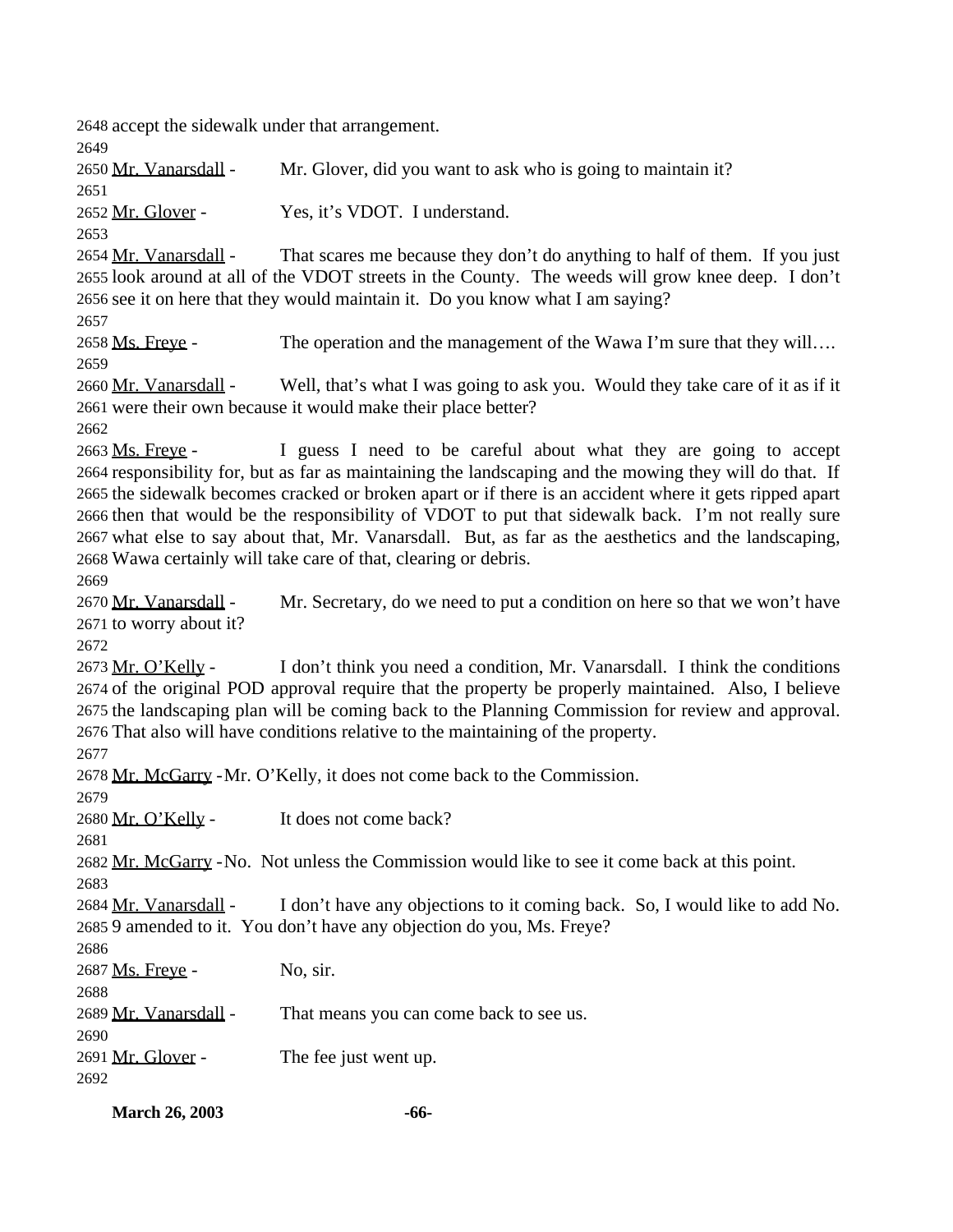accept the sidewalk under that arrangement.

Mr. Vanarsdall - Mr. Glover, did you want to ask who is going to maintain it?

Mr. Glover - Yes, it's VDOT. I understand.

Mr. Vanarsdall - That scares me because they don't do anything to half of them. If you just look around at all of the VDOT streets in the County. The weeds will grow knee deep. I don't see it on here that they would maintain it. Do you know what I am saying?

Ms. Freye - The operation and the management of the Wawa I'm sure that they will….

Mr. Vanarsdall - Well, that's what I was going to ask you. Would they take care of it as if it were their own because it would make their place better?

Ms. Freye - I guess I need to be careful about what they are going to accept responsibility for, but as far as maintaining the landscaping and the mowing they will do that. If the sidewalk becomes cracked or broken apart or if there is an accident where it gets ripped apart then that would be the responsibility of VDOT to put that sidewalk back. I'm not really sure what else to say about that, Mr. Vanarsdall. But, as far as the aesthetics and the landscaping, Wawa certainly will take care of that, clearing or debris.

Mr. Vanarsdall - Mr. Secretary, do we need to put a condition on here so that we won't have to worry about it?

Mr. O'Kelly - I don't think you need a condition, Mr. Vanarsdall. I think the conditions of the original POD approval require that the property be properly maintained. Also, I believe the landscaping plan will be coming back to the Planning Commission for review and approval. That also will have conditions relative to the maintaining of the property.

Mr. McGarry - Mr. O'Kelly, it does not come back to the Commission.

Mr. O'Kelly - It does not come back?

Mr. McGarry - No. Not unless the Commission would like to see it come back at this point.

Mr. Vanarsdall - I don't have any objections to it coming back. So, I would like to add No. 9 amended to it. You don't have any objection do you, Ms. Freye?

Ms. Freye - No, sir.

Mr. Vanarsdall - That means you can come back to see us.

Mr. Glover - The fee just went up.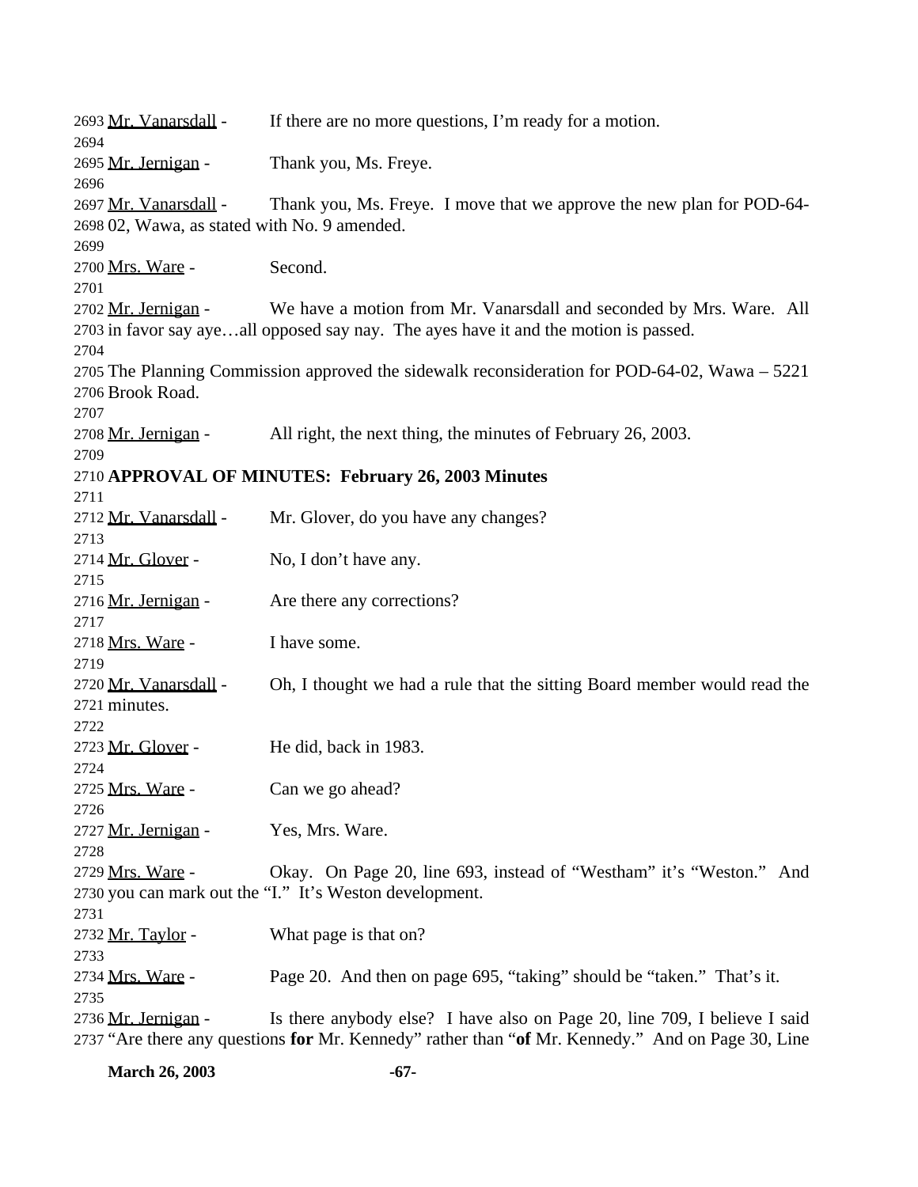2693 Mr. Vanarsdall - If there are no more questions, I'm ready for a motion.
2694
2695 Mr. Jernigan - Thank you, Ms. Freye.
2696
2697 Mr. Vanarsdall - Thank you, Ms. Freye. I move that we approve the new plan for POD-64-
2698 02, Wawa, as stated with No. 9 amended.
2699
2700 Mrs. Ware - Second.
2701
2702 Mr. Jernigan - We have a motion from Mr. Vanarsdall and seconded by Mrs. Ware. All
2703 in favor say aye…all opposed say nay. The ayes have it and the motion is passed.
2704
2705 The Planning Commission approved the sidewalk reconsideration for POD-64-02, Wawa – 5221
2706 Brook Road.
2707
2708 Mr. Jernigan - All right, the next thing, the minutes of February 26, 2003.
2709
2710 **APPROVAL OF MINUTES: February 26, 2003 Minutes**
2711
2712 Mr. Vanarsdall - Mr. Glover, do you have any changes?
2713
2714 Mr. Glover - No, I don't have any.
2715
2716 Mr. Jernigan - Are there any corrections?
2717
2718 Mrs. Ware - I have some.
2719
2720 Mr. Vanarsdall - Oh, I thought we had a rule that the sitting Board member would read the
2721 minutes.
2722
2723 Mr. Glover - He did, back in 1983.
2724
2725 Mrs. Ware - Can we go ahead?
2726
2727 Mr. Jernigan - Yes, Mrs. Ware.
2728
2729 Mrs. Ware - Okay. On Page 20, line 693, instead of "Westham" it's "Weston." And
2730 you can mark out the "I." It's Weston development.
2731
2732 Mr. Taylor - What page is that on?
2733
2734 Mrs. Ware - Page 20. And then on page 695, "taking" should be "taken." That's it.
2735
2736 Mr. Jernigan - Is there anybody else? I have also on Page 20, line 709, I believe I said
2737 "Are there any questions **for** Mr. Kennedy" rather than "**of** Mr. Kennedy." And on Page 30, Line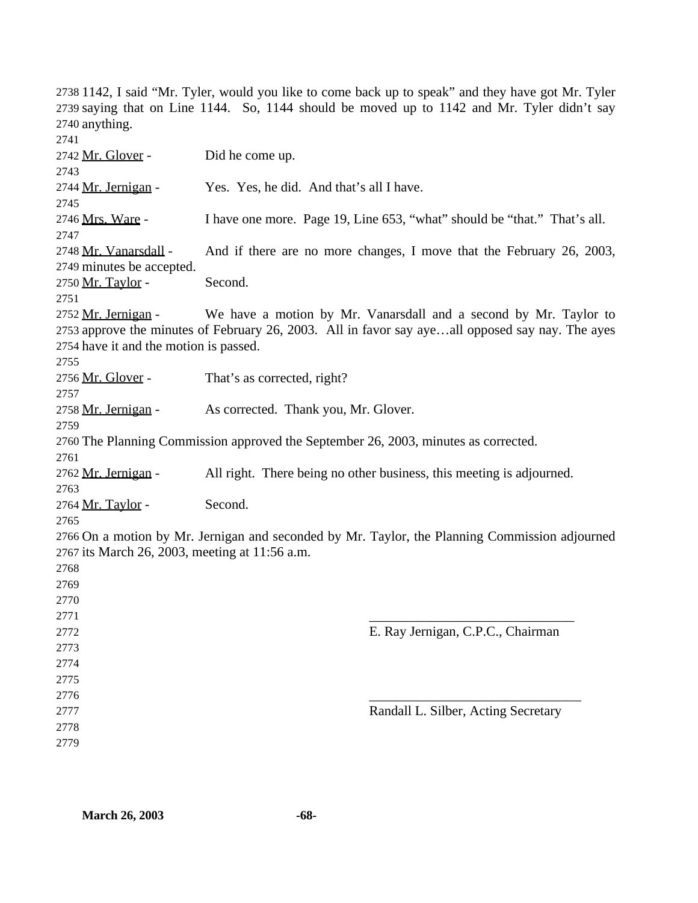1142, I said "Mr. Tyler, would you like to come back up to speak" and they have got Mr. Tyler saying that on Line 1144. So, 1144 should be moved up to 1142 and Mr. Tyler didn't say anything.

Mr. Glover - Did he come up.

Mr. Jernigan - Yes. Yes, he did. And that's all I have.

Mrs. Ware - I have one more. Page 19, Line 653, "what" should be "that." That's all.

Mr. Vanarsdall - And if there are no more changes, I move that the February 26, 2003, minutes be accepted.

Mr. Taylor - Second.

Mr. Jernigan - We have a motion by Mr. Vanarsdall and a second by Mr. Taylor to approve the minutes of February 26, 2003. All in favor say aye…all opposed say nay. The ayes have it and the motion is passed.

Mr. Glover - That's as corrected, right?

Mr. Jernigan - As corrected. Thank you, Mr. Glover.

The Planning Commission approved the September 26, 2003, minutes as corrected.

Mr. Jernigan - All right. There being no other business, this meeting is adjourned.

Mr. Taylor - Second.

On a motion by Mr. Jernigan and seconded by Mr. Taylor, the Planning Commission adjourned its March 26, 2003, meeting at 11:56 a.m.

\_\_\_\_\_\_\_\_\_\_\_\_\_\_\_\_\_\_\_\_\_\_\_\_\_\_\_\_\_\_
E. Ray Jernigan, C.P.C., Chairman

\_\_\_\_\_\_\_\_\_\_\_\_\_\_\_\_\_\_\_\_\_\_\_\_\_\_\_\_\_\_
Randall L. Silber, Acting Secretary